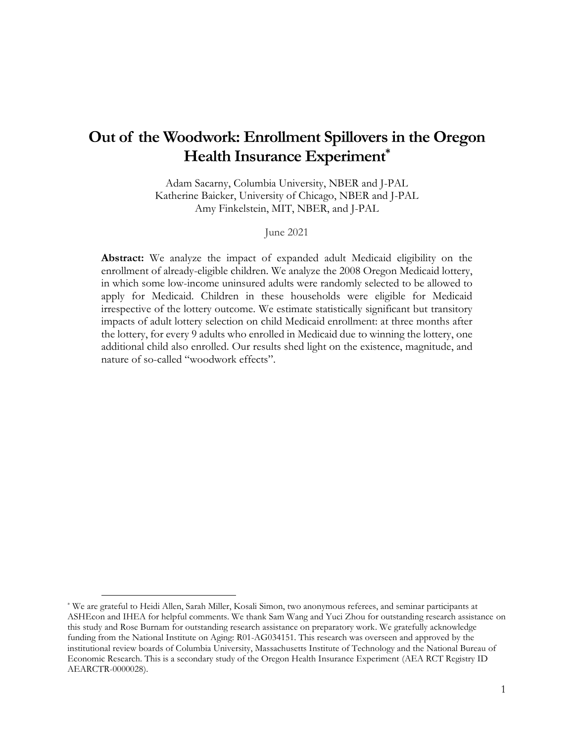# Out of the Woodwork: Enrollment Spillovers in the Oregon Health Insurance Experiment*

Adam Sacarny, Columbia University, NBER and J-PAL
Katherine Baicker, University of Chicago, NBER and J-PAL
Amy Finkelstein, MIT, NBER, and J-PAL

June 2021

**Abstract:** We analyze the impact of expanded adult Medicaid eligibility on the enrollment of already-eligible children. We analyze the 2008 Oregon Medicaid lottery, in which some low-income uninsured adults were randomly selected to be allowed to apply for Medicaid. Children in these households were eligible for Medicaid irrespective of the lottery outcome. We estimate statistically significant but transitory impacts of adult lottery selection on child Medicaid enrollment: at three months after the lottery, for every 9 adults who enrolled in Medicaid due to winning the lottery, one additional child also enrolled. Our results shed light on the existence, magnitude, and nature of so-called "woodwork effects".

* We are grateful to Heidi Allen, Sarah Miller, Kosali Simon, two anonymous referees, and seminar participants at ASHEcon and IHEA for helpful comments. We thank Sam Wang and Yuci Zhou for outstanding research assistance on this study and Rose Burnam for outstanding research assistance on preparatory work. We gratefully acknowledge funding from the National Institute on Aging: R01-AG034151. This research was overseen and approved by the institutional review boards of Columbia University, Massachusetts Institute of Technology and the National Bureau of Economic Research. This is a secondary study of the Oregon Health Insurance Experiment (AEA RCT Registry ID AEARCTR-0000028).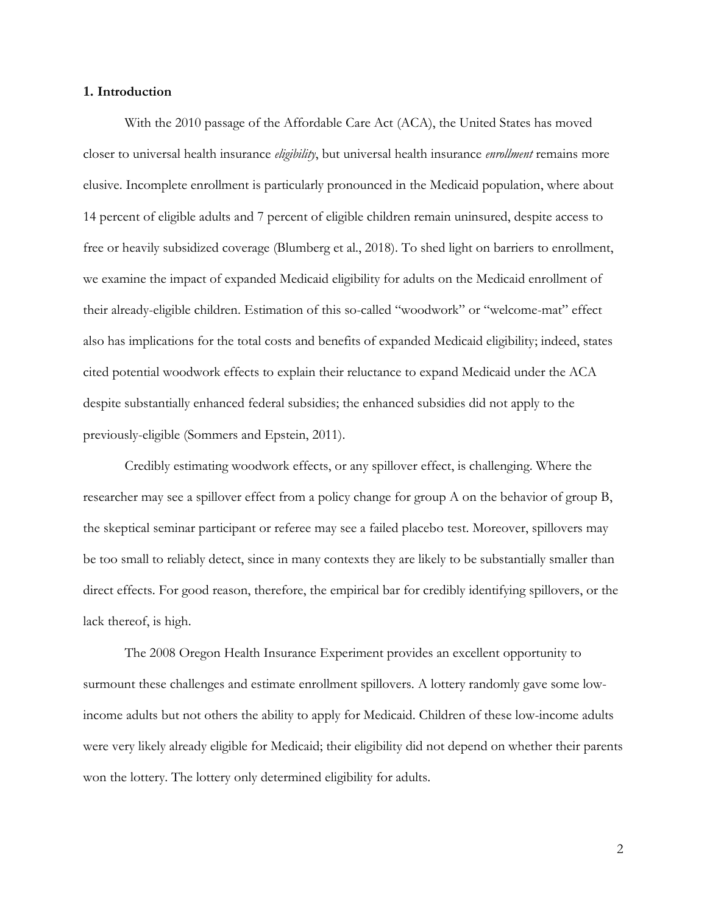## 1. Introduction

With the 2010 passage of the Affordable Care Act (ACA), the United States has moved closer to universal health insurance *eligibility*, but universal health insurance *enrollment* remains more elusive. Incomplete enrollment is particularly pronounced in the Medicaid population, where about 14 percent of eligible adults and 7 percent of eligible children remain uninsured, despite access to free or heavily subsidized coverage (Blumberg et al., 2018). To shed light on barriers to enrollment, we examine the impact of expanded Medicaid eligibility for adults on the Medicaid enrollment of their already-eligible children. Estimation of this so-called "woodwork" or "welcome-mat" effect also has implications for the total costs and benefits of expanded Medicaid eligibility; indeed, states cited potential woodwork effects to explain their reluctance to expand Medicaid under the ACA despite substantially enhanced federal subsidies; the enhanced subsidies did not apply to the previously-eligible (Sommers and Epstein, 2011).

Credibly estimating woodwork effects, or any spillover effect, is challenging. Where the researcher may see a spillover effect from a policy change for group A on the behavior of group B, the skeptical seminar participant or referee may see a failed placebo test. Moreover, spillovers may be too small to reliably detect, since in many contexts they are likely to be substantially smaller than direct effects. For good reason, therefore, the empirical bar for credibly identifying spillovers, or the lack thereof, is high.

The 2008 Oregon Health Insurance Experiment provides an excellent opportunity to surmount these challenges and estimate enrollment spillovers. A lottery randomly gave some low-income adults but not others the ability to apply for Medicaid. Children of these low-income adults were very likely already eligible for Medicaid; their eligibility did not depend on whether their parents won the lottery. The lottery only determined eligibility for adults.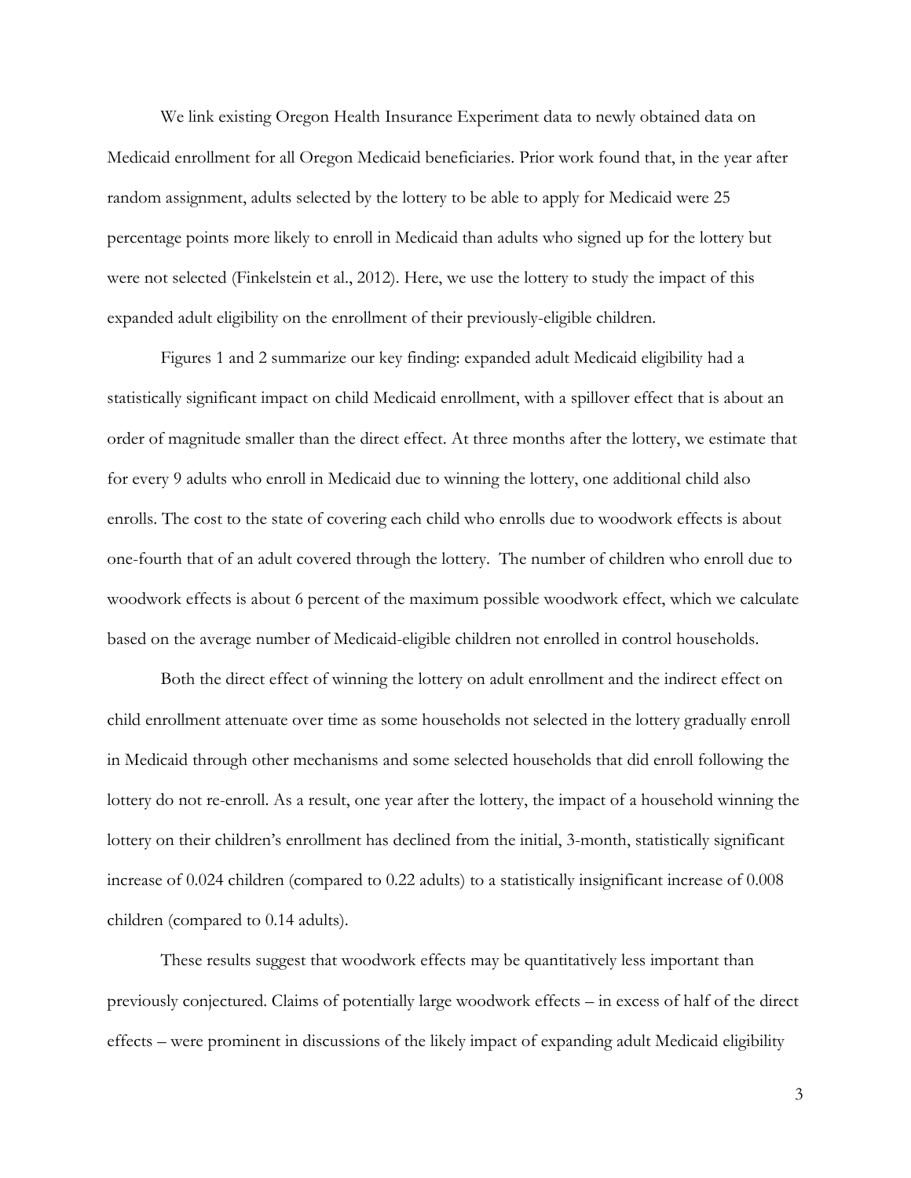We link existing Oregon Health Insurance Experiment data to newly obtained data on Medicaid enrollment for all Oregon Medicaid beneficiaries. Prior work found that, in the year after random assignment, adults selected by the lottery to be able to apply for Medicaid were 25 percentage points more likely to enroll in Medicaid than adults who signed up for the lottery but were not selected (Finkelstein et al., 2012). Here, we use the lottery to study the impact of this expanded adult eligibility on the enrollment of their previously-eligible children.

Figures 1 and 2 summarize our key finding: expanded adult Medicaid eligibility had a statistically significant impact on child Medicaid enrollment, with a spillover effect that is about an order of magnitude smaller than the direct effect. At three months after the lottery, we estimate that for every 9 adults who enroll in Medicaid due to winning the lottery, one additional child also enrolls. The cost to the state of covering each child who enrolls due to woodwork effects is about one-fourth that of an adult covered through the lottery. The number of children who enroll due to woodwork effects is about 6 percent of the maximum possible woodwork effect, which we calculate based on the average number of Medicaid-eligible children not enrolled in control households.

Both the direct effect of winning the lottery on adult enrollment and the indirect effect on child enrollment attenuate over time as some households not selected in the lottery gradually enroll in Medicaid through other mechanisms and some selected households that did enroll following the lottery do not re-enroll. As a result, one year after the lottery, the impact of a household winning the lottery on their children's enrollment has declined from the initial, 3-month, statistically significant increase of 0.024 children (compared to 0.22 adults) to a statistically insignificant increase of 0.008 children (compared to 0.14 adults).

These results suggest that woodwork effects may be quantitatively less important than previously conjectured. Claims of potentially large woodwork effects – in excess of half of the direct effects – were prominent in discussions of the likely impact of expanding adult Medicaid eligibility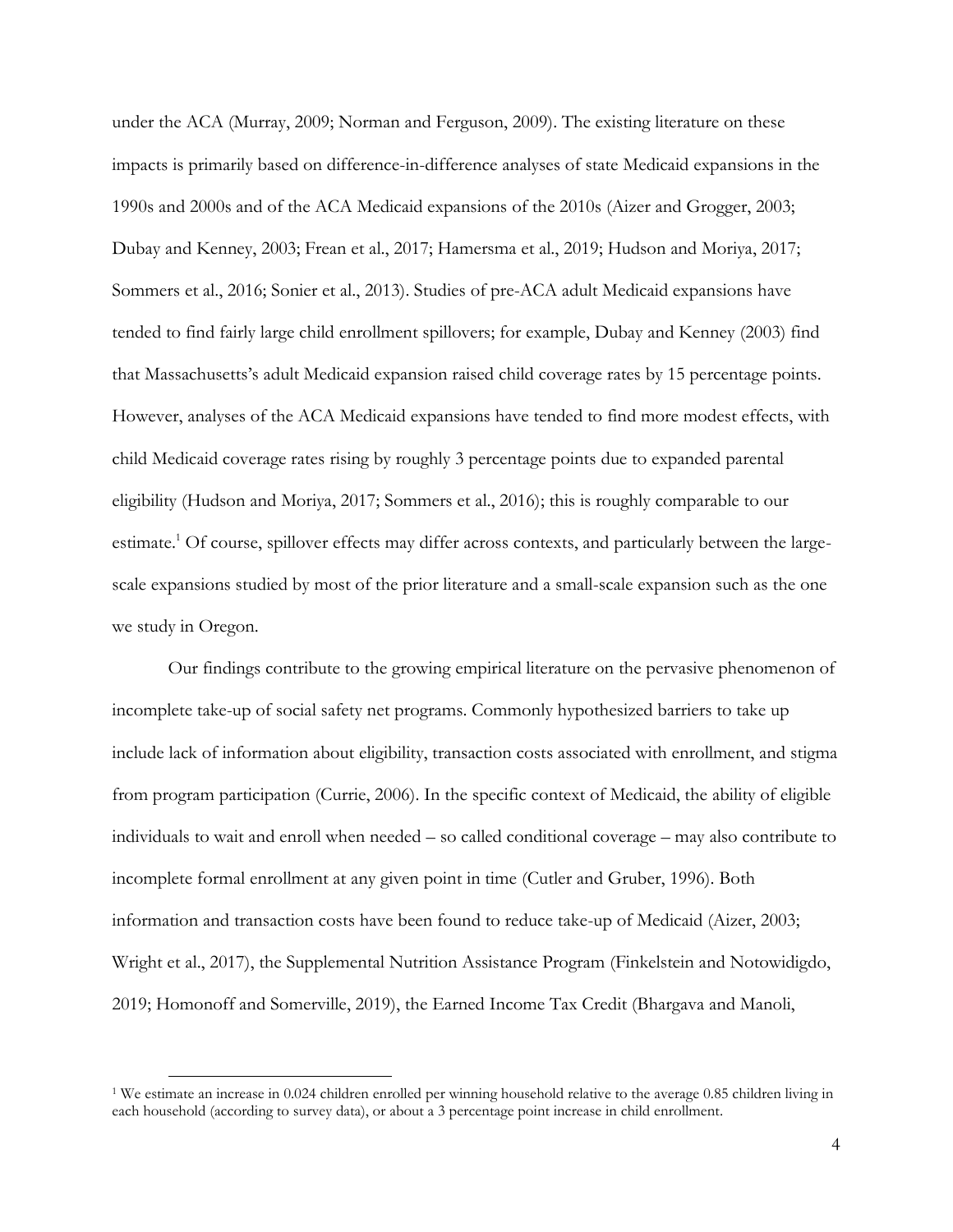under the ACA (Murray, 2009; Norman and Ferguson, 2009). The existing literature on these impacts is primarily based on difference-in-difference analyses of state Medicaid expansions in the 1990s and 2000s and of the ACA Medicaid expansions of the 2010s (Aizer and Grogger, 2003; Dubay and Kenney, 2003; Frean et al., 2017; Hamersma et al., 2019; Hudson and Moriya, 2017; Sommers et al., 2016; Sonier et al., 2013). Studies of pre-ACA adult Medicaid expansions have tended to find fairly large child enrollment spillovers; for example, Dubay and Kenney (2003) find that Massachusetts's adult Medicaid expansion raised child coverage rates by 15 percentage points. However, analyses of the ACA Medicaid expansions have tended to find more modest effects, with child Medicaid coverage rates rising by roughly 3 percentage points due to expanded parental eligibility (Hudson and Moriya, 2017; Sommers et al., 2016); this is roughly comparable to our estimate.[1] Of course, spillover effects may differ across contexts, and particularly between the large-scale expansions studied by most of the prior literature and a small-scale expansion such as the one we study in Oregon.

Our findings contribute to the growing empirical literature on the pervasive phenomenon of incomplete take-up of social safety net programs. Commonly hypothesized barriers to take up include lack of information about eligibility, transaction costs associated with enrollment, and stigma from program participation (Currie, 2006). In the specific context of Medicaid, the ability of eligible individuals to wait and enroll when needed – so called conditional coverage – may also contribute to incomplete formal enrollment at any given point in time (Cutler and Gruber, 1996). Both information and transaction costs have been found to reduce take-up of Medicaid (Aizer, 2003; Wright et al., 2017), the Supplemental Nutrition Assistance Program (Finkelstein and Notowidigdo, 2019; Homonoff and Somerville, 2019), the Earned Income Tax Credit (Bhargava and Manoli,

[1] We estimate an increase in 0.024 children enrolled per winning household relative to the average 0.85 children living in each household (according to survey data), or about a 3 percentage point increase in child enrollment.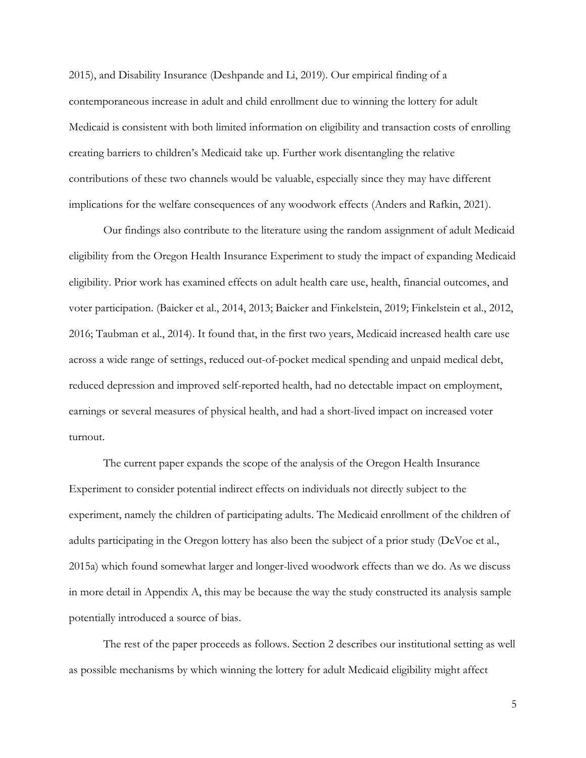2015), and Disability Insurance (Deshpande and Li, 2019). Our empirical finding of a contemporaneous increase in adult and child enrollment due to winning the lottery for adult Medicaid is consistent with both limited information on eligibility and transaction costs of enrolling creating barriers to children's Medicaid take up. Further work disentangling the relative contributions of these two channels would be valuable, especially since they may have different implications for the welfare consequences of any woodwork effects (Anders and Rafkin, 2021).

Our findings also contribute to the literature using the random assignment of adult Medicaid eligibility from the Oregon Health Insurance Experiment to study the impact of expanding Medicaid eligibility. Prior work has examined effects on adult health care use, health, financial outcomes, and voter participation. (Baicker et al., 2014, 2013; Baicker and Finkelstein, 2019; Finkelstein et al., 2012, 2016; Taubman et al., 2014). It found that, in the first two years, Medicaid increased health care use across a wide range of settings, reduced out-of-pocket medical spending and unpaid medical debt, reduced depression and improved self-reported health, had no detectable impact on employment, earnings or several measures of physical health, and had a short-lived impact on increased voter turnout.

The current paper expands the scope of the analysis of the Oregon Health Insurance Experiment to consider potential indirect effects on individuals not directly subject to the experiment, namely the children of participating adults. The Medicaid enrollment of the children of adults participating in the Oregon lottery has also been the subject of a prior study (DeVoe et al., 2015a) which found somewhat larger and longer-lived woodwork effects than we do. As we discuss in more detail in Appendix A, this may be because the way the study constructed its analysis sample potentially introduced a source of bias.

The rest of the paper proceeds as follows. Section 2 describes our institutional setting as well as possible mechanisms by which winning the lottery for adult Medicaid eligibility might affect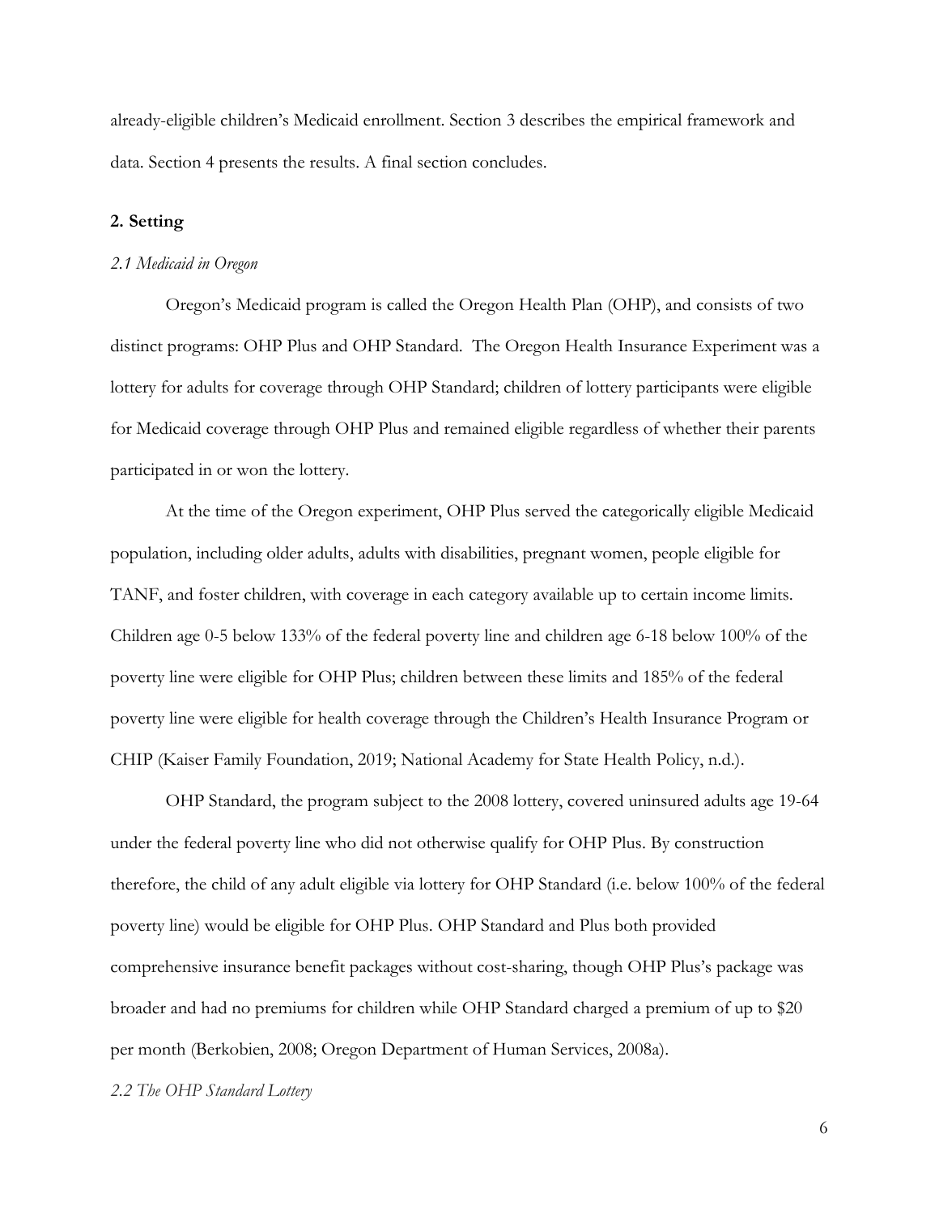already-eligible children's Medicaid enrollment. Section 3 describes the empirical framework and data. Section 4 presents the results. A final section concludes.

## 2. Setting

### *2.1 Medicaid in Oregon*

Oregon's Medicaid program is called the Oregon Health Plan (OHP), and consists of two distinct programs: OHP Plus and OHP Standard. The Oregon Health Insurance Experiment was a lottery for adults for coverage through OHP Standard; children of lottery participants were eligible for Medicaid coverage through OHP Plus and remained eligible regardless of whether their parents participated in or won the lottery.

At the time of the Oregon experiment, OHP Plus served the categorically eligible Medicaid population, including older adults, adults with disabilities, pregnant women, people eligible for TANF, and foster children, with coverage in each category available up to certain income limits. Children age 0-5 below 133% of the federal poverty line and children age 6-18 below 100% of the poverty line were eligible for OHP Plus; children between these limits and 185% of the federal poverty line were eligible for health coverage through the Children's Health Insurance Program or CHIP (Kaiser Family Foundation, 2019; National Academy for State Health Policy, n.d.).

OHP Standard, the program subject to the 2008 lottery, covered uninsured adults age 19-64 under the federal poverty line who did not otherwise qualify for OHP Plus. By construction therefore, the child of any adult eligible via lottery for OHP Standard (i.e. below 100% of the federal poverty line) would be eligible for OHP Plus. OHP Standard and Plus both provided comprehensive insurance benefit packages without cost-sharing, though OHP Plus's package was broader and had no premiums for children while OHP Standard charged a premium of up to $20 per month (Berkobien, 2008; Oregon Department of Human Services, 2008a).

### *2.2 The OHP Standard Lottery*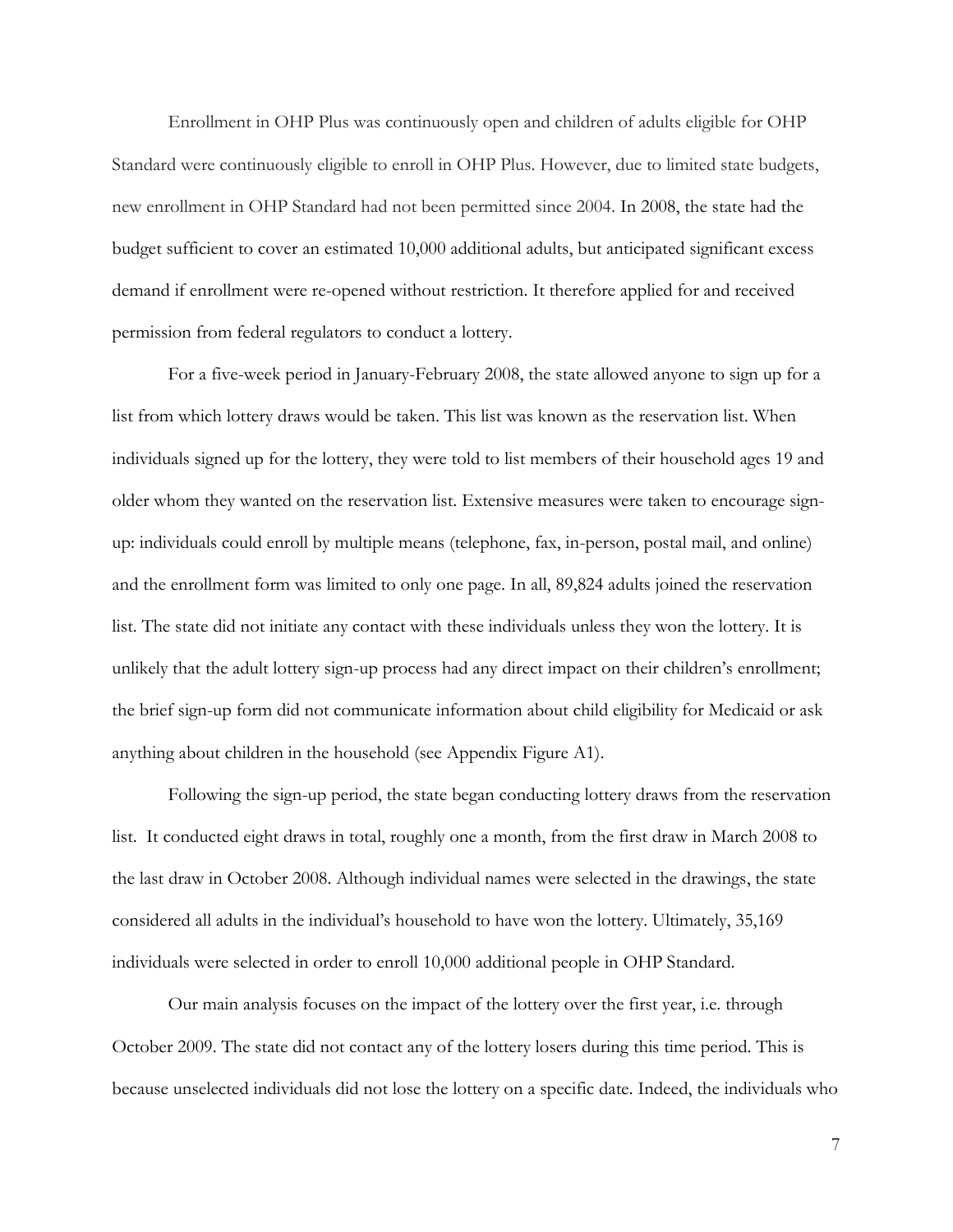Enrollment in OHP Plus was continuously open and children of adults eligible for OHP Standard were continuously eligible to enroll in OHP Plus. However, due to limited state budgets, new enrollment in OHP Standard had not been permitted since 2004. In 2008, the state had the budget sufficient to cover an estimated 10,000 additional adults, but anticipated significant excess demand if enrollment were re-opened without restriction. It therefore applied for and received permission from federal regulators to conduct a lottery.

For a five-week period in January-February 2008, the state allowed anyone to sign up for a list from which lottery draws would be taken. This list was known as the reservation list. When individuals signed up for the lottery, they were told to list members of their household ages 19 and older whom they wanted on the reservation list. Extensive measures were taken to encourage sign-up: individuals could enroll by multiple means (telephone, fax, in-person, postal mail, and online) and the enrollment form was limited to only one page. In all, 89,824 adults joined the reservation list. The state did not initiate any contact with these individuals unless they won the lottery. It is unlikely that the adult lottery sign-up process had any direct impact on their children's enrollment; the brief sign-up form did not communicate information about child eligibility for Medicaid or ask anything about children in the household (see Appendix Figure A1).

Following the sign-up period, the state began conducting lottery draws from the reservation list. It conducted eight draws in total, roughly one a month, from the first draw in March 2008 to the last draw in October 2008. Although individual names were selected in the drawings, the state considered all adults in the individual's household to have won the lottery. Ultimately, 35,169 individuals were selected in order to enroll 10,000 additional people in OHP Standard.

Our main analysis focuses on the impact of the lottery over the first year, i.e. through October 2009. The state did not contact any of the lottery losers during this time period. This is because unselected individuals did not lose the lottery on a specific date. Indeed, the individuals who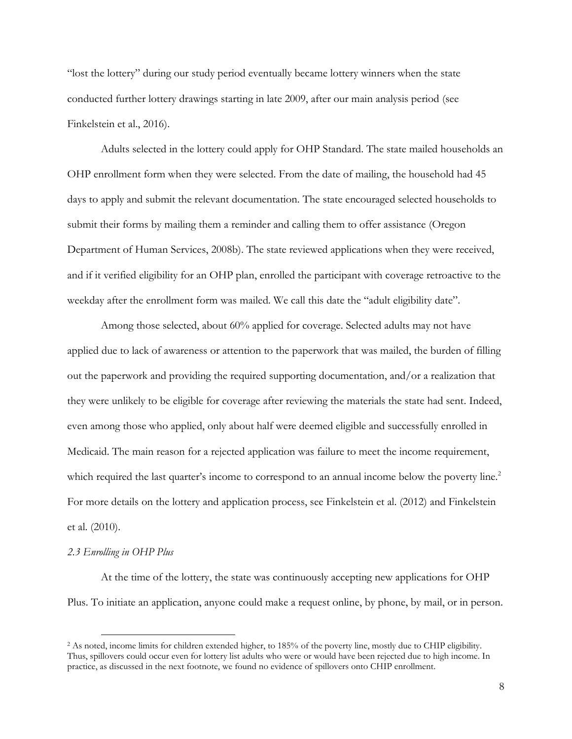"lost the lottery" during our study period eventually became lottery winners when the state conducted further lottery drawings starting in late 2009, after our main analysis period (see Finkelstein et al., 2016).

Adults selected in the lottery could apply for OHP Standard. The state mailed households an OHP enrollment form when they were selected. From the date of mailing, the household had 45 days to apply and submit the relevant documentation. The state encouraged selected households to submit their forms by mailing them a reminder and calling them to offer assistance (Oregon Department of Human Services, 2008b). The state reviewed applications when they were received, and if it verified eligibility for an OHP plan, enrolled the participant with coverage retroactive to the weekday after the enrollment form was mailed. We call this date the "adult eligibility date".

Among those selected, about 60% applied for coverage. Selected adults may not have applied due to lack of awareness or attention to the paperwork that was mailed, the burden of filling out the paperwork and providing the required supporting documentation, and/or a realization that they were unlikely to be eligible for coverage after reviewing the materials the state had sent. Indeed, even among those who applied, only about half were deemed eligible and successfully enrolled in Medicaid. The main reason for a rejected application was failure to meet the income requirement, which required the last quarter's income to correspond to an annual income below the poverty line.[2] For more details on the lottery and application process, see Finkelstein et al. (2012) and Finkelstein et al. (2010).

### *2.3 Enrolling in OHP Plus*

At the time of the lottery, the state was continuously accepting new applications for OHP Plus. To initiate an application, anyone could make a request online, by phone, by mail, or in person.

[2] As noted, income limits for children extended higher, to 185% of the poverty line, mostly due to CHIP eligibility. Thus, spillovers could occur even for lottery list adults who were or would have been rejected due to high income. In practice, as discussed in the next footnote, we found no evidence of spillovers onto CHIP enrollment.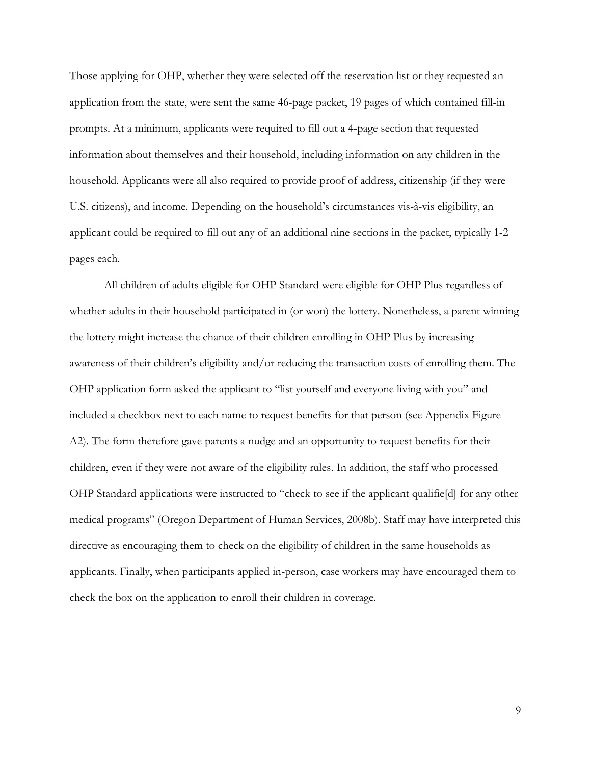Those applying for OHP, whether they were selected off the reservation list or they requested an application from the state, were sent the same 46-page packet, 19 pages of which contained fill-in prompts. At a minimum, applicants were required to fill out a 4-page section that requested information about themselves and their household, including information on any children in the household. Applicants were all also required to provide proof of address, citizenship (if they were U.S. citizens), and income. Depending on the household's circumstances vis-à-vis eligibility, an applicant could be required to fill out any of an additional nine sections in the packet, typically 1-2 pages each.

All children of adults eligible for OHP Standard were eligible for OHP Plus regardless of whether adults in their household participated in (or won) the lottery. Nonetheless, a parent winning the lottery might increase the chance of their children enrolling in OHP Plus by increasing awareness of their children's eligibility and/or reducing the transaction costs of enrolling them. The OHP application form asked the applicant to "list yourself and everyone living with you" and included a checkbox next to each name to request benefits for that person (see Appendix Figure A2). The form therefore gave parents a nudge and an opportunity to request benefits for their children, even if they were not aware of the eligibility rules. In addition, the staff who processed OHP Standard applications were instructed to "check to see if the applicant qualifie[d] for any other medical programs" (Oregon Department of Human Services, 2008b). Staff may have interpreted this directive as encouraging them to check on the eligibility of children in the same households as applicants. Finally, when participants applied in-person, case workers may have encouraged them to check the box on the application to enroll their children in coverage.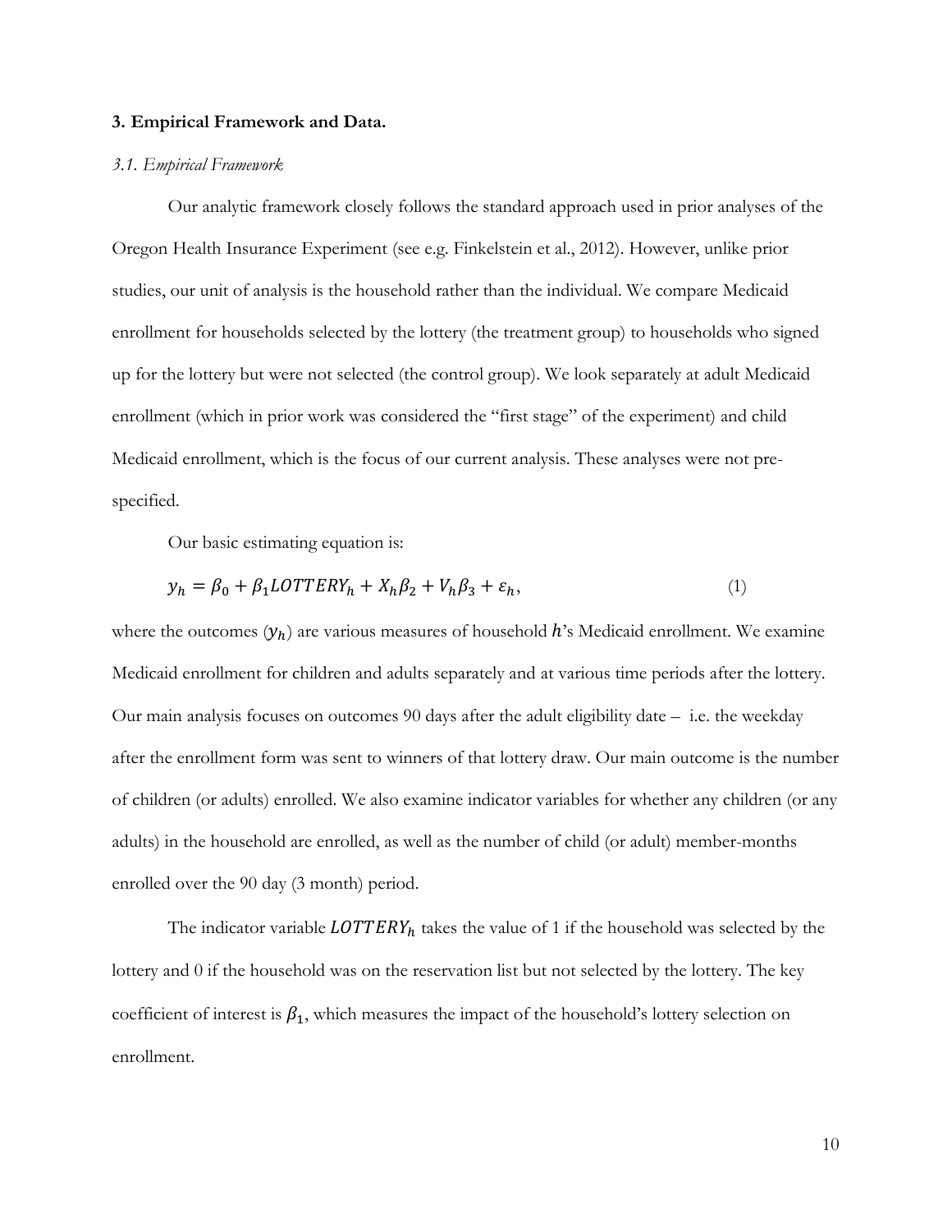### 3. Empirical Framework and Data.

#### *3.1. Empirical Framework*

Our analytic framework closely follows the standard approach used in prior analyses of the Oregon Health Insurance Experiment (see e.g. Finkelstein et al., 2012). However, unlike prior studies, our unit of analysis is the household rather than the individual. We compare Medicaid enrollment for households selected by the lottery (the treatment group) to households who signed up for the lottery but were not selected (the control group). We look separately at adult Medicaid enrollment (which in prior work was considered the "first stage" of the experiment) and child Medicaid enrollment, which is the focus of our current analysis. These analyses were not pre-specified.

Our basic estimating equation is:

$$y_h = \beta_0 + \beta_1 LOTTERY_h + X_h \beta_2 + V_h \beta_3 + \varepsilon_h, \tag{1}$$

where the outcomes ($y_h$) are various measures of household $h$'s Medicaid enrollment. We examine Medicaid enrollment for children and adults separately and at various time periods after the lottery. Our main analysis focuses on outcomes 90 days after the adult eligibility date – i.e. the weekday after the enrollment form was sent to winners of that lottery draw. Our main outcome is the number of children (or adults) enrolled. We also examine indicator variables for whether any children (or any adults) in the household are enrolled, as well as the number of child (or adult) member-months enrolled over the 90 day (3 month) period.

The indicator variable $LOTTERY_h$ takes the value of 1 if the household was selected by the lottery and 0 if the household was on the reservation list but not selected by the lottery. The key coefficient of interest is $\beta_1$, which measures the impact of the household's lottery selection on enrollment.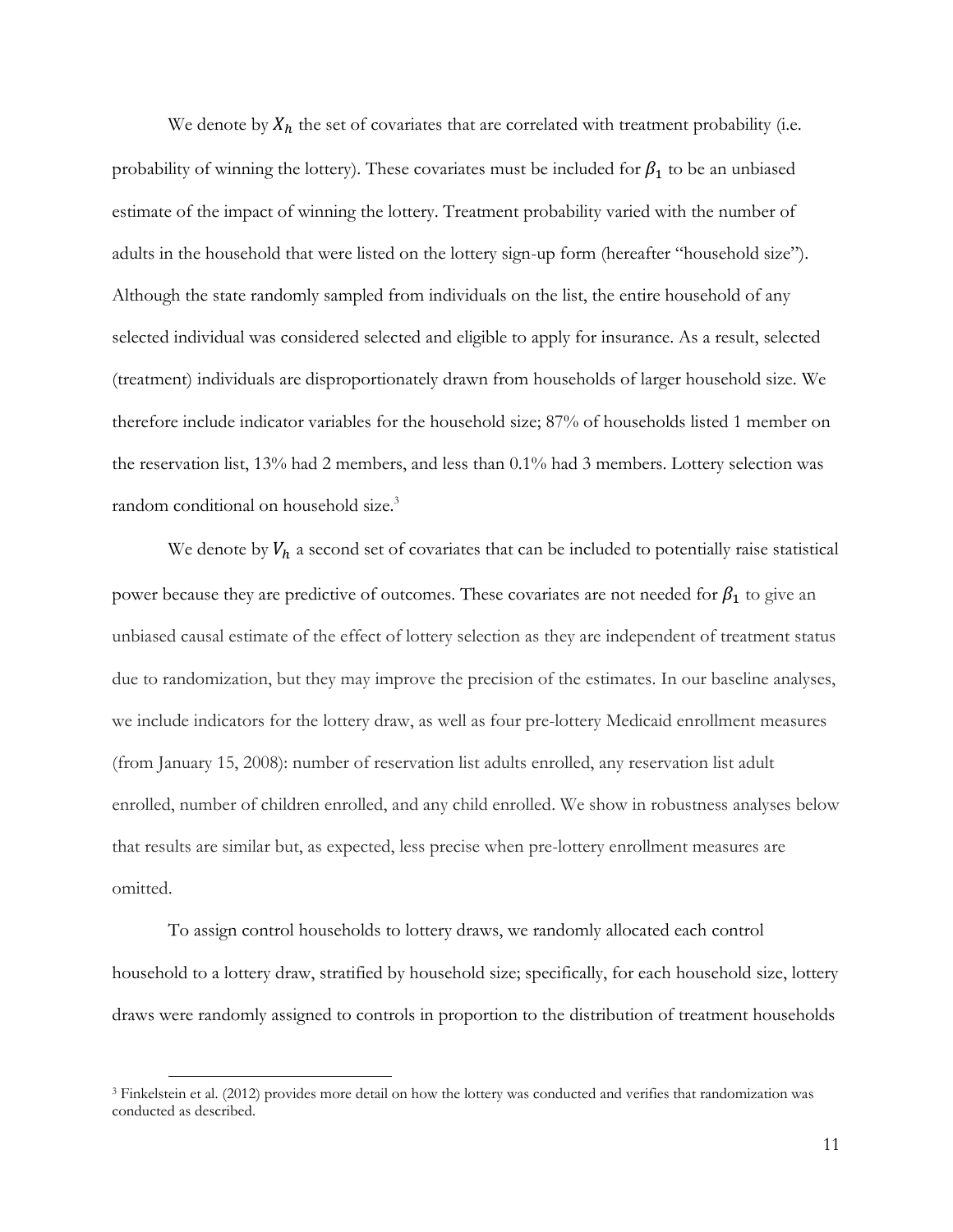We denote by $X_h$ the set of covariates that are correlated with treatment probability (i.e. probability of winning the lottery). These covariates must be included for $\beta_1$ to be an unbiased estimate of the impact of winning the lottery. Treatment probability varied with the number of adults in the household that were listed on the lottery sign-up form (hereafter "household size"). Although the state randomly sampled from individuals on the list, the entire household of any selected individual was considered selected and eligible to apply for insurance. As a result, selected (treatment) individuals are disproportionately drawn from households of larger household size. We therefore include indicator variables for the household size; 87% of households listed 1 member on the reservation list, 13% had 2 members, and less than 0.1% had 3 members. Lottery selection was random conditional on household size.[3]

We denote by $V_h$ a second set of covariates that can be included to potentially raise statistical power because they are predictive of outcomes. These covariates are not needed for $\beta_1$ to give an unbiased causal estimate of the effect of lottery selection as they are independent of treatment status due to randomization, but they may improve the precision of the estimates. In our baseline analyses, we include indicators for the lottery draw, as well as four pre-lottery Medicaid enrollment measures (from January 15, 2008): number of reservation list adults enrolled, any reservation list adult enrolled, number of children enrolled, and any child enrolled. We show in robustness analyses below that results are similar but, as expected, less precise when pre-lottery enrollment measures are omitted.

To assign control households to lottery draws, we randomly allocated each control household to a lottery draw, stratified by household size; specifically, for each household size, lottery draws were randomly assigned to controls in proportion to the distribution of treatment households

[3] Finkelstein et al. (2012) provides more detail on how the lottery was conducted and verifies that randomization was conducted as described.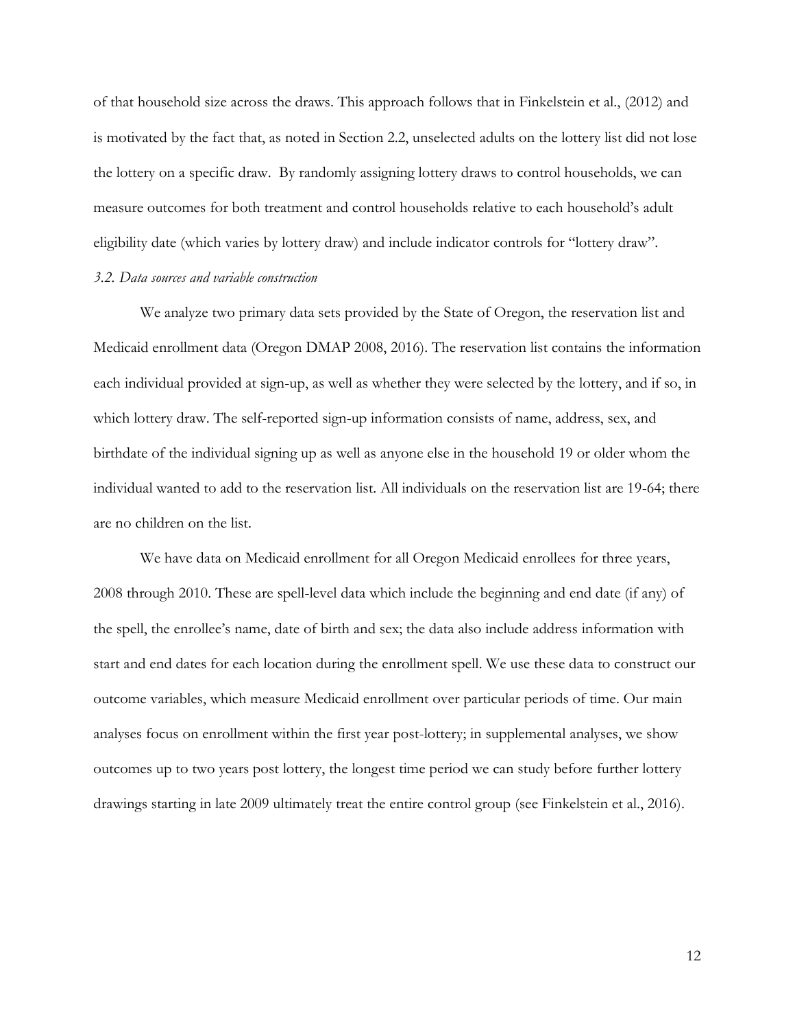of that household size across the draws. This approach follows that in Finkelstein et al., (2012) and is motivated by the fact that, as noted in Section 2.2, unselected adults on the lottery list did not lose the lottery on a specific draw. By randomly assigning lottery draws to control households, we can measure outcomes for both treatment and control households relative to each household's adult eligibility date (which varies by lottery draw) and include indicator controls for "lottery draw".

### *3.2. Data sources and variable construction*

We analyze two primary data sets provided by the State of Oregon, the reservation list and Medicaid enrollment data (Oregon DMAP 2008, 2016). The reservation list contains the information each individual provided at sign-up, as well as whether they were selected by the lottery, and if so, in which lottery draw. The self-reported sign-up information consists of name, address, sex, and birthdate of the individual signing up as well as anyone else in the household 19 or older whom the individual wanted to add to the reservation list. All individuals on the reservation list are 19-64; there are no children on the list.

We have data on Medicaid enrollment for all Oregon Medicaid enrollees for three years, 2008 through 2010. These are spell-level data which include the beginning and end date (if any) of the spell, the enrollee's name, date of birth and sex; the data also include address information with start and end dates for each location during the enrollment spell. We use these data to construct our outcome variables, which measure Medicaid enrollment over particular periods of time. Our main analyses focus on enrollment within the first year post-lottery; in supplemental analyses, we show outcomes up to two years post lottery, the longest time period we can study before further lottery drawings starting in late 2009 ultimately treat the entire control group (see Finkelstein et al., 2016).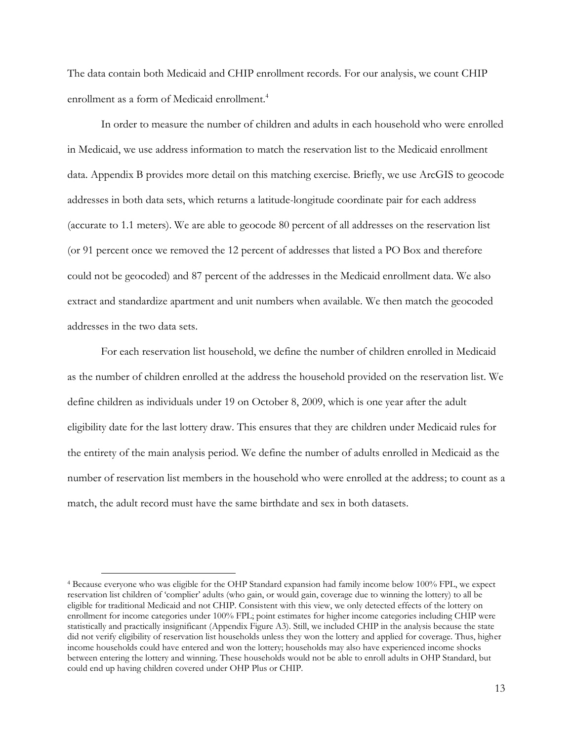The data contain both Medicaid and CHIP enrollment records. For our analysis, we count CHIP enrollment as a form of Medicaid enrollment.[4]

In order to measure the number of children and adults in each household who were enrolled in Medicaid, we use address information to match the reservation list to the Medicaid enrollment data. Appendix B provides more detail on this matching exercise. Briefly, we use ArcGIS to geocode addresses in both data sets, which returns a latitude-longitude coordinate pair for each address (accurate to 1.1 meters). We are able to geocode 80 percent of all addresses on the reservation list (or 91 percent once we removed the 12 percent of addresses that listed a PO Box and therefore could not be geocoded) and 87 percent of the addresses in the Medicaid enrollment data. We also extract and standardize apartment and unit numbers when available. We then match the geocoded addresses in the two data sets.

For each reservation list household, we define the number of children enrolled in Medicaid as the number of children enrolled at the address the household provided on the reservation list. We define children as individuals under 19 on October 8, 2009, which is one year after the adult eligibility date for the last lottery draw. This ensures that they are children under Medicaid rules for the entirety of the main analysis period. We define the number of adults enrolled in Medicaid as the number of reservation list members in the household who were enrolled at the address; to count as a match, the adult record must have the same birthdate and sex in both datasets.

[4] Because everyone who was eligible for the OHP Standard expansion had family income below 100% FPL, we expect reservation list children of 'complier' adults (who gain, or would gain, coverage due to winning the lottery) to all be eligible for traditional Medicaid and not CHIP. Consistent with this view, we only detected effects of the lottery on enrollment for income categories under 100% FPL; point estimates for higher income categories including CHIP were statistically and practically insignificant (Appendix Figure A3). Still, we included CHIP in the analysis because the state did not verify eligibility of reservation list households unless they won the lottery and applied for coverage. Thus, higher income households could have entered and won the lottery; households may also have experienced income shocks between entering the lottery and winning. These households would not be able to enroll adults in OHP Standard, but could end up having children covered under OHP Plus or CHIP.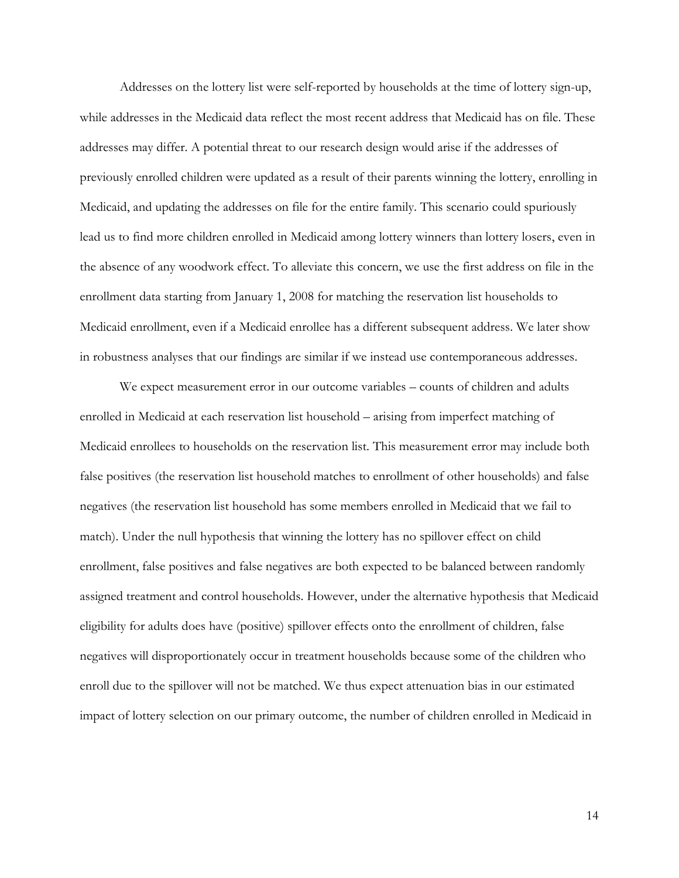Addresses on the lottery list were self-reported by households at the time of lottery sign-up, while addresses in the Medicaid data reflect the most recent address that Medicaid has on file. These addresses may differ. A potential threat to our research design would arise if the addresses of previously enrolled children were updated as a result of their parents winning the lottery, enrolling in Medicaid, and updating the addresses on file for the entire family. This scenario could spuriously lead us to find more children enrolled in Medicaid among lottery winners than lottery losers, even in the absence of any woodwork effect. To alleviate this concern, we use the first address on file in the enrollment data starting from January 1, 2008 for matching the reservation list households to Medicaid enrollment, even if a Medicaid enrollee has a different subsequent address. We later show in robustness analyses that our findings are similar if we instead use contemporaneous addresses.

We expect measurement error in our outcome variables – counts of children and adults enrolled in Medicaid at each reservation list household – arising from imperfect matching of Medicaid enrollees to households on the reservation list. This measurement error may include both false positives (the reservation list household matches to enrollment of other households) and false negatives (the reservation list household has some members enrolled in Medicaid that we fail to match). Under the null hypothesis that winning the lottery has no spillover effect on child enrollment, false positives and false negatives are both expected to be balanced between randomly assigned treatment and control households. However, under the alternative hypothesis that Medicaid eligibility for adults does have (positive) spillover effects onto the enrollment of children, false negatives will disproportionately occur in treatment households because some of the children who enroll due to the spillover will not be matched. We thus expect attenuation bias in our estimated impact of lottery selection on our primary outcome, the number of children enrolled in Medicaid in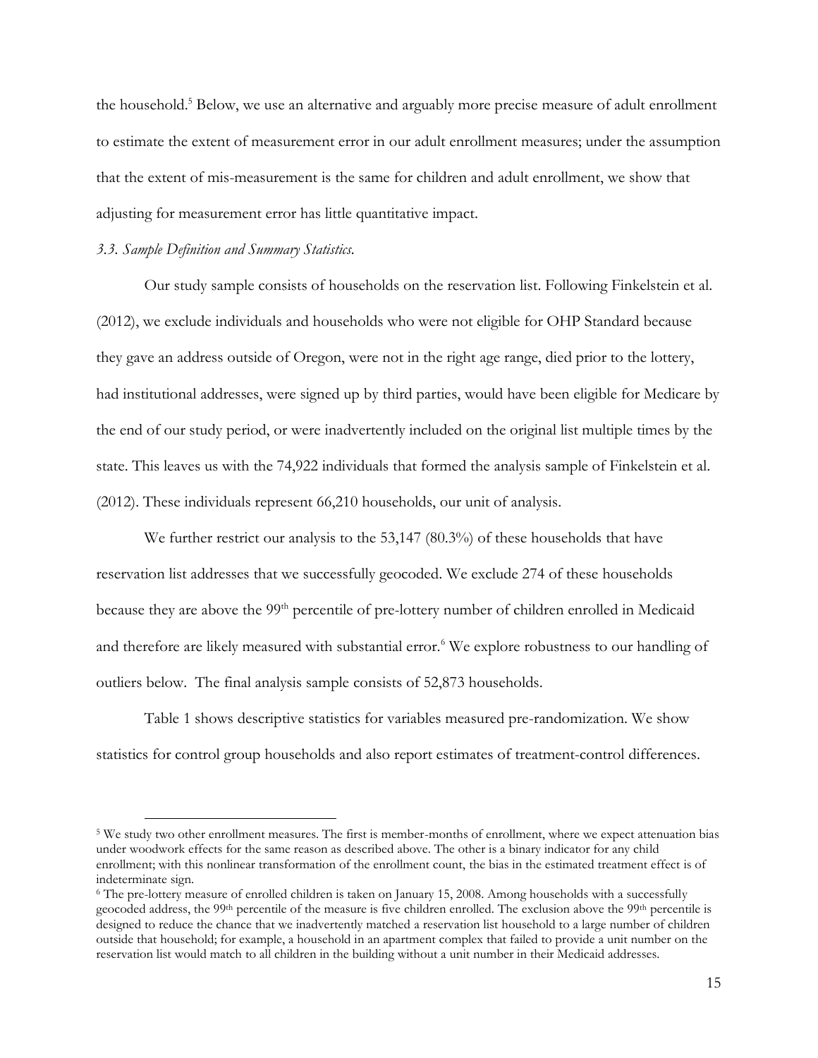the household.[5] Below, we use an alternative and arguably more precise measure of adult enrollment to estimate the extent of measurement error in our adult enrollment measures; under the assumption that the extent of mis-measurement is the same for children and adult enrollment, we show that adjusting for measurement error has little quantitative impact.

### *3.3. Sample Definition and Summary Statistics.*

Our study sample consists of households on the reservation list. Following Finkelstein et al. (2012), we exclude individuals and households who were not eligible for OHP Standard because they gave an address outside of Oregon, were not in the right age range, died prior to the lottery, had institutional addresses, were signed up by third parties, would have been eligible for Medicare by the end of our study period, or were inadvertently included on the original list multiple times by the state. This leaves us with the 74,922 individuals that formed the analysis sample of Finkelstein et al. (2012). These individuals represent 66,210 households, our unit of analysis.

We further restrict our analysis to the 53,147 (80.3%) of these households that have reservation list addresses that we successfully geocoded. We exclude 274 of these households because they are above the 99th percentile of pre-lottery number of children enrolled in Medicaid and therefore are likely measured with substantial error.[6] We explore robustness to our handling of outliers below. The final analysis sample consists of 52,873 households.

Table 1 shows descriptive statistics for variables measured pre-randomization. We show statistics for control group households and also report estimates of treatment-control differences.

---

[5] We study two other enrollment measures. The first is member-months of enrollment, where we expect attenuation bias under woodwork effects for the same reason as described above. The other is a binary indicator for any child enrollment; with this nonlinear transformation of the enrollment count, the bias in the estimated treatment effect is of indeterminate sign.

[6] The pre-lottery measure of enrolled children is taken on January 15, 2008. Among households with a successfully geocoded address, the 99th percentile of the measure is five children enrolled. The exclusion above the 99th percentile is designed to reduce the chance that we inadvertently matched a reservation list household to a large number of children outside that household; for example, a household in an apartment complex that failed to provide a unit number on the reservation list would match to all children in the building without a unit number in their Medicaid addresses.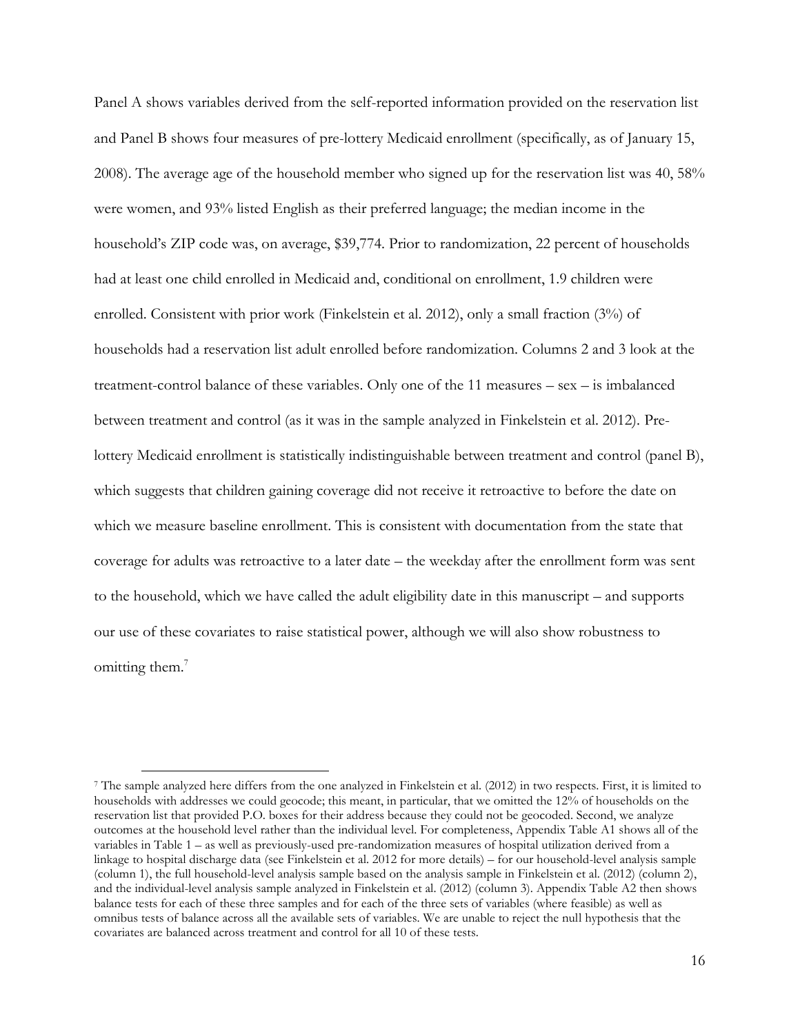Panel A shows variables derived from the self-reported information provided on the reservation list and Panel B shows four measures of pre-lottery Medicaid enrollment (specifically, as of January 15, 2008). The average age of the household member who signed up for the reservation list was 40, 58% were women, and 93% listed English as their preferred language; the median income in the household's ZIP code was, on average, $39,774. Prior to randomization, 22 percent of households had at least one child enrolled in Medicaid and, conditional on enrollment, 1.9 children were enrolled. Consistent with prior work (Finkelstein et al. 2012), only a small fraction (3%) of households had a reservation list adult enrolled before randomization. Columns 2 and 3 look at the treatment-control balance of these variables. Only one of the 11 measures – sex – is imbalanced between treatment and control (as it was in the sample analyzed in Finkelstein et al. 2012). Pre-lottery Medicaid enrollment is statistically indistinguishable between treatment and control (panel B), which suggests that children gaining coverage did not receive it retroactive to before the date on which we measure baseline enrollment. This is consistent with documentation from the state that coverage for adults was retroactive to a later date – the weekday after the enrollment form was sent to the household, which we have called the adult eligibility date in this manuscript – and supports our use of these covariates to raise statistical power, although we will also show robustness to omitting them.[7]

[7] The sample analyzed here differs from the one analyzed in Finkelstein et al. (2012) in two respects. First, it is limited to households with addresses we could geocode; this meant, in particular, that we omitted the 12% of households on the reservation list that provided P.O. boxes for their address because they could not be geocoded. Second, we analyze outcomes at the household level rather than the individual level. For completeness, Appendix Table A1 shows all of the variables in Table 1 – as well as previously-used pre-randomization measures of hospital utilization derived from a linkage to hospital discharge data (see Finkelstein et al. 2012 for more details) – for our household-level analysis sample (column 1), the full household-level analysis sample based on the analysis sample in Finkelstein et al. (2012) (column 2), and the individual-level analysis sample analyzed in Finkelstein et al. (2012) (column 3). Appendix Table A2 then shows balance tests for each of these three samples and for each of the three sets of variables (where feasible) as well as omnibus tests of balance across all the available sets of variables. We are unable to reject the null hypothesis that the covariates are balanced across treatment and control for all 10 of these tests.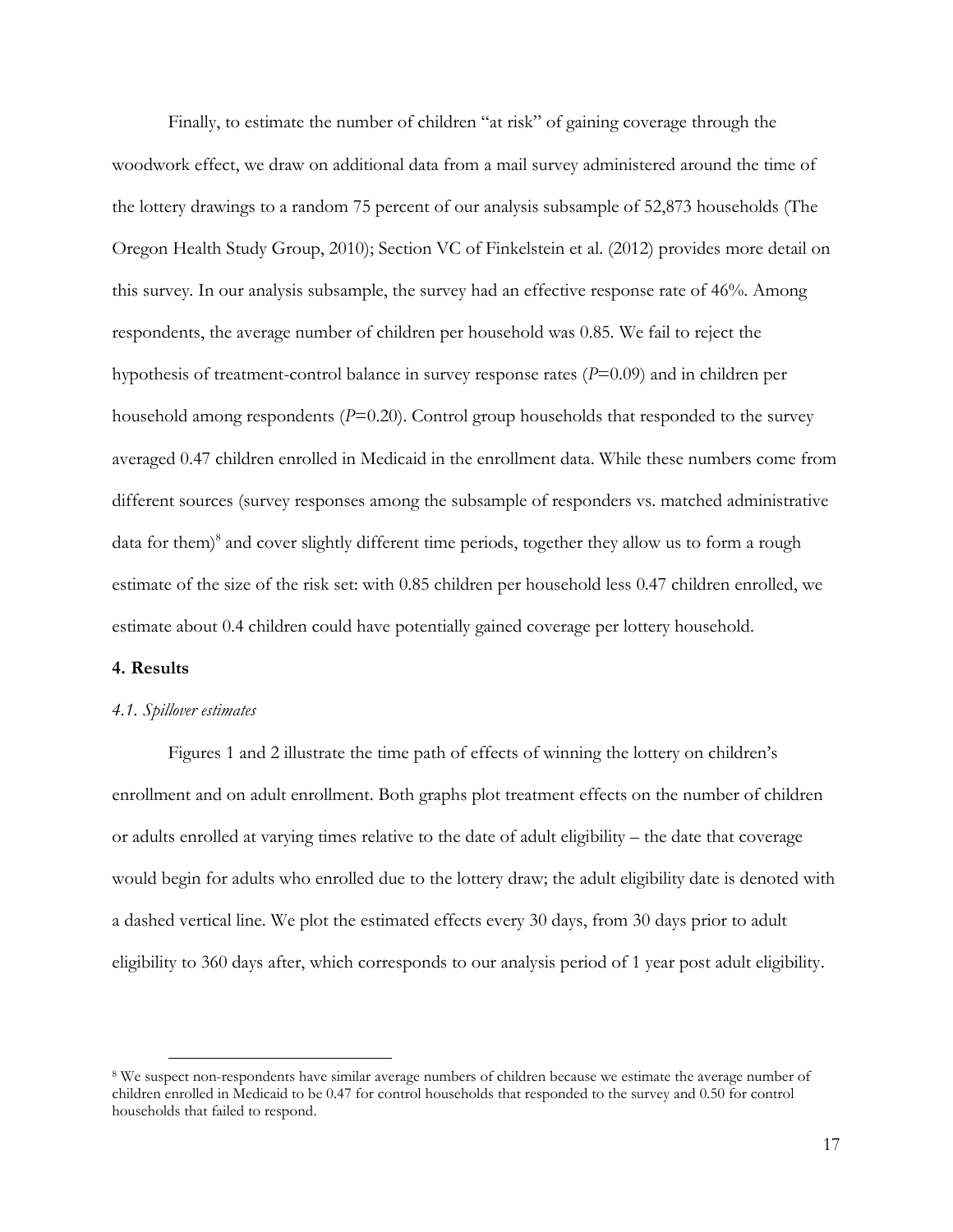Finally, to estimate the number of children "at risk" of gaining coverage through the woodwork effect, we draw on additional data from a mail survey administered around the time of the lottery drawings to a random 75 percent of our analysis subsample of 52,873 households (The Oregon Health Study Group, 2010); Section VC of Finkelstein et al. (2012) provides more detail on this survey. In our analysis subsample, the survey had an effective response rate of 46%. Among respondents, the average number of children per household was 0.85. We fail to reject the hypothesis of treatment-control balance in survey response rates ($P$=0.09) and in children per household among respondents ($P$=0.20). Control group households that responded to the survey averaged 0.47 children enrolled in Medicaid in the enrollment data. While these numbers come from different sources (survey responses among the subsample of responders vs. matched administrative data for them)[8] and cover slightly different time periods, together they allow us to form a rough estimate of the size of the risk set: with 0.85 children per household less 0.47 children enrolled, we estimate about 0.4 children could have potentially gained coverage per lottery household.

## 4. Results

### *4.1. Spillover estimates*

Figures 1 and 2 illustrate the time path of effects of winning the lottery on children's enrollment and on adult enrollment. Both graphs plot treatment effects on the number of children or adults enrolled at varying times relative to the date of adult eligibility – the date that coverage would begin for adults who enrolled due to the lottery draw; the adult eligibility date is denoted with a dashed vertical line. We plot the estimated effects every 30 days, from 30 days prior to adult eligibility to 360 days after, which corresponds to our analysis period of 1 year post adult eligibility.

[8] We suspect non-respondents have similar average numbers of children because we estimate the average number of children enrolled in Medicaid to be 0.47 for control households that responded to the survey and 0.50 for control households that failed to respond.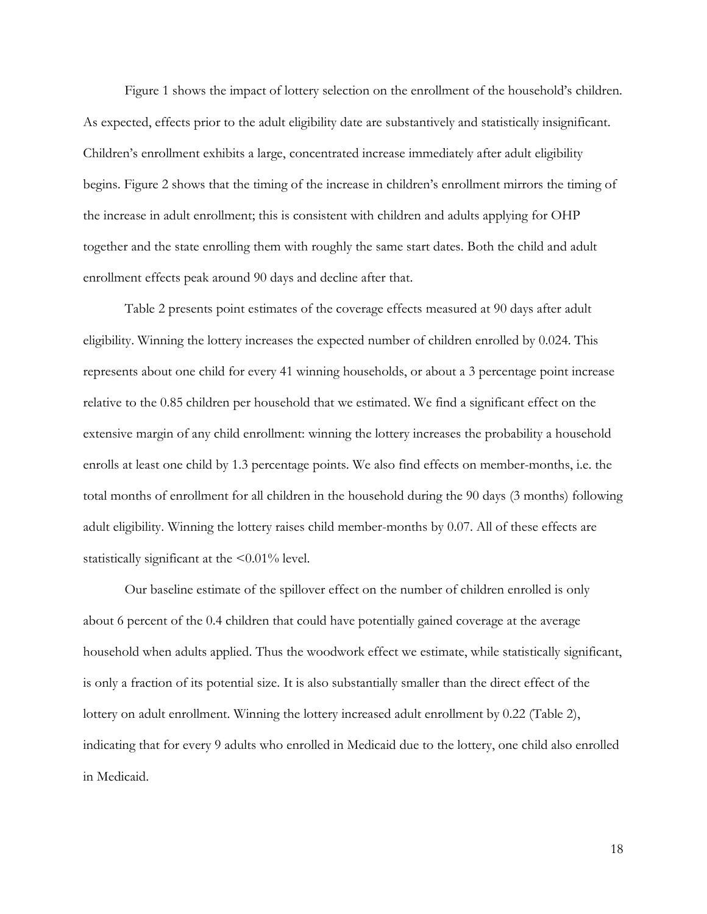Figure 1 shows the impact of lottery selection on the enrollment of the household's children. As expected, effects prior to the adult eligibility date are substantively and statistically insignificant. Children's enrollment exhibits a large, concentrated increase immediately after adult eligibility begins. Figure 2 shows that the timing of the increase in children's enrollment mirrors the timing of the increase in adult enrollment; this is consistent with children and adults applying for OHP together and the state enrolling them with roughly the same start dates. Both the child and adult enrollment effects peak around 90 days and decline after that.

Table 2 presents point estimates of the coverage effects measured at 90 days after adult eligibility. Winning the lottery increases the expected number of children enrolled by 0.024. This represents about one child for every 41 winning households, or about a 3 percentage point increase relative to the 0.85 children per household that we estimated. We find a significant effect on the extensive margin of any child enrollment: winning the lottery increases the probability a household enrolls at least one child by 1.3 percentage points. We also find effects on member-months, i.e. the total months of enrollment for all children in the household during the 90 days (3 months) following adult eligibility. Winning the lottery raises child member-months by 0.07. All of these effects are statistically significant at the <0.01% level.

Our baseline estimate of the spillover effect on the number of children enrolled is only about 6 percent of the 0.4 children that could have potentially gained coverage at the average household when adults applied. Thus the woodwork effect we estimate, while statistically significant, is only a fraction of its potential size. It is also substantially smaller than the direct effect of the lottery on adult enrollment. Winning the lottery increased adult enrollment by 0.22 (Table 2), indicating that for every 9 adults who enrolled in Medicaid due to the lottery, one child also enrolled in Medicaid.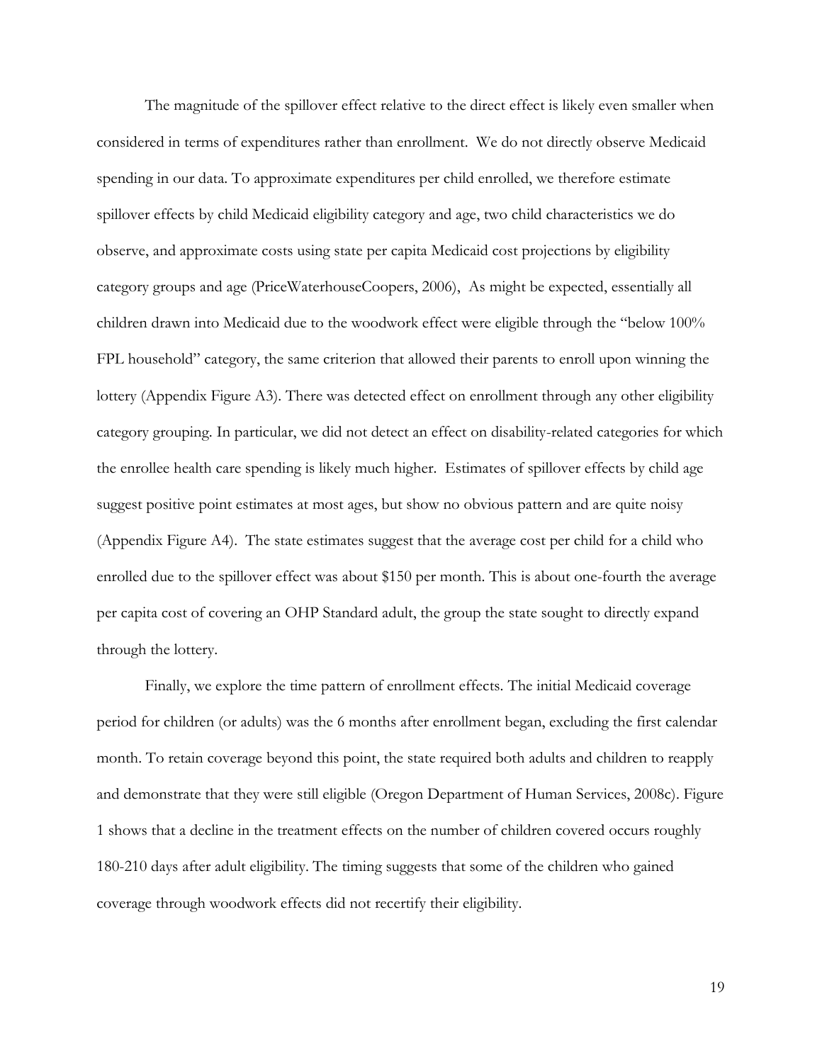The magnitude of the spillover effect relative to the direct effect is likely even smaller when considered in terms of expenditures rather than enrollment. We do not directly observe Medicaid spending in our data. To approximate expenditures per child enrolled, we therefore estimate spillover effects by child Medicaid eligibility category and age, two child characteristics we do observe, and approximate costs using state per capita Medicaid cost projections by eligibility category groups and age (PriceWaterhouseCoopers, 2006), As might be expected, essentially all children drawn into Medicaid due to the woodwork effect were eligible through the "below 100% FPL household" category, the same criterion that allowed their parents to enroll upon winning the lottery (Appendix Figure A3). There was detected effect on enrollment through any other eligibility category grouping. In particular, we did not detect an effect on disability-related categories for which the enrollee health care spending is likely much higher. Estimates of spillover effects by child age suggest positive point estimates at most ages, but show no obvious pattern and are quite noisy (Appendix Figure A4). The state estimates suggest that the average cost per child for a child who enrolled due to the spillover effect was about $150 per month. This is about one-fourth the average per capita cost of covering an OHP Standard adult, the group the state sought to directly expand through the lottery.

Finally, we explore the time pattern of enrollment effects. The initial Medicaid coverage period for children (or adults) was the 6 months after enrollment began, excluding the first calendar month. To retain coverage beyond this point, the state required both adults and children to reapply and demonstrate that they were still eligible (Oregon Department of Human Services, 2008c). Figure 1 shows that a decline in the treatment effects on the number of children covered occurs roughly 180-210 days after adult eligibility. The timing suggests that some of the children who gained coverage through woodwork effects did not recertify their eligibility.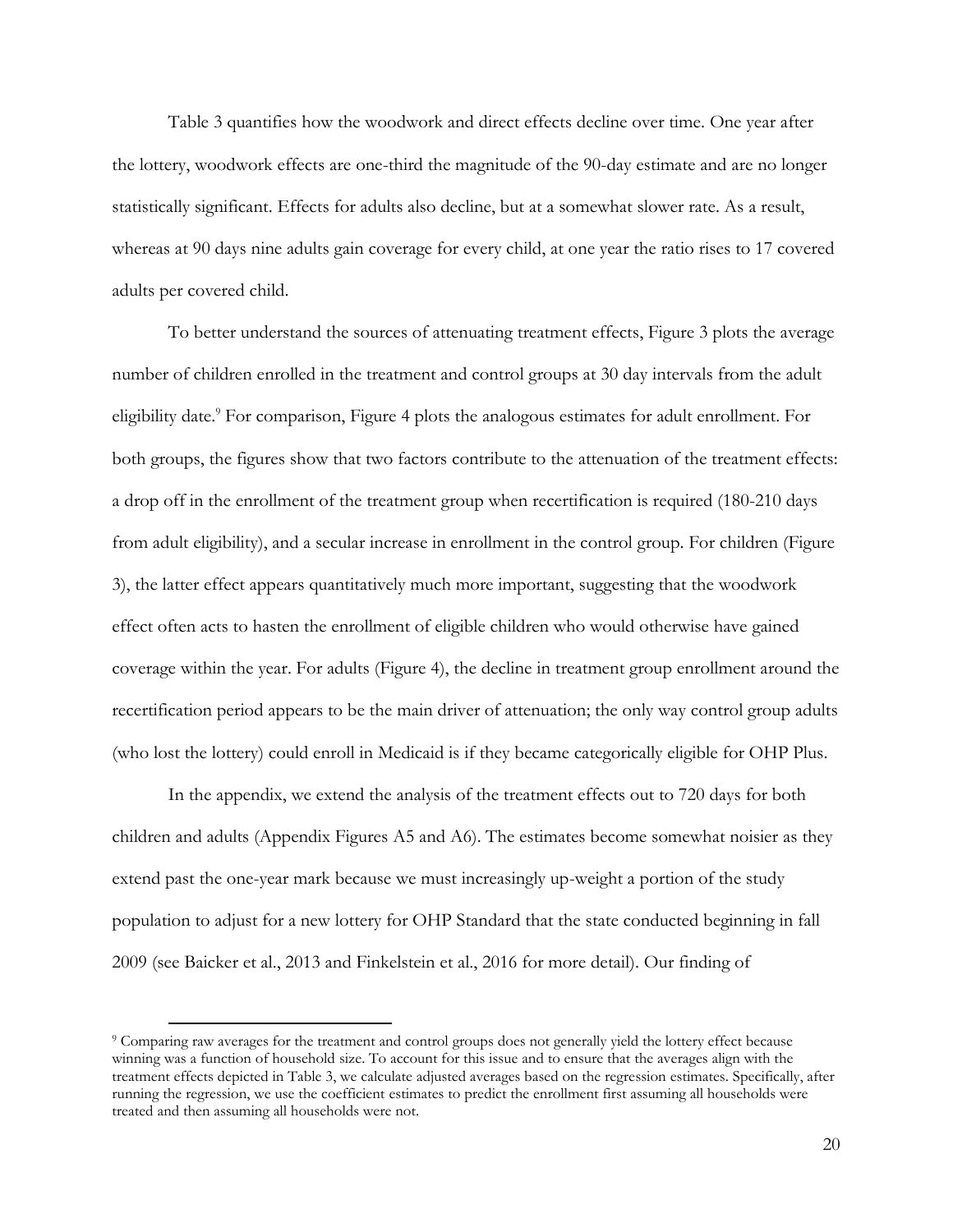Table 3 quantifies how the woodwork and direct effects decline over time. One year after the lottery, woodwork effects are one-third the magnitude of the 90-day estimate and are no longer statistically significant. Effects for adults also decline, but at a somewhat slower rate. As a result, whereas at 90 days nine adults gain coverage for every child, at one year the ratio rises to 17 covered adults per covered child.

To better understand the sources of attenuating treatment effects, Figure 3 plots the average number of children enrolled in the treatment and control groups at 30 day intervals from the adult eligibility date.[9] For comparison, Figure 4 plots the analogous estimates for adult enrollment. For both groups, the figures show that two factors contribute to the attenuation of the treatment effects: a drop off in the enrollment of the treatment group when recertification is required (180-210 days from adult eligibility), and a secular increase in enrollment in the control group. For children (Figure 3), the latter effect appears quantitatively much more important, suggesting that the woodwork effect often acts to hasten the enrollment of eligible children who would otherwise have gained coverage within the year. For adults (Figure 4), the decline in treatment group enrollment around the recertification period appears to be the main driver of attenuation; the only way control group adults (who lost the lottery) could enroll in Medicaid is if they became categorically eligible for OHP Plus.

In the appendix, we extend the analysis of the treatment effects out to 720 days for both children and adults (Appendix Figures A5 and A6). The estimates become somewhat noisier as they extend past the one-year mark because we must increasingly up-weight a portion of the study population to adjust for a new lottery for OHP Standard that the state conducted beginning in fall 2009 (see Baicker et al., 2013 and Finkelstein et al., 2016 for more detail). Our finding of

[9] Comparing raw averages for the treatment and control groups does not generally yield the lottery effect because winning was a function of household size. To account for this issue and to ensure that the averages align with the treatment effects depicted in Table 3, we calculate adjusted averages based on the regression estimates. Specifically, after running the regression, we use the coefficient estimates to predict the enrollment first assuming all households were treated and then assuming all households were not.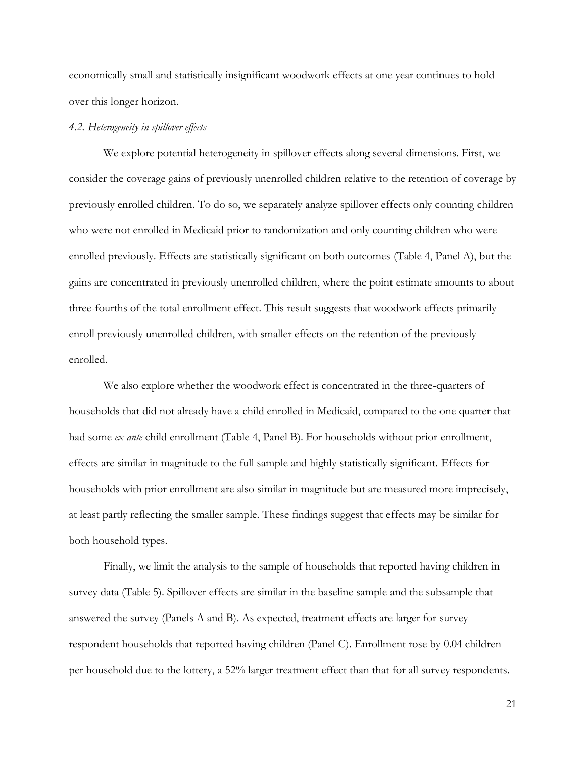economically small and statistically insignificant woodwork effects at one year continues to hold over this longer horizon.

### *4.2. Heterogeneity in spillover effects*

We explore potential heterogeneity in spillover effects along several dimensions. First, we consider the coverage gains of previously unenrolled children relative to the retention of coverage by previously enrolled children. To do so, we separately analyze spillover effects only counting children who were not enrolled in Medicaid prior to randomization and only counting children who were enrolled previously. Effects are statistically significant on both outcomes (Table 4, Panel A), but the gains are concentrated in previously unenrolled children, where the point estimate amounts to about three-fourths of the total enrollment effect. This result suggests that woodwork effects primarily enroll previously unenrolled children, with smaller effects on the retention of the previously enrolled.

We also explore whether the woodwork effect is concentrated in the three-quarters of households that did not already have a child enrolled in Medicaid, compared to the one quarter that had some *ex ante* child enrollment (Table 4, Panel B). For households without prior enrollment, effects are similar in magnitude to the full sample and highly statistically significant. Effects for households with prior enrollment are also similar in magnitude but are measured more imprecisely, at least partly reflecting the smaller sample. These findings suggest that effects may be similar for both household types.

Finally, we limit the analysis to the sample of households that reported having children in survey data (Table 5). Spillover effects are similar in the baseline sample and the subsample that answered the survey (Panels A and B). As expected, treatment effects are larger for survey respondent households that reported having children (Panel C). Enrollment rose by 0.04 children per household due to the lottery, a 52% larger treatment effect than that for all survey respondents.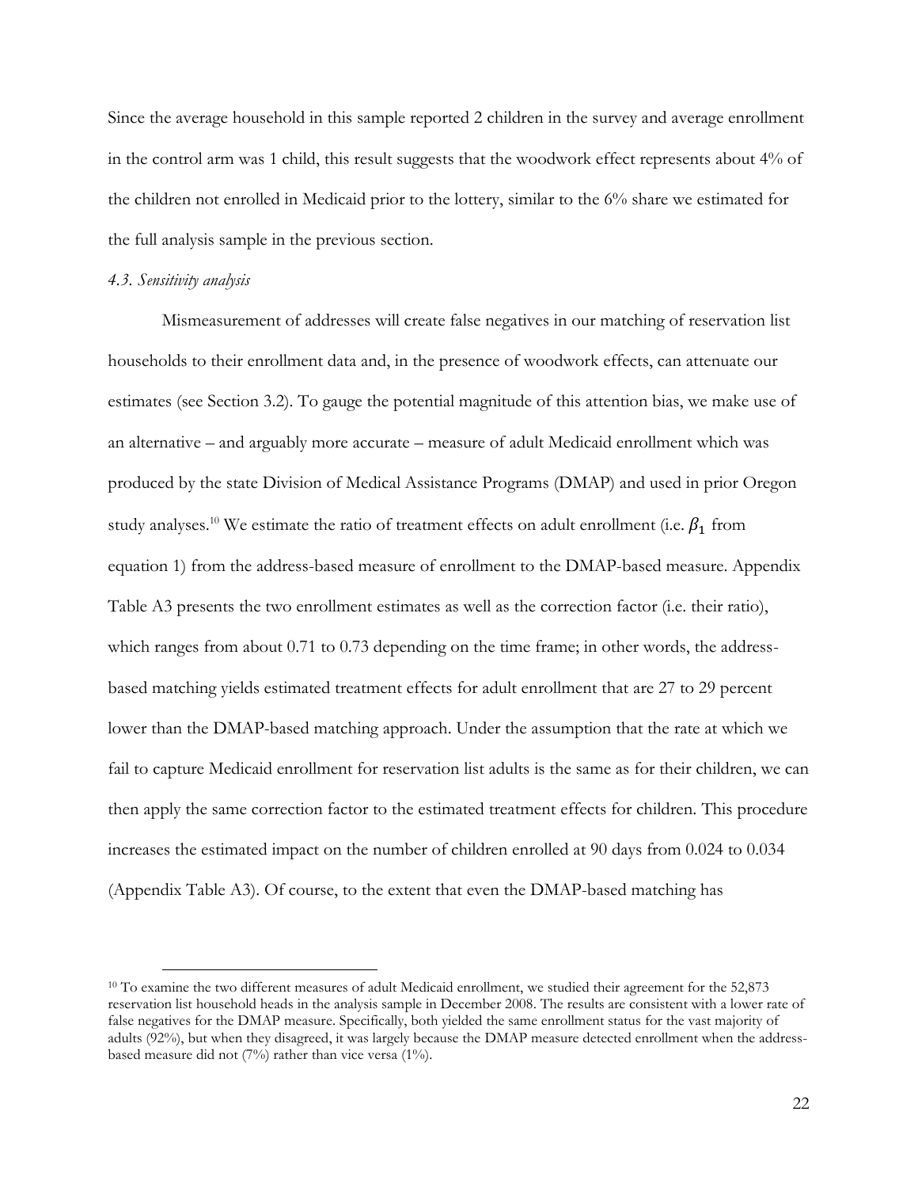Since the average household in this sample reported 2 children in the survey and average enrollment in the control arm was 1 child, this result suggests that the woodwork effect represents about 4% of the children not enrolled in Medicaid prior to the lottery, similar to the 6% share we estimated for the full analysis sample in the previous section.

*4.3. Sensitivity analysis*

Mismeasurement of addresses will create false negatives in our matching of reservation list households to their enrollment data and, in the presence of woodwork effects, can attenuate our estimates (see Section 3.2). To gauge the potential magnitude of this attention bias, we make use of an alternative – and arguably more accurate – measure of adult Medicaid enrollment which was produced by the state Division of Medical Assistance Programs (DMAP) and used in prior Oregon study analyses.[10] We estimate the ratio of treatment effects on adult enrollment (i.e. $\beta_1$ from equation 1) from the address-based measure of enrollment to the DMAP-based measure. Appendix Table A3 presents the two enrollment estimates as well as the correction factor (i.e. their ratio), which ranges from about 0.71 to 0.73 depending on the time frame; in other words, the address-based matching yields estimated treatment effects for adult enrollment that are 27 to 29 percent lower than the DMAP-based matching approach. Under the assumption that the rate at which we fail to capture Medicaid enrollment for reservation list adults is the same as for their children, we can then apply the same correction factor to the estimated treatment effects for children. This procedure increases the estimated impact on the number of children enrolled at 90 days from 0.024 to 0.034 (Appendix Table A3). Of course, to the extent that even the DMAP-based matching has

[10] To examine the two different measures of adult Medicaid enrollment, we studied their agreement for the 52,873 reservation list household heads in the analysis sample in December 2008. The results are consistent with a lower rate of false negatives for the DMAP measure. Specifically, both yielded the same enrollment status for the vast majority of adults (92%), but when they disagreed, it was largely because the DMAP measure detected enrollment when the address-based measure did not (7%) rather than vice versa (1%).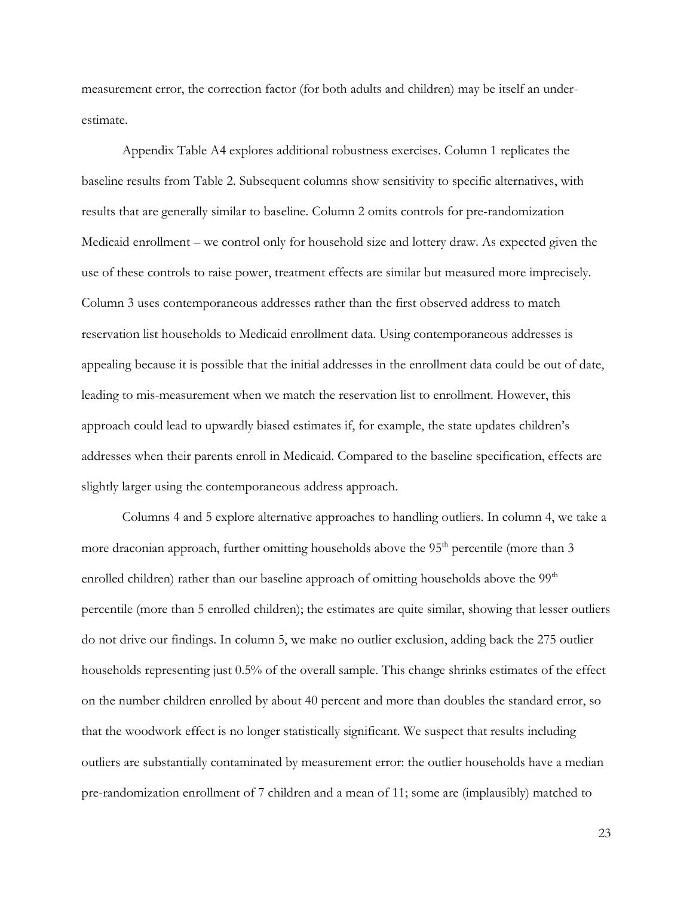measurement error, the correction factor (for both adults and children) may be itself an under-estimate.

Appendix Table A4 explores additional robustness exercises. Column 1 replicates the baseline results from Table 2. Subsequent columns show sensitivity to specific alternatives, with results that are generally similar to baseline. Column 2 omits controls for pre-randomization Medicaid enrollment – we control only for household size and lottery draw. As expected given the use of these controls to raise power, treatment effects are similar but measured more imprecisely. Column 3 uses contemporaneous addresses rather than the first observed address to match reservation list households to Medicaid enrollment data. Using contemporaneous addresses is appealing because it is possible that the initial addresses in the enrollment data could be out of date, leading to mis-measurement when we match the reservation list to enrollment. However, this approach could lead to upwardly biased estimates if, for example, the state updates children's addresses when their parents enroll in Medicaid. Compared to the baseline specification, effects are slightly larger using the contemporaneous address approach.

Columns 4 and 5 explore alternative approaches to handling outliers. In column 4, we take a more draconian approach, further omitting households above the 95th percentile (more than 3 enrolled children) rather than our baseline approach of omitting households above the 99th percentile (more than 5 enrolled children); the estimates are quite similar, showing that lesser outliers do not drive our findings. In column 5, we make no outlier exclusion, adding back the 275 outlier households representing just 0.5% of the overall sample. This change shrinks estimates of the effect on the number children enrolled by about 40 percent and more than doubles the standard error, so that the woodwork effect is no longer statistically significant. We suspect that results including outliers are substantially contaminated by measurement error: the outlier households have a median pre-randomization enrollment of 7 children and a mean of 11; some are (implausibly) matched to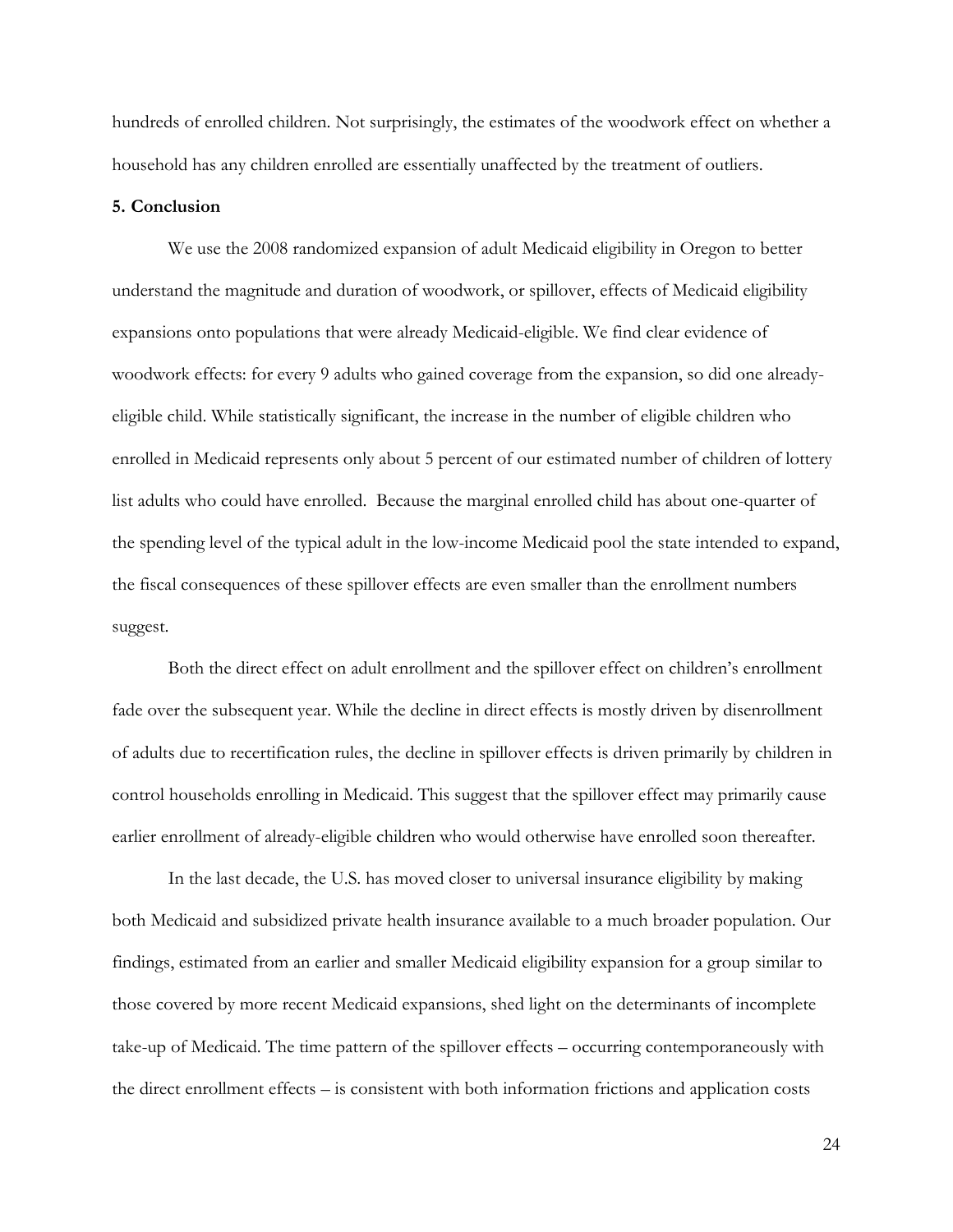hundreds of enrolled children. Not surprisingly, the estimates of the woodwork effect on whether a household has any children enrolled are essentially unaffected by the treatment of outliers.

**5. Conclusion**

We use the 2008 randomized expansion of adult Medicaid eligibility in Oregon to better understand the magnitude and duration of woodwork, or spillover, effects of Medicaid eligibility expansions onto populations that were already Medicaid-eligible. We find clear evidence of woodwork effects: for every 9 adults who gained coverage from the expansion, so did one already-eligible child. While statistically significant, the increase in the number of eligible children who enrolled in Medicaid represents only about 5 percent of our estimated number of children of lottery list adults who could have enrolled. Because the marginal enrolled child has about one-quarter of the spending level of the typical adult in the low-income Medicaid pool the state intended to expand, the fiscal consequences of these spillover effects are even smaller than the enrollment numbers suggest.

Both the direct effect on adult enrollment and the spillover effect on children's enrollment fade over the subsequent year. While the decline in direct effects is mostly driven by disenrollment of adults due to recertification rules, the decline in spillover effects is driven primarily by children in control households enrolling in Medicaid. This suggest that the spillover effect may primarily cause earlier enrollment of already-eligible children who would otherwise have enrolled soon thereafter.

In the last decade, the U.S. has moved closer to universal insurance eligibility by making both Medicaid and subsidized private health insurance available to a much broader population. Our findings, estimated from an earlier and smaller Medicaid eligibility expansion for a group similar to those covered by more recent Medicaid expansions, shed light on the determinants of incomplete take-up of Medicaid. The time pattern of the spillover effects – occurring contemporaneously with the direct enrollment effects – is consistent with both information frictions and application costs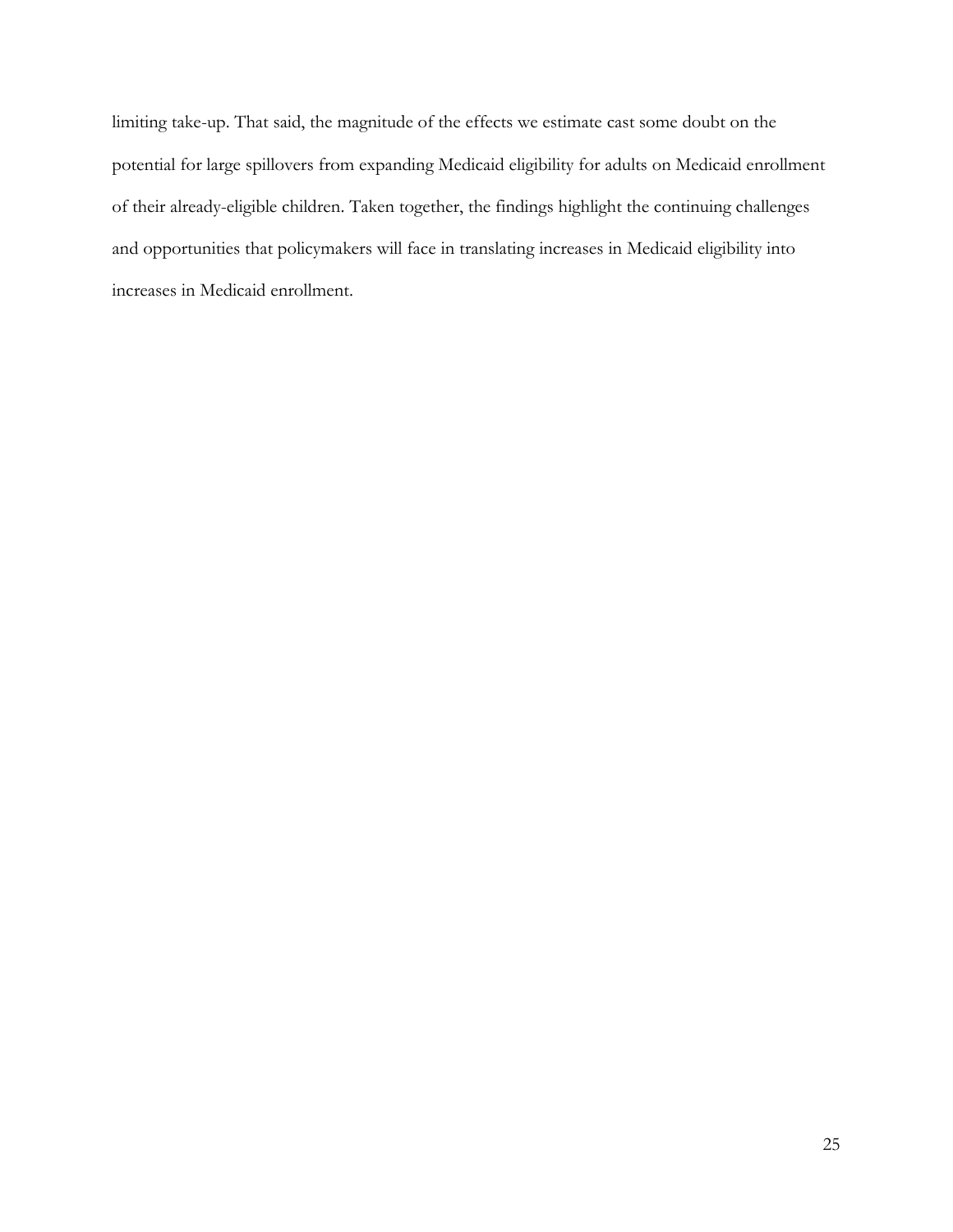limiting take-up. That said, the magnitude of the effects we estimate cast some doubt on the potential for large spillovers from expanding Medicaid eligibility for adults on Medicaid enrollment of their already-eligible children. Taken together, the findings highlight the continuing challenges and opportunities that policymakers will face in translating increases in Medicaid eligibility into increases in Medicaid enrollment.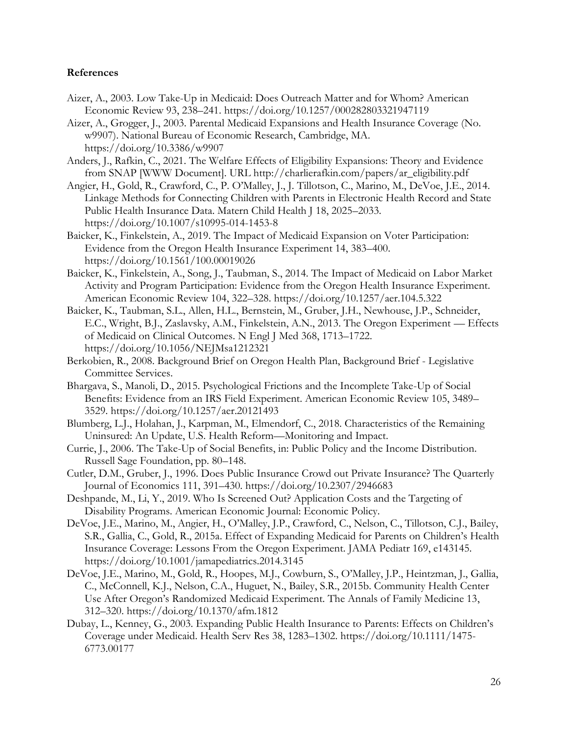**References**

Aizer, A., 2003. Low Take-Up in Medicaid: Does Outreach Matter and for Whom? American Economic Review 93, 238–241. https://doi.org/10.1257/000282803321947119

Aizer, A., Grogger, J., 2003. Parental Medicaid Expansions and Health Insurance Coverage (No. w9907). National Bureau of Economic Research, Cambridge, MA. https://doi.org/10.3386/w9907

Anders, J., Rafkin, C., 2021. The Welfare Effects of Eligibility Expansions: Theory and Evidence from SNAP [WWW Document]. URL http://charlierafkin.com/papers/ar_eligibility.pdf

Angier, H., Gold, R., Crawford, C., P. O'Malley, J., J. Tillotson, C., Marino, M., DeVoe, J.E., 2014. Linkage Methods for Connecting Children with Parents in Electronic Health Record and State Public Health Insurance Data. Matern Child Health J 18, 2025–2033. https://doi.org/10.1007/s10995-014-1453-8

Baicker, K., Finkelstein, A., 2019. The Impact of Medicaid Expansion on Voter Participation: Evidence from the Oregon Health Insurance Experiment 14, 383–400. https://doi.org/10.1561/100.00019026

Baicker, K., Finkelstein, A., Song, J., Taubman, S., 2014. The Impact of Medicaid on Labor Market Activity and Program Participation: Evidence from the Oregon Health Insurance Experiment. American Economic Review 104, 322–328. https://doi.org/10.1257/aer.104.5.322

Baicker, K., Taubman, S.L., Allen, H.L., Bernstein, M., Gruber, J.H., Newhouse, J.P., Schneider, E.C., Wright, B.J., Zaslavsky, A.M., Finkelstein, A.N., 2013. The Oregon Experiment — Effects of Medicaid on Clinical Outcomes. N Engl J Med 368, 1713–1722. https://doi.org/10.1056/NEJMsa1212321

Berkobien, R., 2008. Background Brief on Oregon Health Plan, Background Brief - Legislative Committee Services.

Bhargava, S., Manoli, D., 2015. Psychological Frictions and the Incomplete Take-Up of Social Benefits: Evidence from an IRS Field Experiment. American Economic Review 105, 3489–3529. https://doi.org/10.1257/aer.20121493

Blumberg, L.J., Holahan, J., Karpman, M., Elmendorf, C., 2018. Characteristics of the Remaining Uninsured: An Update, U.S. Health Reform—Monitoring and Impact.

Currie, J., 2006. The Take-Up of Social Benefits, in: Public Policy and the Income Distribution. Russell Sage Foundation, pp. 80–148.

Cutler, D.M., Gruber, J., 1996. Does Public Insurance Crowd out Private Insurance? The Quarterly Journal of Economics 111, 391–430. https://doi.org/10.2307/2946683

Deshpande, M., Li, Y., 2019. Who Is Screened Out? Application Costs and the Targeting of Disability Programs. American Economic Journal: Economic Policy.

DeVoe, J.E., Marino, M., Angier, H., O'Malley, J.P., Crawford, C., Nelson, C., Tillotson, C.J., Bailey, S.R., Gallia, C., Gold, R., 2015a. Effect of Expanding Medicaid for Parents on Children's Health Insurance Coverage: Lessons From the Oregon Experiment. JAMA Pediatr 169, e143145. https://doi.org/10.1001/jamapediatrics.2014.3145

DeVoe, J.E., Marino, M., Gold, R., Hoopes, M.J., Cowburn, S., O'Malley, J.P., Heintzman, J., Gallia, C., McConnell, K.J., Nelson, C.A., Huguet, N., Bailey, S.R., 2015b. Community Health Center Use After Oregon's Randomized Medicaid Experiment. The Annals of Family Medicine 13, 312–320. https://doi.org/10.1370/afm.1812

Dubay, L., Kenney, G., 2003. Expanding Public Health Insurance to Parents: Effects on Children's Coverage under Medicaid. Health Serv Res 38, 1283–1302. https://doi.org/10.1111/1475-6773.00177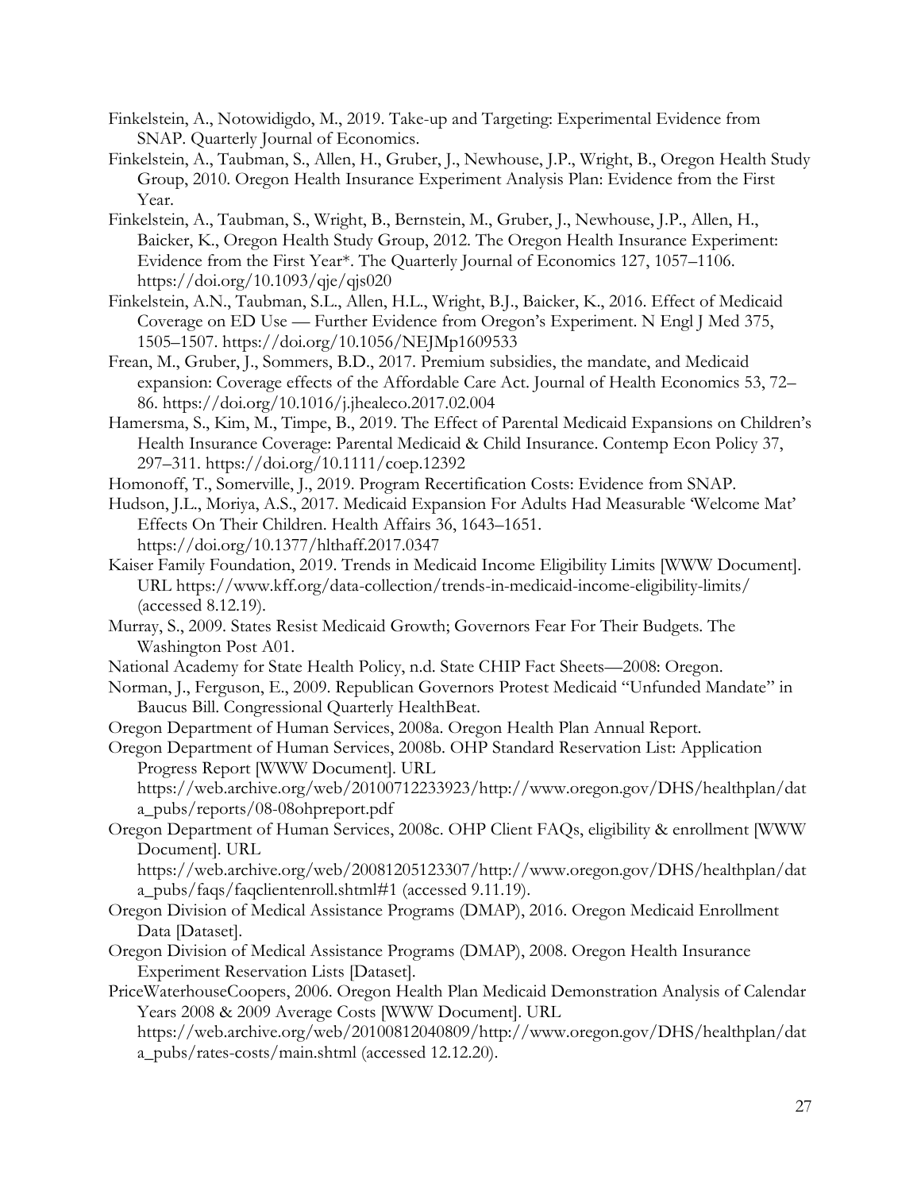Finkelstein, A., Notowidigdo, M., 2019. Take-up and Targeting: Experimental Evidence from SNAP. Quarterly Journal of Economics.

Finkelstein, A., Taubman, S., Allen, H., Gruber, J., Newhouse, J.P., Wright, B., Oregon Health Study Group, 2010. Oregon Health Insurance Experiment Analysis Plan: Evidence from the First Year.

Finkelstein, A., Taubman, S., Wright, B., Bernstein, M., Gruber, J., Newhouse, J.P., Allen, H., Baicker, K., Oregon Health Study Group, 2012. The Oregon Health Insurance Experiment: Evidence from the First Year*. The Quarterly Journal of Economics 127, 1057–1106. https://doi.org/10.1093/qje/qjs020

Finkelstein, A.N., Taubman, S.L., Allen, H.L., Wright, B.J., Baicker, K., 2016. Effect of Medicaid Coverage on ED Use — Further Evidence from Oregon's Experiment. N Engl J Med 375, 1505–1507. https://doi.org/10.1056/NEJMp1609533

Frean, M., Gruber, J., Sommers, B.D., 2017. Premium subsidies, the mandate, and Medicaid expansion: Coverage effects of the Affordable Care Act. Journal of Health Economics 53, 72–86. https://doi.org/10.1016/j.jhealeco.2017.02.004

Hamersma, S., Kim, M., Timpe, B., 2019. The Effect of Parental Medicaid Expansions on Children's Health Insurance Coverage: Parental Medicaid & Child Insurance. Contemp Econ Policy 37, 297–311. https://doi.org/10.1111/coep.12392

Homonoff, T., Somerville, J., 2019. Program Recertification Costs: Evidence from SNAP.

Hudson, J.L., Moriya, A.S., 2017. Medicaid Expansion For Adults Had Measurable 'Welcome Mat' Effects On Their Children. Health Affairs 36, 1643–1651. https://doi.org/10.1377/hlthaff.2017.0347

Kaiser Family Foundation, 2019. Trends in Medicaid Income Eligibility Limits [WWW Document]. URL https://www.kff.org/data-collection/trends-in-medicaid-income-eligibility-limits/ (accessed 8.12.19).

Murray, S., 2009. States Resist Medicaid Growth; Governors Fear For Their Budgets. The Washington Post A01.

National Academy for State Health Policy, n.d. State CHIP Fact Sheets—2008: Oregon.

Norman, J., Ferguson, E., 2009. Republican Governors Protest Medicaid "Unfunded Mandate" in Baucus Bill. Congressional Quarterly HealthBeat.

Oregon Department of Human Services, 2008a. Oregon Health Plan Annual Report.

Oregon Department of Human Services, 2008b. OHP Standard Reservation List: Application Progress Report [WWW Document]. URL https://web.archive.org/web/20100712233923/http://www.oregon.gov/DHS/healthplan/data_pubs/reports/08-08ohpreport.pdf

Oregon Department of Human Services, 2008c. OHP Client FAQs, eligibility & enrollment [WWW Document]. URL https://web.archive.org/web/20081205123307/http://www.oregon.gov/DHS/healthplan/data_pubs/faqs/faqclientenroll.shtml#1 (accessed 9.11.19).

Oregon Division of Medical Assistance Programs (DMAP), 2016. Oregon Medicaid Enrollment Data [Dataset].

Oregon Division of Medical Assistance Programs (DMAP), 2008. Oregon Health Insurance Experiment Reservation Lists [Dataset].

PriceWaterhouseCoopers, 2006. Oregon Health Plan Medicaid Demonstration Analysis of Calendar Years 2008 & 2009 Average Costs [WWW Document]. URL https://web.archive.org/web/20100812040809/http://www.oregon.gov/DHS/healthplan/data_pubs/rates-costs/main.shtml (accessed 12.12.20).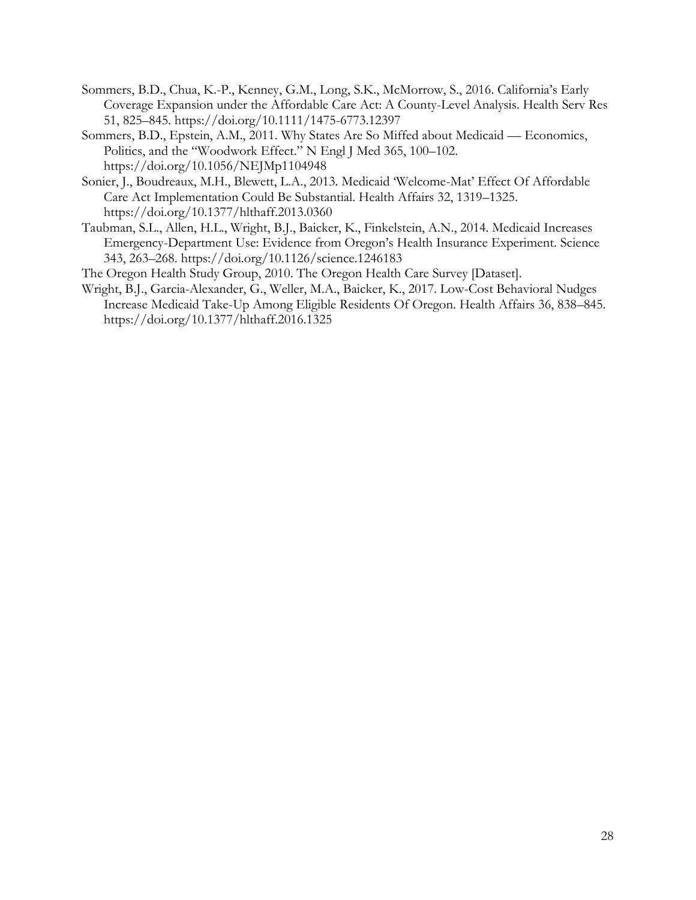Sommers, B.D., Chua, K.-P., Kenney, G.M., Long, S.K., McMorrow, S., 2016. California's Early Coverage Expansion under the Affordable Care Act: A County-Level Analysis. Health Serv Res 51, 825–845. https://doi.org/10.1111/1475-6773.12397

Sommers, B.D., Epstein, A.M., 2011. Why States Are So Miffed about Medicaid — Economics, Politics, and the "Woodwork Effect." N Engl J Med 365, 100–102. https://doi.org/10.1056/NEJMp1104948

Sonier, J., Boudreaux, M.H., Blewett, L.A., 2013. Medicaid 'Welcome-Mat' Effect Of Affordable Care Act Implementation Could Be Substantial. Health Affairs 32, 1319–1325. https://doi.org/10.1377/hlthaff.2013.0360

Taubman, S.L., Allen, H.L., Wright, B.J., Baicker, K., Finkelstein, A.N., 2014. Medicaid Increases Emergency-Department Use: Evidence from Oregon's Health Insurance Experiment. Science 343, 263–268. https://doi.org/10.1126/science.1246183

The Oregon Health Study Group, 2010. The Oregon Health Care Survey [Dataset].

Wright, B.J., Garcia-Alexander, G., Weller, M.A., Baicker, K., 2017. Low-Cost Behavioral Nudges Increase Medicaid Take-Up Among Eligible Residents Of Oregon. Health Affairs 36, 838–845. https://doi.org/10.1377/hlthaff.2016.1325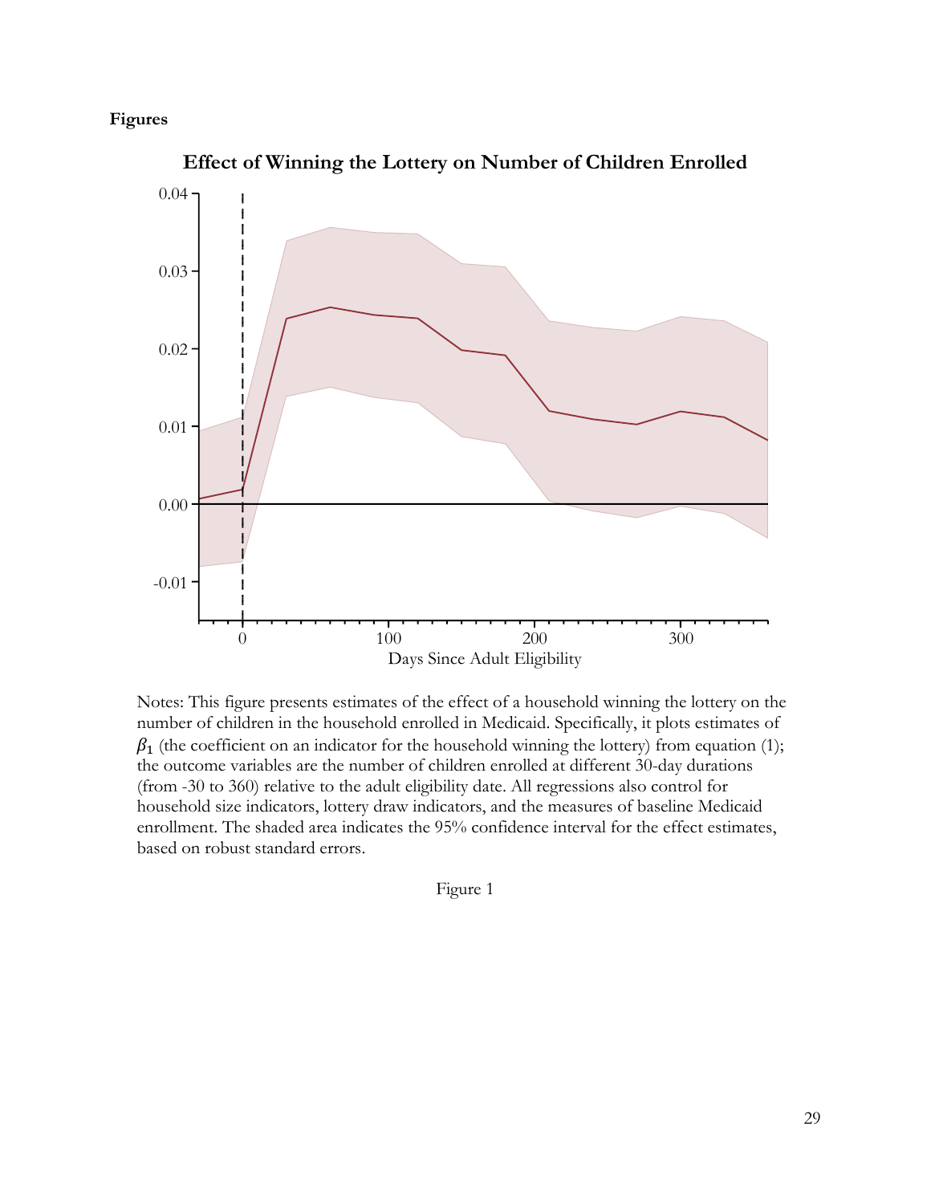**Figures**

Effect of Winning the Lottery on Number of Children Enrolled

Notes: This figure presents estimates of the effect of a household winning the lottery on the number of children in the household enrolled in Medicaid. Specifically, it plots estimates of $\beta_1$ (the coefficient on an indicator for the household winning the lottery) from equation (1); the outcome variables are the number of children enrolled at different 30-day durations (from -30 to 360) relative to the adult eligibility date. All regressions also control for household size indicators, lottery draw indicators, and the measures of baseline Medicaid enrollment. The shaded area indicates the 95% confidence interval for the effect estimates, based on robust standard errors.

Figure 1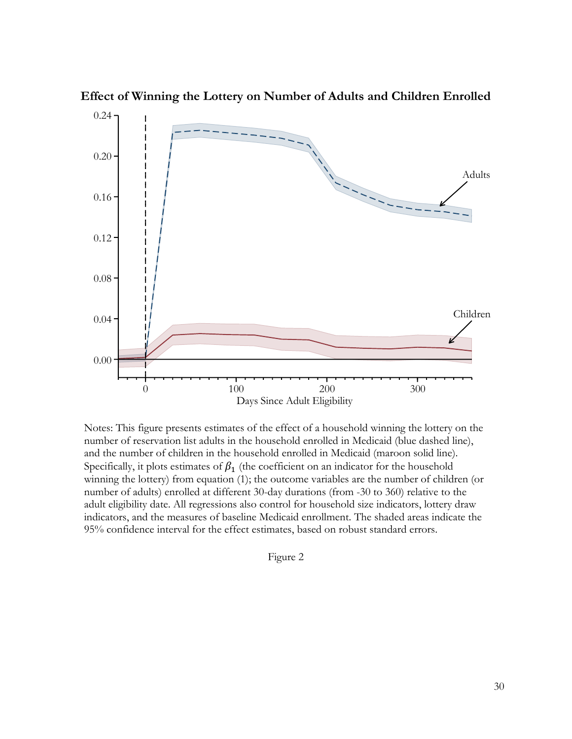**Effect of Winning the Lottery on Number of Adults and Children Enrolled**

Notes: This figure presents estimates of the effect of a household winning the lottery on the number of reservation list adults in the household enrolled in Medicaid (blue dashed line), and the number of children in the household enrolled in Medicaid (maroon solid line). Specifically, it plots estimates of $\beta_1$ (the coefficient on an indicator for the household winning the lottery) from equation (1); the outcome variables are the number of children (or number of adults) enrolled at different 30-day durations (from -30 to 360) relative to the adult eligibility date. All regressions also control for household size indicators, lottery draw indicators, and the measures of baseline Medicaid enrollment. The shaded areas indicate the 95% confidence interval for the effect estimates, based on robust standard errors.

Figure 2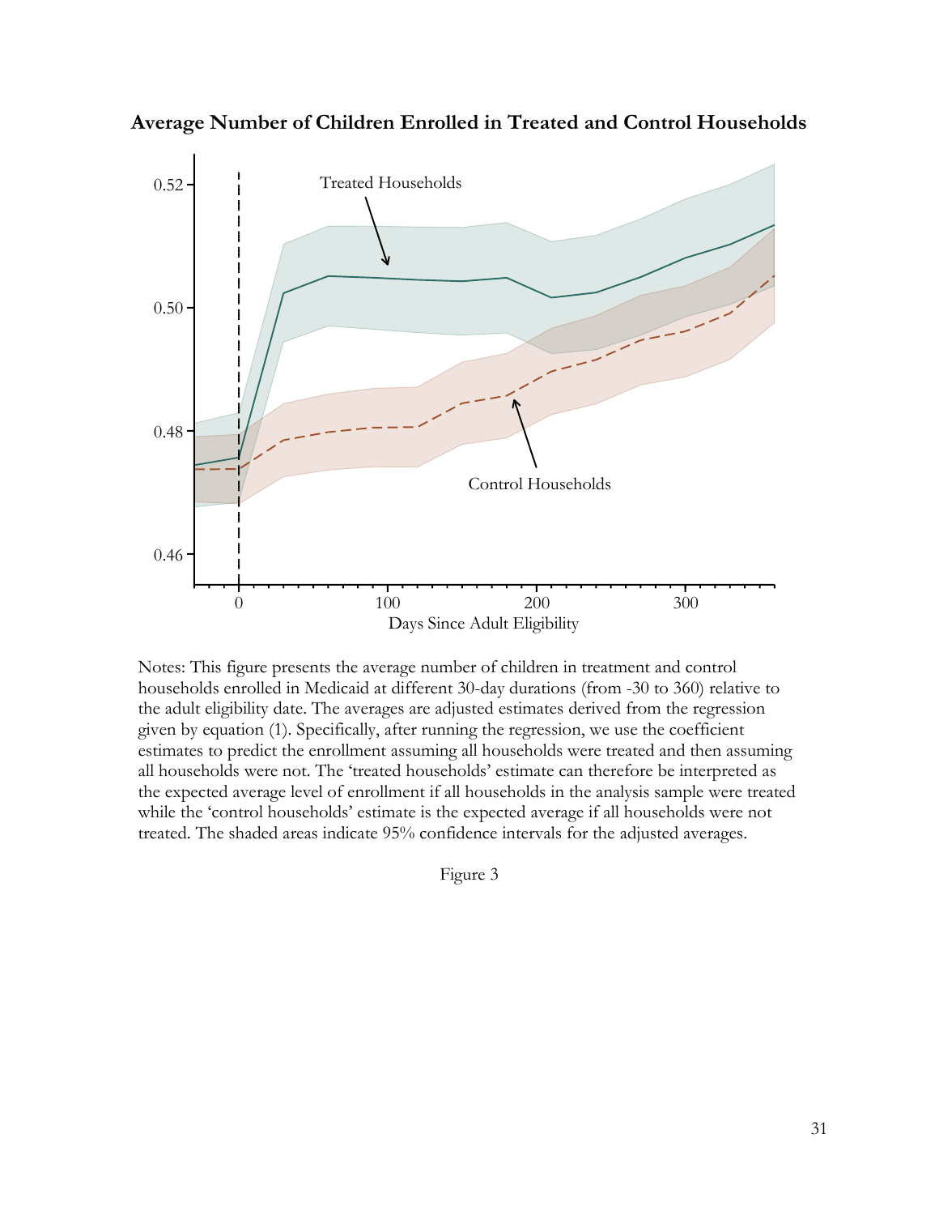**Average Number of Children Enrolled in Treated and Control Households**

Notes: This figure presents the average number of children in treatment and control households enrolled in Medicaid at different 30-day durations (from -30 to 360) relative to the adult eligibility date. The averages are adjusted estimates derived from the regression given by equation (1). Specifically, after running the regression, we use the coefficient estimates to predict the enrollment assuming all households were treated and then assuming all households were not. The 'treated households' estimate can therefore be interpreted as the expected average level of enrollment if all households in the analysis sample were treated while the 'control households' estimate is the expected average if all households were not treated. The shaded areas indicate 95% confidence intervals for the adjusted averages.

Figure 3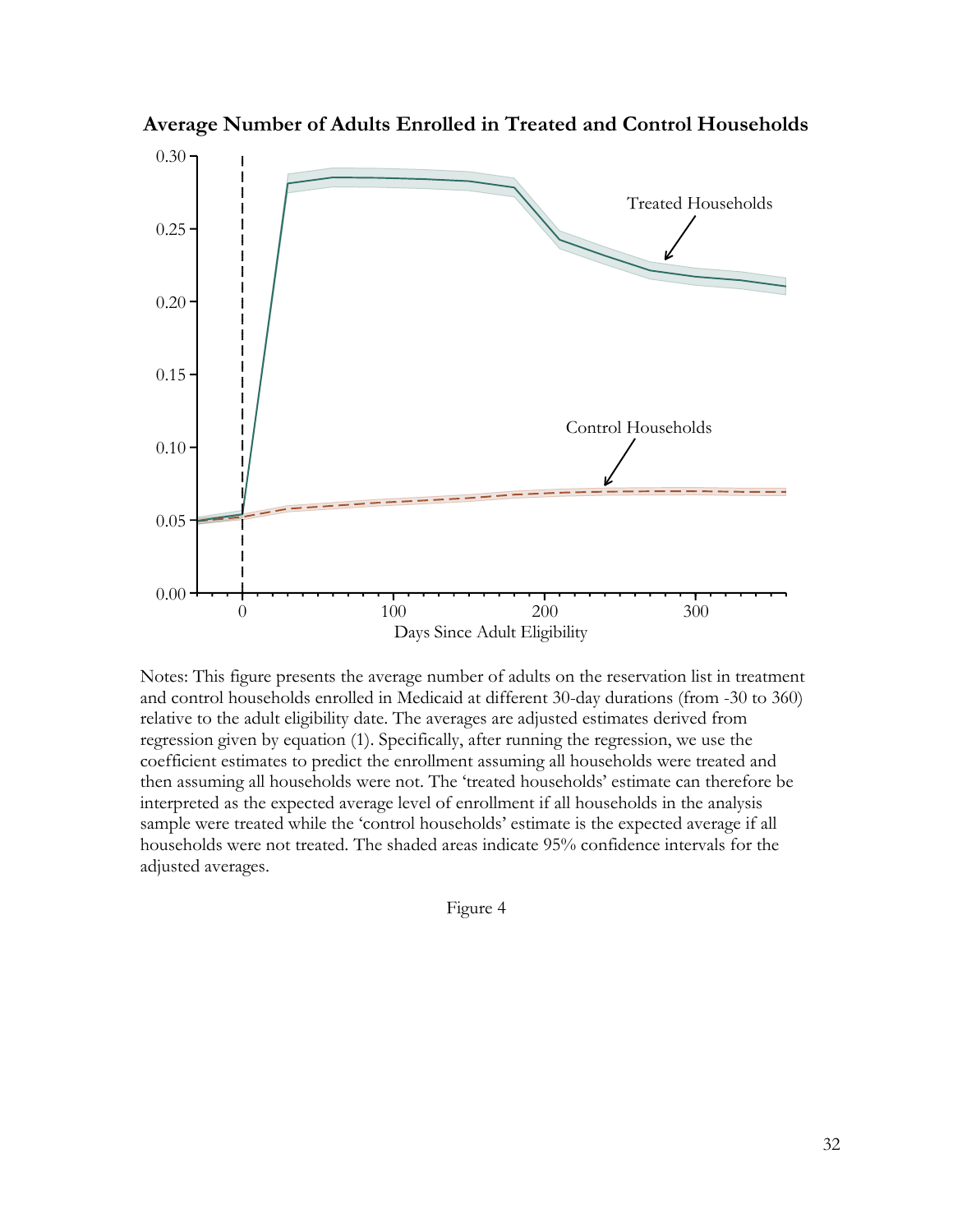**Average Number of Adults Enrolled in Treated and Control Households**

Notes: This figure presents the average number of adults on the reservation list in treatment and control households enrolled in Medicaid at different 30-day durations (from -30 to 360) relative to the adult eligibility date. The averages are adjusted estimates derived from regression given by equation (1). Specifically, after running the regression, we use the coefficient estimates to predict the enrollment assuming all households were treated and then assuming all households were not. The 'treated households' estimate can therefore be interpreted as the expected average level of enrollment if all households in the analysis sample were treated while the 'control households' estimate is the expected average if all households were not treated. The shaded areas indicate 95% confidence intervals for the adjusted averages.

Figure 4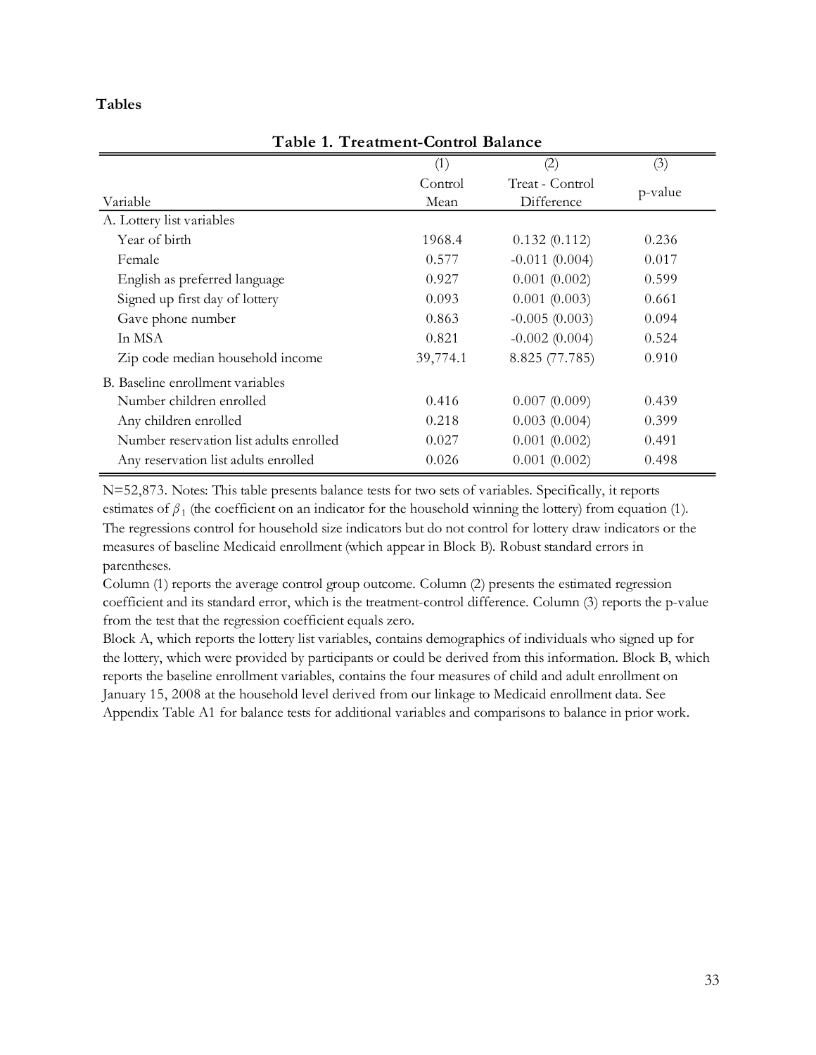**Tables**

**Table 1. Treatment-Control Balance**

| Variable | (1)<br>Control Mean | (2)<br>Treat - Control Difference | (3)<br>p-value |
|---|---|---|---|
| A. Lottery list variables | | | |
| Year of birth | 1968.4 | 0.132 (0.112) | 0.236 |
| Female | 0.577 | -0.011 (0.004) | 0.017 |
| English as preferred language | 0.927 | 0.001 (0.002) | 0.599 |
| Signed up first day of lottery | 0.093 | 0.001 (0.003) | 0.661 |
| Gave phone number | 0.863 | -0.005 (0.003) | 0.094 |
| In MSA | 0.821 | -0.002 (0.004) | 0.524 |
| Zip code median household income | 39,774.1 | 8.825 (77.785) | 0.910 |
| B. Baseline enrollment variables | | | |
| Number children enrolled | 0.416 | 0.007 (0.009) | 0.439 |
| Any children enrolled | 0.218 | 0.003 (0.004) | 0.399 |
| Number reservation list adults enrolled | 0.027 | 0.001 (0.002) | 0.491 |
| Any reservation list adults enrolled | 0.026 | 0.001 (0.002) | 0.498 |

N=52,873. Notes: This table presents balance tests for two sets of variables. Specifically, it reports estimates of $\beta_1$ (the coefficient on an indicator for the household winning the lottery) from equation (1). The regressions control for household size indicators but do not control for lottery draw indicators or the measures of baseline Medicaid enrollment (which appear in Block B). Robust standard errors in parentheses.

Column (1) reports the average control group outcome. Column (2) presents the estimated regression coefficient and its standard error, which is the treatment-control difference. Column (3) reports the p-value from the test that the regression coefficient equals zero.

Block A, which reports the lottery list variables, contains demographics of individuals who signed up for the lottery, which were provided by participants or could be derived from this information. Block B, which reports the baseline enrollment variables, contains the four measures of child and adult enrollment on January 15, 2008 at the household level derived from our linkage to Medicaid enrollment data. See Appendix Table A1 for balance tests for additional variables and comparisons to balance in prior work.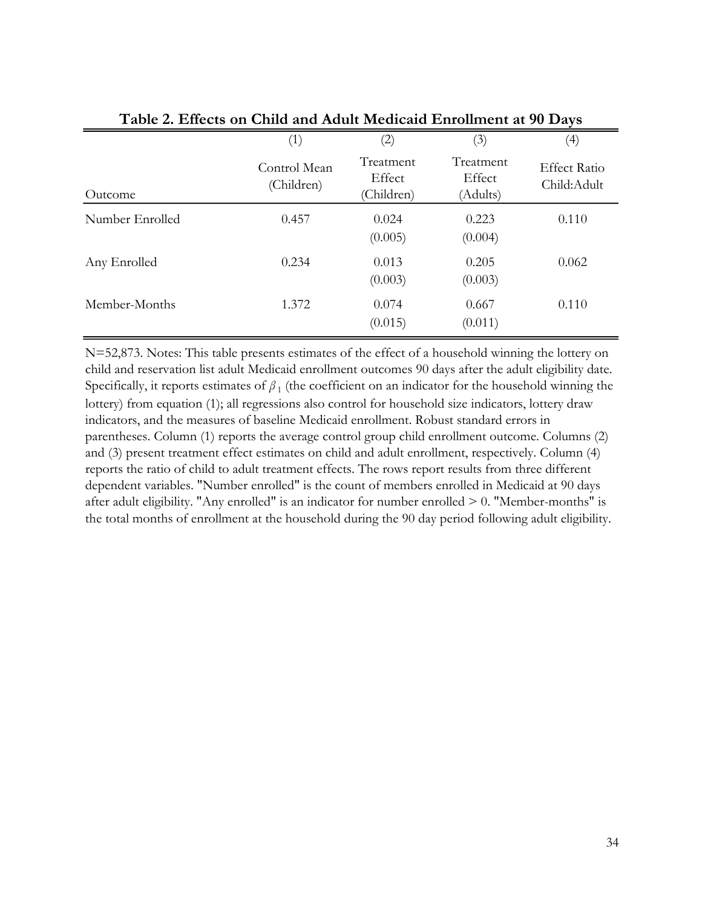**Table 2. Effects on Child and Adult Medicaid Enrollment at 90 Days**

| | (1) | (2) | (3) | (4) |
|---|---|---|---|---|
| Outcome | Control Mean (Children) | Treatment Effect (Children) | Treatment Effect (Adults) | Effect Ratio Child:Adult |
| Number Enrolled | 0.457 | 0.024 | 0.223 | 0.110 |
| | | (0.005) | (0.004) | |
| Any Enrolled | 0.234 | 0.013 | 0.205 | 0.062 |
| | | (0.003) | (0.003) | |
| Member-Months | 1.372 | 0.074 | 0.667 | 0.110 |
| | | (0.015) | (0.011) | |

N=52,873. Notes: This table presents estimates of the effect of a household winning the lottery on child and reservation list adult Medicaid enrollment outcomes 90 days after the adult eligibility date. Specifically, it reports estimates of $\beta_1$ (the coefficient on an indicator for the household winning the lottery) from equation (1); all regressions also control for household size indicators, lottery draw indicators, and the measures of baseline Medicaid enrollment. Robust standard errors in parentheses. Column (1) reports the average control group child enrollment outcome. Columns (2) and (3) present treatment effect estimates on child and adult enrollment, respectively. Column (4) reports the ratio of child to adult treatment effects. The rows report results from three different dependent variables. "Number enrolled" is the count of members enrolled in Medicaid at 90 days after adult eligibility. "Any enrolled" is an indicator for number enrolled > 0. "Member-months" is the total months of enrollment at the household during the 90 day period following adult eligibility.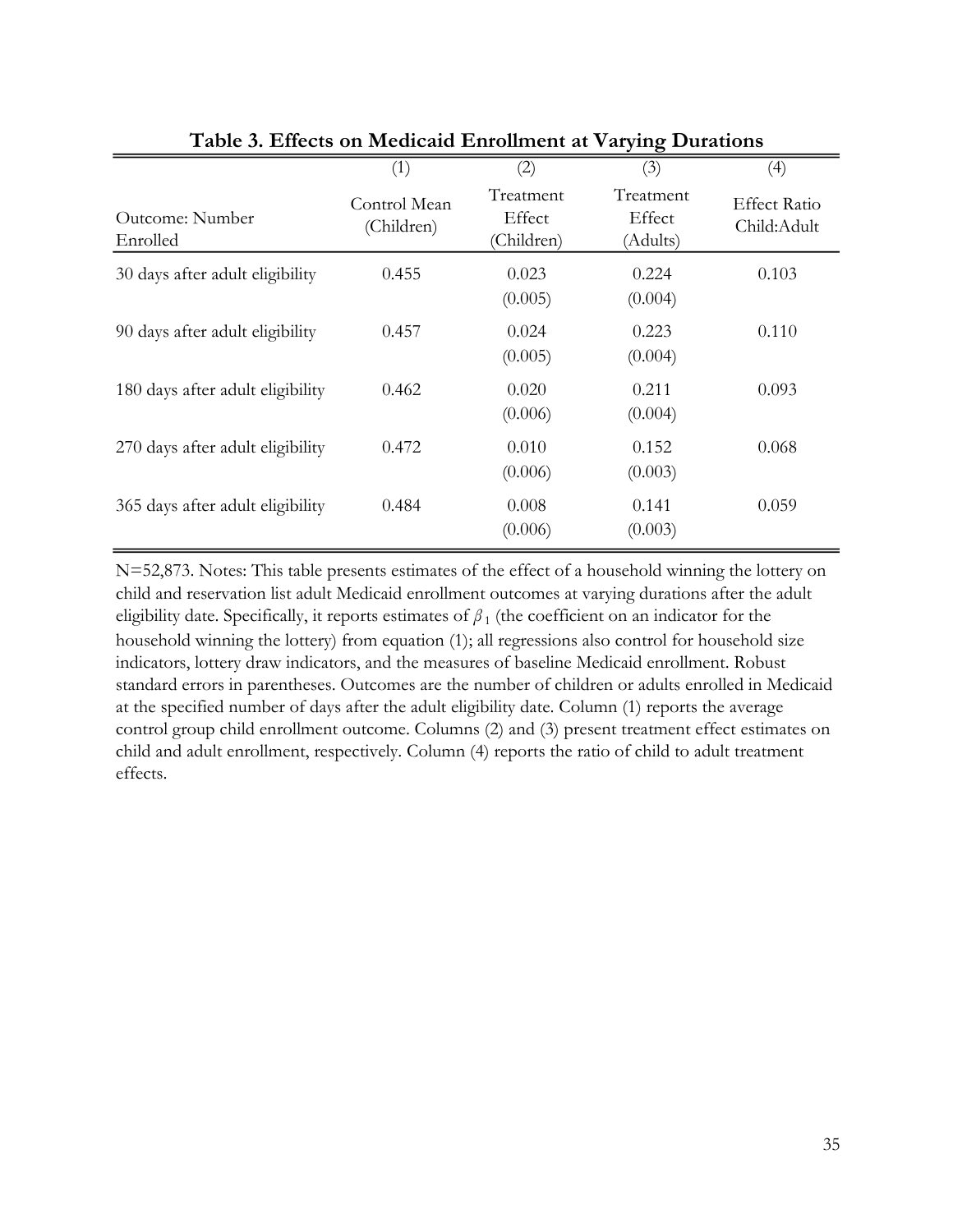**Table 3. Effects on Medicaid Enrollment at Varying Durations**

| | (1) | (2) | (3) | (4) |
|---|---|---|---|---|
| Outcome: Number Enrolled | Control Mean (Children) | Treatment Effect (Children) | Treatment Effect (Adults) | Effect Ratio Child:Adult |
| 30 days after adult eligibility | 0.455 | 0.023 | 0.224 | 0.103 |
| | | (0.005) | (0.004) | |
| 90 days after adult eligibility | 0.457 | 0.024 | 0.223 | 0.110 |
| | | (0.005) | (0.004) | |
| 180 days after adult eligibility | 0.462 | 0.020 | 0.211 | 0.093 |
| | | (0.006) | (0.004) | |
| 270 days after adult eligibility | 0.472 | 0.010 | 0.152 | 0.068 |
| | | (0.006) | (0.003) | |
| 365 days after adult eligibility | 0.484 | 0.008 | 0.141 | 0.059 |
| | | (0.006) | (0.003) | |

N=52,873. Notes: This table presents estimates of the effect of a household winning the lottery on child and reservation list adult Medicaid enrollment outcomes at varying durations after the adult eligibility date. Specifically, it reports estimates of $\beta_1$ (the coefficient on an indicator for the household winning the lottery) from equation (1); all regressions also control for household size indicators, lottery draw indicators, and the measures of baseline Medicaid enrollment. Robust standard errors in parentheses. Outcomes are the number of children or adults enrolled in Medicaid at the specified number of days after the adult eligibility date. Column (1) reports the average control group child enrollment outcome. Columns (2) and (3) present treatment effect estimates on child and adult enrollment, respectively. Column (4) reports the ratio of child to adult treatment effects.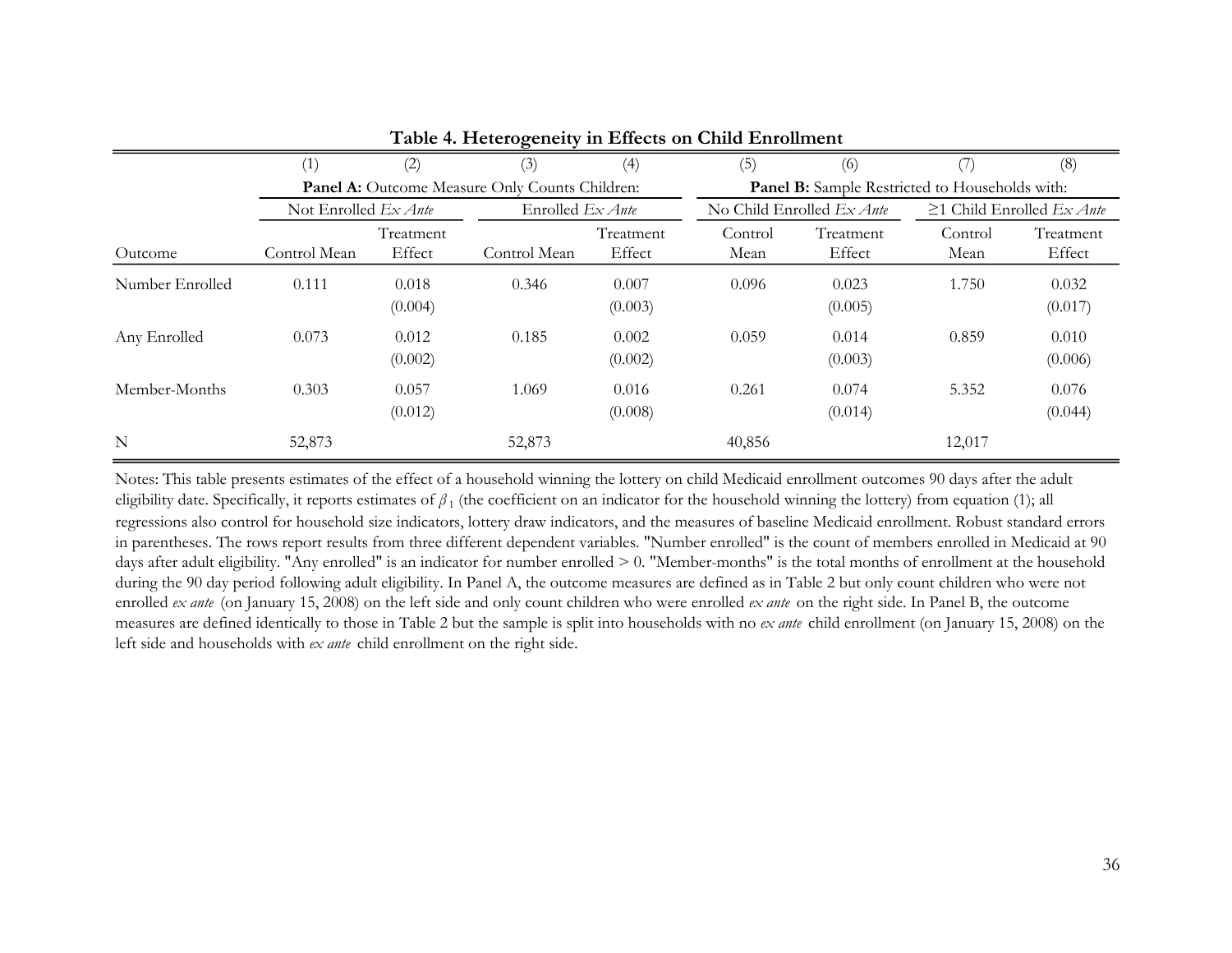**Table 4. Heterogeneity in Effects on Child Enrollment**

| | (1) | (2) | (3) | (4) | (5) | (6) | (7) | (8) |
|---|---|---|---|---|---|---|---|---|
| | **Panel A:** Outcome Measure Only Counts Children: | | | | **Panel B:** Sample Restricted to Households with: | | | |
| | Not Enrolled *Ex Ante* | | Enrolled *Ex Ante* | | No Child Enrolled *Ex Ante* | | ≥1 Child Enrolled *Ex Ante* | |
| Outcome | Control Mean | Treatment Effect | Control Mean | Treatment Effect | Control Mean | Treatment Effect | Control Mean | Treatment Effect |
| Number Enrolled | 0.111 | 0.018 | 0.346 | 0.007 | 0.096 | 0.023 | 1.750 | 0.032 |
| | | (0.004) | | (0.003) | | (0.005) | | (0.017) |
| Any Enrolled | 0.073 | 0.012 | 0.185 | 0.002 | 0.059 | 0.014 | 0.859 | 0.010 |
| | | (0.002) | | (0.002) | | (0.003) | | (0.006) |
| Member-Months | 0.303 | 0.057 | 1.069 | 0.016 | 0.261 | 0.074 | 5.352 | 0.076 |
| | | (0.012) | | (0.008) | | (0.014) | | (0.044) |
| N | 52,873 | | 52,873 | | 40,856 | | 12,017 | |

Notes: This table presents estimates of the effect of a household winning the lottery on child Medicaid enrollment outcomes 90 days after the adult eligibility date. Specifically, it reports estimates of $\beta_1$ (the coefficient on an indicator for the household winning the lottery) from equation (1); all regressions also control for household size indicators, lottery draw indicators, and the measures of baseline Medicaid enrollment. Robust standard errors in parentheses. The rows report results from three different dependent variables. "Number enrolled" is the count of members enrolled in Medicaid at 90 days after adult eligibility. "Any enrolled" is an indicator for number enrolled > 0. "Member-months" is the total months of enrollment at the household during the 90 day period following adult eligibility. In Panel A, the outcome measures are defined as in Table 2 but only count children who were not enrolled *ex ante* (on January 15, 2008) on the left side and only count children who were enrolled *ex ante* on the right side. In Panel B, the outcome measures are defined identically to those in Table 2 but the sample is split into households with no *ex ante* child enrollment (on January 15, 2008) on the left side and households with *ex ante* child enrollment on the right side.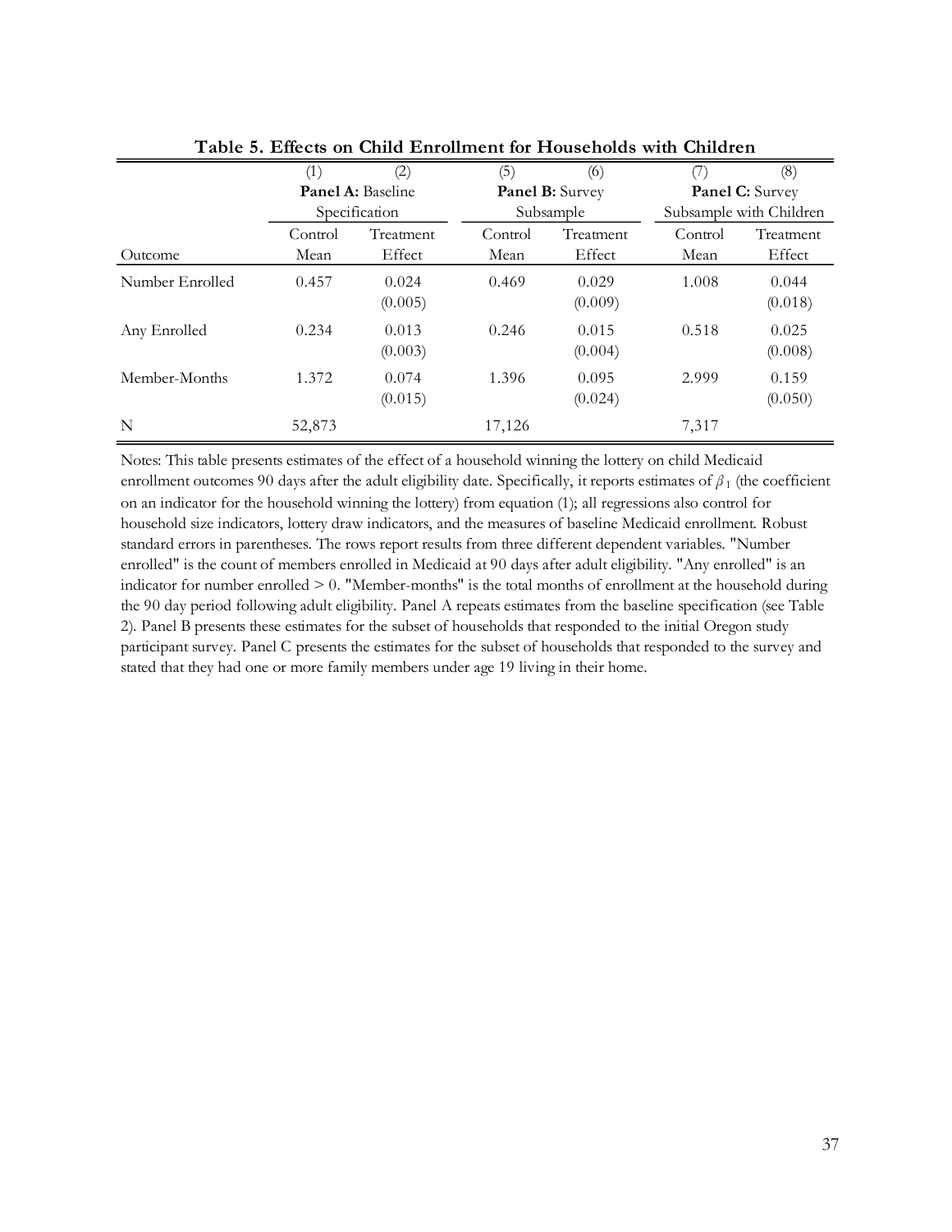**Table 5. Effects on Child Enrollment for Households with Children**

| | (1) | (2) | (5) | (6) | (7) | (8) |
|---|---|---|---|---|---|---|
| | **Panel A:** Baseline Specification | | **Panel B:** Survey Subsample | | **Panel C:** Survey Subsample with Children | |
| Outcome | Control Mean | Treatment Effect | Control Mean | Treatment Effect | Control Mean | Treatment Effect |
| Number Enrolled | 0.457 | 0.024 | 0.469 | 0.029 | 1.008 | 0.044 |
| | | (0.005) | | (0.009) | | (0.018) |
| Any Enrolled | 0.234 | 0.013 | 0.246 | 0.015 | 0.518 | 0.025 |
| | | (0.003) | | (0.004) | | (0.008) |
| Member-Months | 1.372 | 0.074 | 1.396 | 0.095 | 2.999 | 0.159 |
| | | (0.015) | | (0.024) | | (0.050) |
| N | 52,873 | | 17,126 | | 7,317 | |

Notes: This table presents estimates of the effect of a household winning the lottery on child Medicaid enrollment outcomes 90 days after the adult eligibility date. Specifically, it reports estimates of $\beta_1$ (the coefficient on an indicator for the household winning the lottery) from equation (1); all regressions also control for household size indicators, lottery draw indicators, and the measures of baseline Medicaid enrollment. Robust standard errors in parentheses. The rows report results from three different dependent variables. "Number enrolled" is the count of members enrolled in Medicaid at 90 days after adult eligibility. "Any enrolled" is an indicator for number enrolled > 0. "Member-months" is the total months of enrollment at the household during the 90 day period following adult eligibility. Panel A repeats estimates from the baseline specification (see Table 2). Panel B presents these estimates for the subset of households that responded to the initial Oregon study participant survey. Panel C presents the estimates for the subset of households that responded to the survey and stated that they had one or more family members under age 19 living in their home.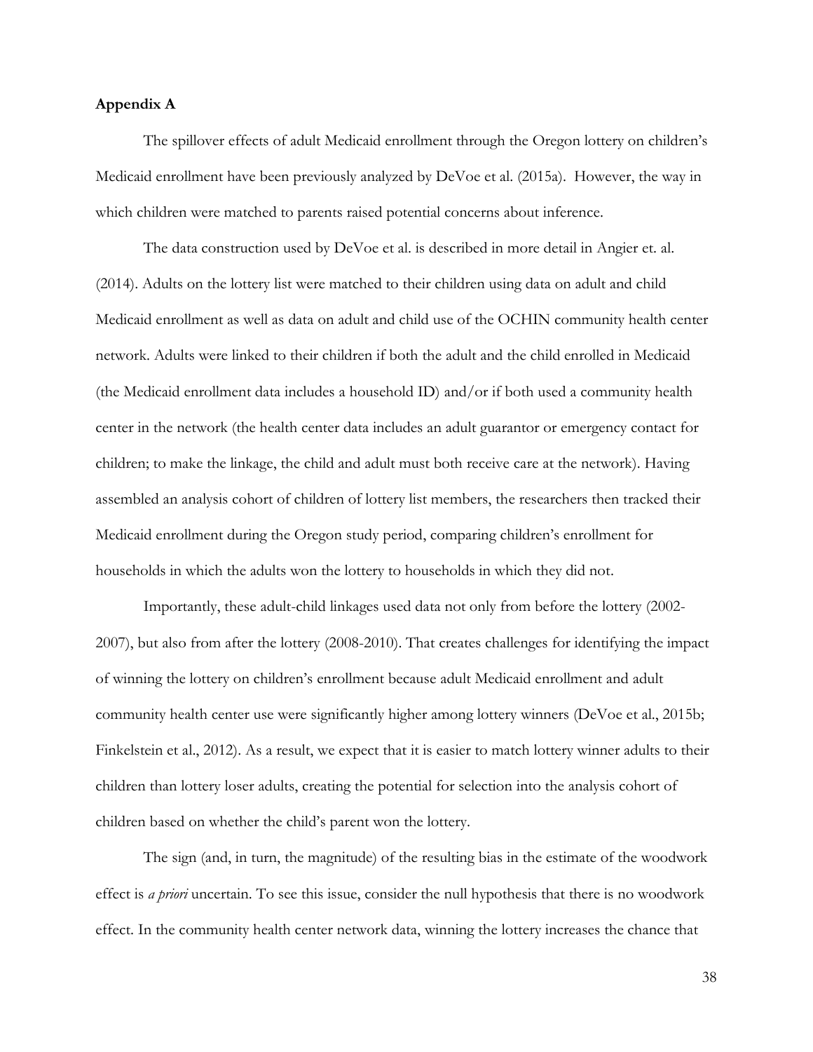## Appendix A

The spillover effects of adult Medicaid enrollment through the Oregon lottery on children's Medicaid enrollment have been previously analyzed by DeVoe et al. (2015a). However, the way in which children were matched to parents raised potential concerns about inference.

The data construction used by DeVoe et al. is described in more detail in Angier et. al. (2014). Adults on the lottery list were matched to their children using data on adult and child Medicaid enrollment as well as data on adult and child use of the OCHIN community health center network. Adults were linked to their children if both the adult and the child enrolled in Medicaid (the Medicaid enrollment data includes a household ID) and/or if both used a community health center in the network (the health center data includes an adult guarantor or emergency contact for children; to make the linkage, the child and adult must both receive care at the network). Having assembled an analysis cohort of children of lottery list members, the researchers then tracked their Medicaid enrollment during the Oregon study period, comparing children's enrollment for households in which the adults won the lottery to households in which they did not.

Importantly, these adult-child linkages used data not only from before the lottery (2002-2007), but also from after the lottery (2008-2010). That creates challenges for identifying the impact of winning the lottery on children's enrollment because adult Medicaid enrollment and adult community health center use were significantly higher among lottery winners (DeVoe et al., 2015b; Finkelstein et al., 2012). As a result, we expect that it is easier to match lottery winner adults to their children than lottery loser adults, creating the potential for selection into the analysis cohort of children based on whether the child's parent won the lottery.

The sign (and, in turn, the magnitude) of the resulting bias in the estimate of the woodwork effect is *a priori* uncertain. To see this issue, consider the null hypothesis that there is no woodwork effect. In the community health center network data, winning the lottery increases the chance that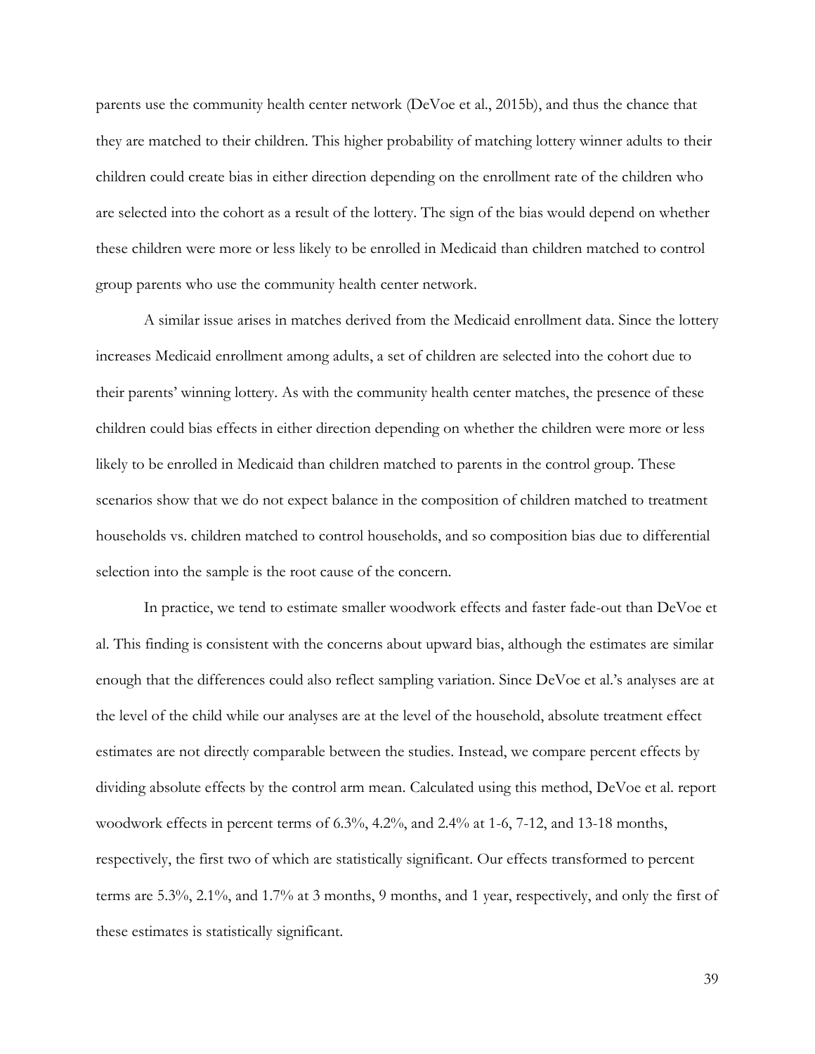parents use the community health center network (DeVoe et al., 2015b), and thus the chance that they are matched to their children. This higher probability of matching lottery winner adults to their children could create bias in either direction depending on the enrollment rate of the children who are selected into the cohort as a result of the lottery. The sign of the bias would depend on whether these children were more or less likely to be enrolled in Medicaid than children matched to control group parents who use the community health center network.

A similar issue arises in matches derived from the Medicaid enrollment data. Since the lottery increases Medicaid enrollment among adults, a set of children are selected into the cohort due to their parents' winning lottery. As with the community health center matches, the presence of these children could bias effects in either direction depending on whether the children were more or less likely to be enrolled in Medicaid than children matched to parents in the control group. These scenarios show that we do not expect balance in the composition of children matched to treatment households vs. children matched to control households, and so composition bias due to differential selection into the sample is the root cause of the concern.

In practice, we tend to estimate smaller woodwork effects and faster fade-out than DeVoe et al. This finding is consistent with the concerns about upward bias, although the estimates are similar enough that the differences could also reflect sampling variation. Since DeVoe et al.'s analyses are at the level of the child while our analyses are at the level of the household, absolute treatment effect estimates are not directly comparable between the studies. Instead, we compare percent effects by dividing absolute effects by the control arm mean. Calculated using this method, DeVoe et al. report woodwork effects in percent terms of 6.3%, 4.2%, and 2.4% at 1-6, 7-12, and 13-18 months, respectively, the first two of which are statistically significant. Our effects transformed to percent terms are 5.3%, 2.1%, and 1.7% at 3 months, 9 months, and 1 year, respectively, and only the first of these estimates is statistically significant.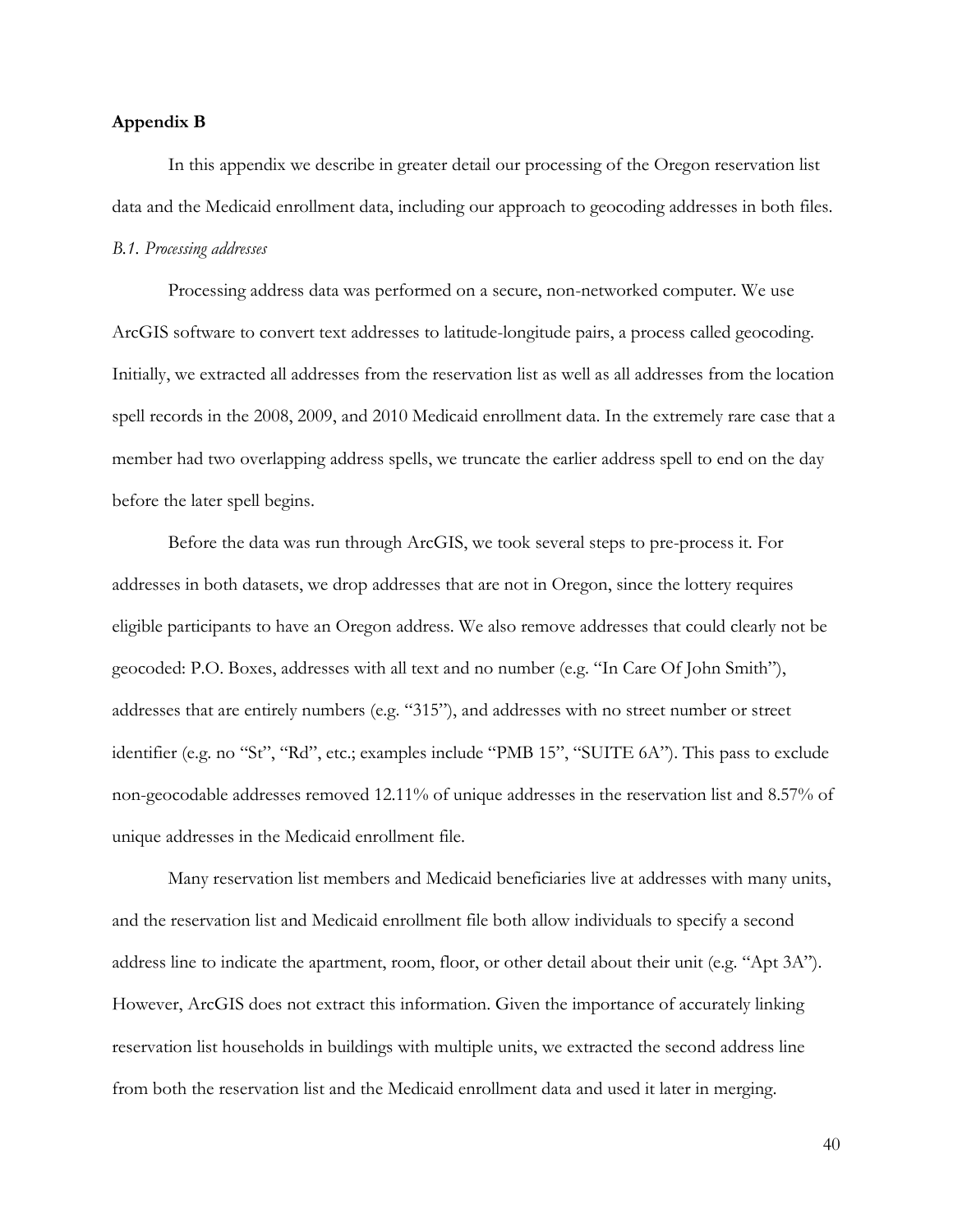## Appendix B

In this appendix we describe in greater detail our processing of the Oregon reservation list data and the Medicaid enrollment data, including our approach to geocoding addresses in both files.

### *B.1. Processing addresses*

Processing address data was performed on a secure, non-networked computer. We use ArcGIS software to convert text addresses to latitude-longitude pairs, a process called geocoding. Initially, we extracted all addresses from the reservation list as well as all addresses from the location spell records in the 2008, 2009, and 2010 Medicaid enrollment data. In the extremely rare case that a member had two overlapping address spells, we truncate the earlier address spell to end on the day before the later spell begins.

Before the data was run through ArcGIS, we took several steps to pre-process it. For addresses in both datasets, we drop addresses that are not in Oregon, since the lottery requires eligible participants to have an Oregon address. We also remove addresses that could clearly not be geocoded: P.O. Boxes, addresses with all text and no number (e.g. "In Care Of John Smith"), addresses that are entirely numbers (e.g. "315"), and addresses with no street number or street identifier (e.g. no "St", "Rd", etc.; examples include "PMB 15", "SUITE 6A"). This pass to exclude non-geocodable addresses removed 12.11% of unique addresses in the reservation list and 8.57% of unique addresses in the Medicaid enrollment file.

Many reservation list members and Medicaid beneficiaries live at addresses with many units, and the reservation list and Medicaid enrollment file both allow individuals to specify a second address line to indicate the apartment, room, floor, or other detail about their unit (e.g. "Apt 3A"). However, ArcGIS does not extract this information. Given the importance of accurately linking reservation list households in buildings with multiple units, we extracted the second address line from both the reservation list and the Medicaid enrollment data and used it later in merging.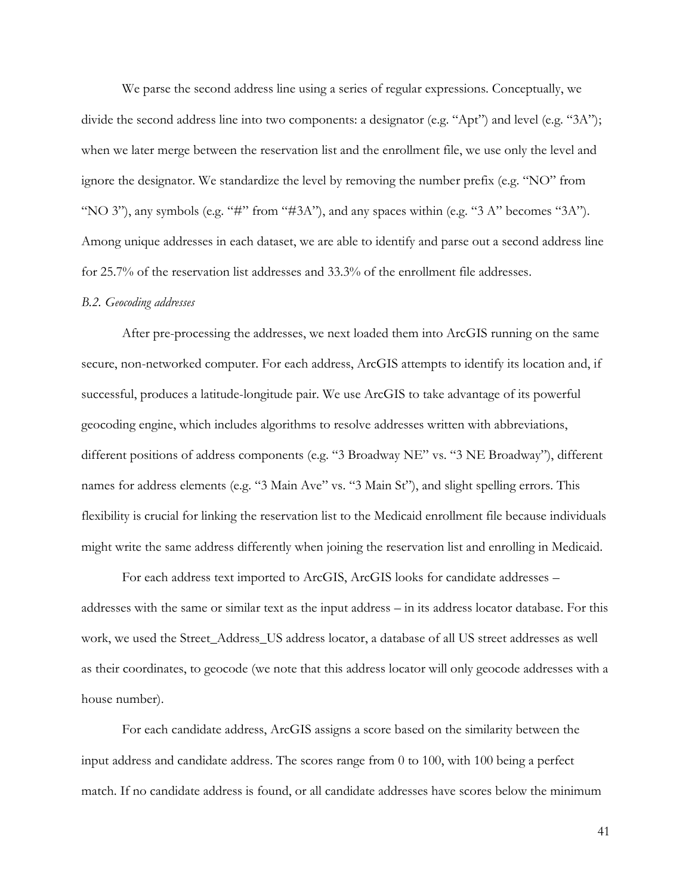We parse the second address line using a series of regular expressions. Conceptually, we divide the second address line into two components: a designator (e.g. "Apt") and level (e.g. "3A"); when we later merge between the reservation list and the enrollment file, we use only the level and ignore the designator. We standardize the level by removing the number prefix (e.g. "NO" from "NO 3"), any symbols (e.g. "#" from "#3A"), and any spaces within (e.g. "3 A" becomes "3A"). Among unique addresses in each dataset, we are able to identify and parse out a second address line for 25.7% of the reservation list addresses and 33.3% of the enrollment file addresses.

*B.2. Geocoding addresses*

After pre-processing the addresses, we next loaded them into ArcGIS running on the same secure, non-networked computer. For each address, ArcGIS attempts to identify its location and, if successful, produces a latitude-longitude pair. We use ArcGIS to take advantage of its powerful geocoding engine, which includes algorithms to resolve addresses written with abbreviations, different positions of address components (e.g. "3 Broadway NE" vs. "3 NE Broadway"), different names for address elements (e.g. "3 Main Ave" vs. "3 Main St"), and slight spelling errors. This flexibility is crucial for linking the reservation list to the Medicaid enrollment file because individuals might write the same address differently when joining the reservation list and enrolling in Medicaid.

For each address text imported to ArcGIS, ArcGIS looks for candidate addresses – addresses with the same or similar text as the input address – in its address locator database. For this work, we used the Street_Address_US address locator, a database of all US street addresses as well as their coordinates, to geocode (we note that this address locator will only geocode addresses with a house number).

For each candidate address, ArcGIS assigns a score based on the similarity between the input address and candidate address. The scores range from 0 to 100, with 100 being a perfect match. If no candidate address is found, or all candidate addresses have scores below the minimum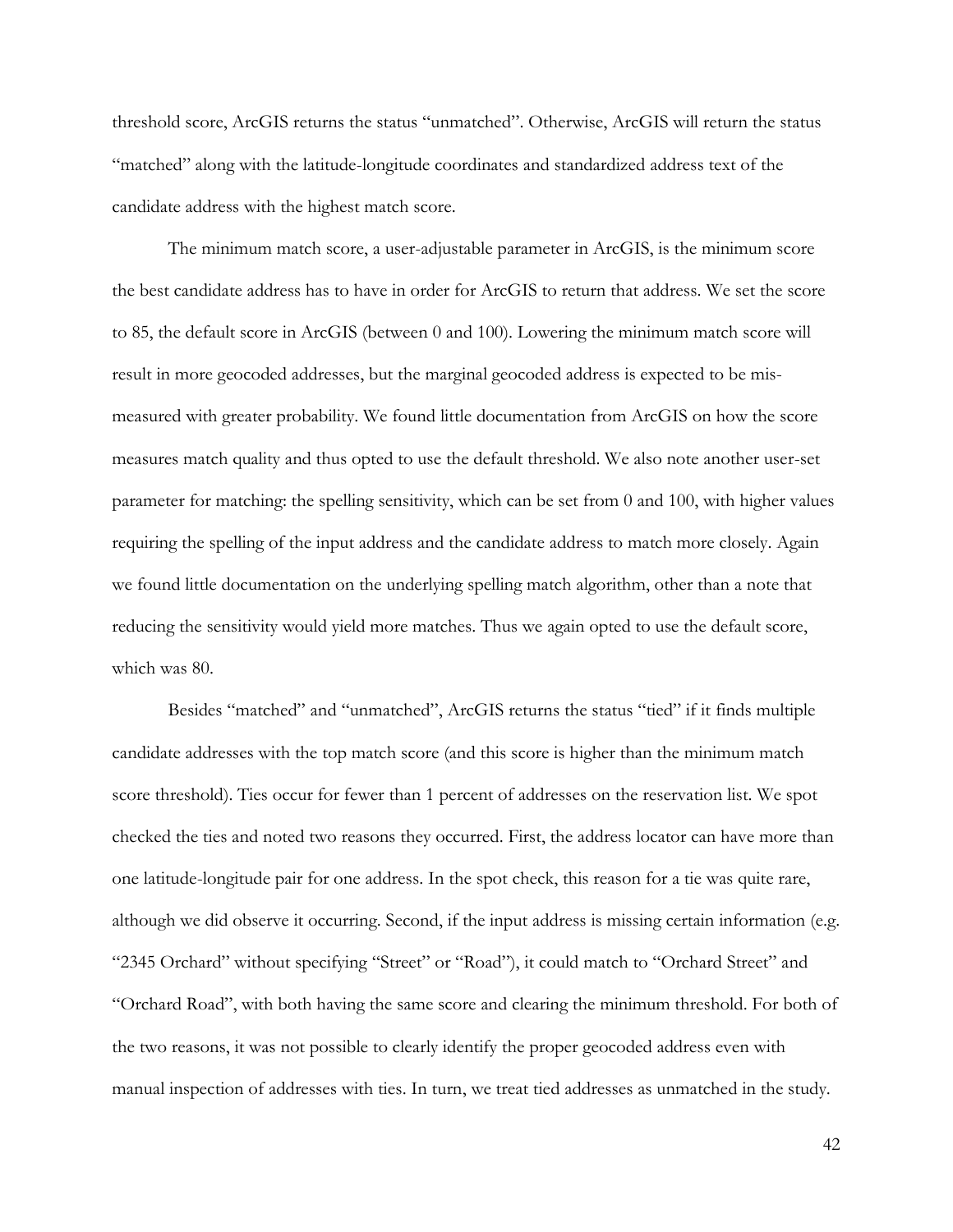threshold score, ArcGIS returns the status "unmatched". Otherwise, ArcGIS will return the status "matched" along with the latitude-longitude coordinates and standardized address text of the candidate address with the highest match score.

The minimum match score, a user-adjustable parameter in ArcGIS, is the minimum score the best candidate address has to have in order for ArcGIS to return that address. We set the score to 85, the default score in ArcGIS (between 0 and 100). Lowering the minimum match score will result in more geocoded addresses, but the marginal geocoded address is expected to be mis-measured with greater probability. We found little documentation from ArcGIS on how the score measures match quality and thus opted to use the default threshold. We also note another user-set parameter for matching: the spelling sensitivity, which can be set from 0 and 100, with higher values requiring the spelling of the input address and the candidate address to match more closely. Again we found little documentation on the underlying spelling match algorithm, other than a note that reducing the sensitivity would yield more matches. Thus we again opted to use the default score, which was 80.

Besides "matched" and "unmatched", ArcGIS returns the status "tied" if it finds multiple candidate addresses with the top match score (and this score is higher than the minimum match score threshold). Ties occur for fewer than 1 percent of addresses on the reservation list. We spot checked the ties and noted two reasons they occurred. First, the address locator can have more than one latitude-longitude pair for one address. In the spot check, this reason for a tie was quite rare, although we did observe it occurring. Second, if the input address is missing certain information (e.g. "2345 Orchard" without specifying "Street" or "Road"), it could match to "Orchard Street" and "Orchard Road", with both having the same score and clearing the minimum threshold. For both of the two reasons, it was not possible to clearly identify the proper geocoded address even with manual inspection of addresses with ties. In turn, we treat tied addresses as unmatched in the study.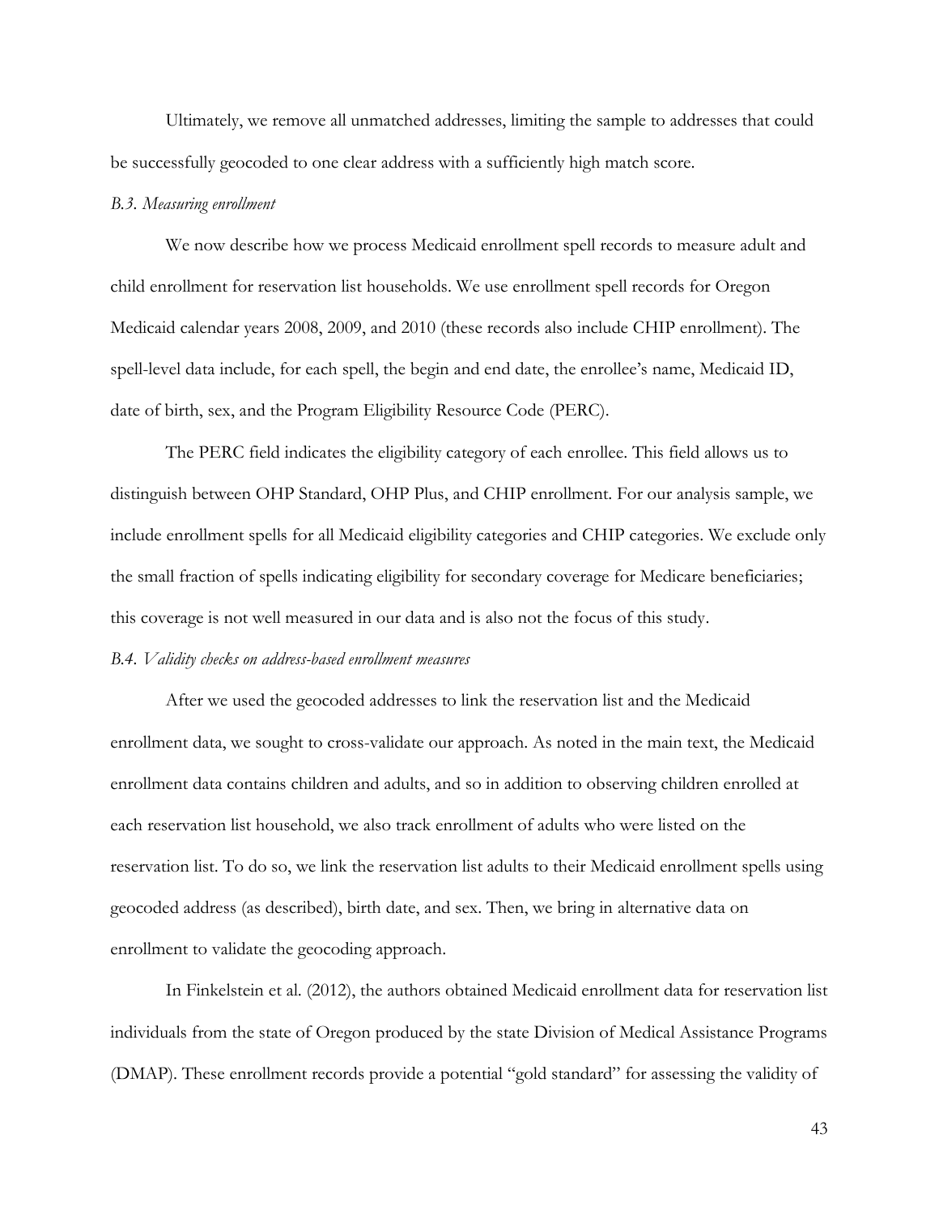Ultimately, we remove all unmatched addresses, limiting the sample to addresses that could be successfully geocoded to one clear address with a sufficiently high match score.

*B.3. Measuring enrollment*

We now describe how we process Medicaid enrollment spell records to measure adult and child enrollment for reservation list households. We use enrollment spell records for Oregon Medicaid calendar years 2008, 2009, and 2010 (these records also include CHIP enrollment). The spell-level data include, for each spell, the begin and end date, the enrollee's name, Medicaid ID, date of birth, sex, and the Program Eligibility Resource Code (PERC).

The PERC field indicates the eligibility category of each enrollee. This field allows us to distinguish between OHP Standard, OHP Plus, and CHIP enrollment. For our analysis sample, we include enrollment spells for all Medicaid eligibility categories and CHIP categories. We exclude only the small fraction of spells indicating eligibility for secondary coverage for Medicare beneficiaries; this coverage is not well measured in our data and is also not the focus of this study.

*B.4. Validity checks on address-based enrollment measures*

After we used the geocoded addresses to link the reservation list and the Medicaid enrollment data, we sought to cross-validate our approach. As noted in the main text, the Medicaid enrollment data contains children and adults, and so in addition to observing children enrolled at each reservation list household, we also track enrollment of adults who were listed on the reservation list. To do so, we link the reservation list adults to their Medicaid enrollment spells using geocoded address (as described), birth date, and sex. Then, we bring in alternative data on enrollment to validate the geocoding approach.

In Finkelstein et al. (2012), the authors obtained Medicaid enrollment data for reservation list individuals from the state of Oregon produced by the state Division of Medical Assistance Programs (DMAP). These enrollment records provide a potential "gold standard" for assessing the validity of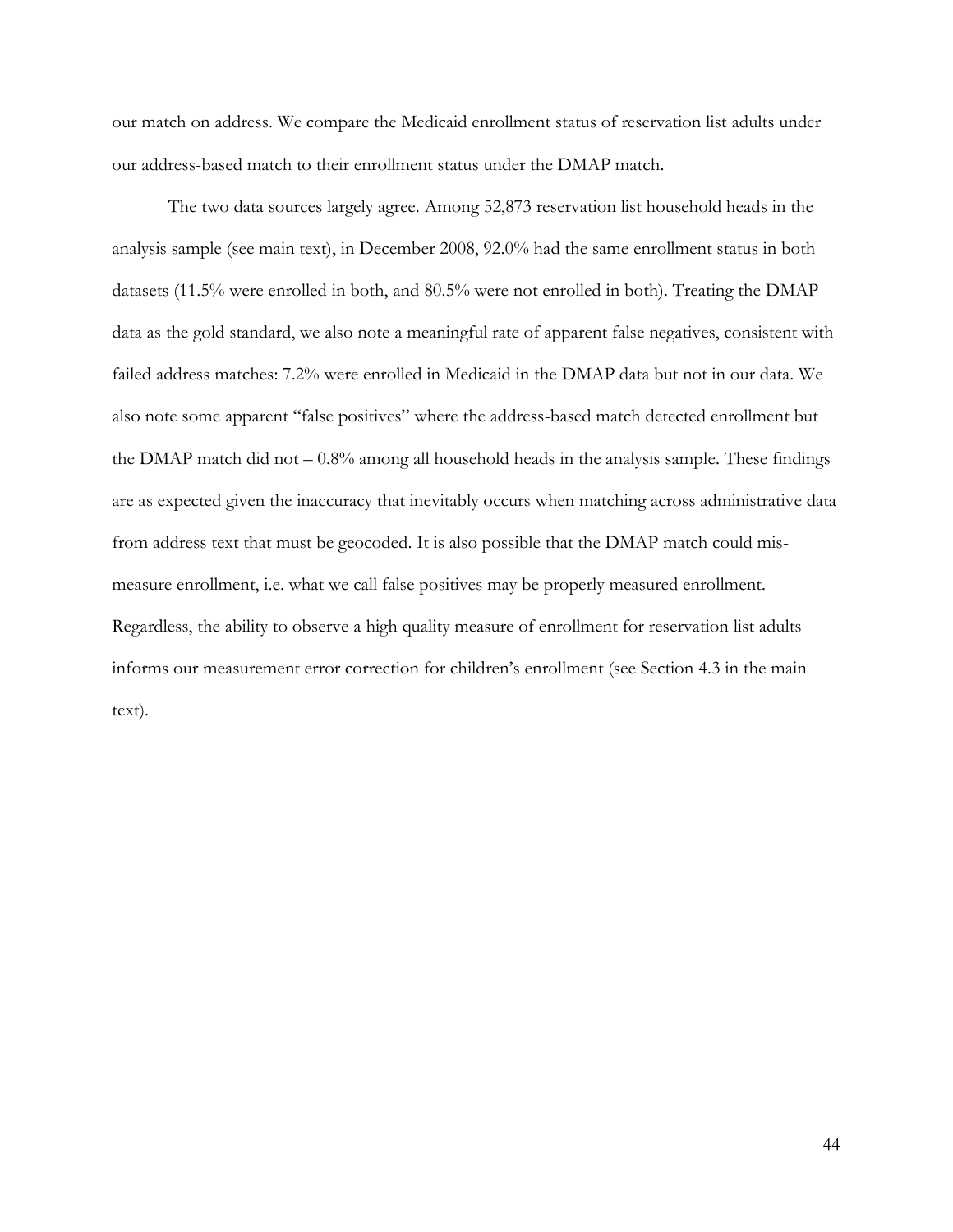our match on address. We compare the Medicaid enrollment status of reservation list adults under our address-based match to their enrollment status under the DMAP match.

The two data sources largely agree. Among 52,873 reservation list household heads in the analysis sample (see main text), in December 2008, 92.0% had the same enrollment status in both datasets (11.5% were enrolled in both, and 80.5% were not enrolled in both). Treating the DMAP data as the gold standard, we also note a meaningful rate of apparent false negatives, consistent with failed address matches: 7.2% were enrolled in Medicaid in the DMAP data but not in our data. We also note some apparent "false positives" where the address-based match detected enrollment but the DMAP match did not – 0.8% among all household heads in the analysis sample. These findings are as expected given the inaccuracy that inevitably occurs when matching across administrative data from address text that must be geocoded. It is also possible that the DMAP match could mis-measure enrollment, i.e. what we call false positives may be properly measured enrollment. Regardless, the ability to observe a high quality measure of enrollment for reservation list adults informs our measurement error correction for children's enrollment (see Section 4.3 in the main text).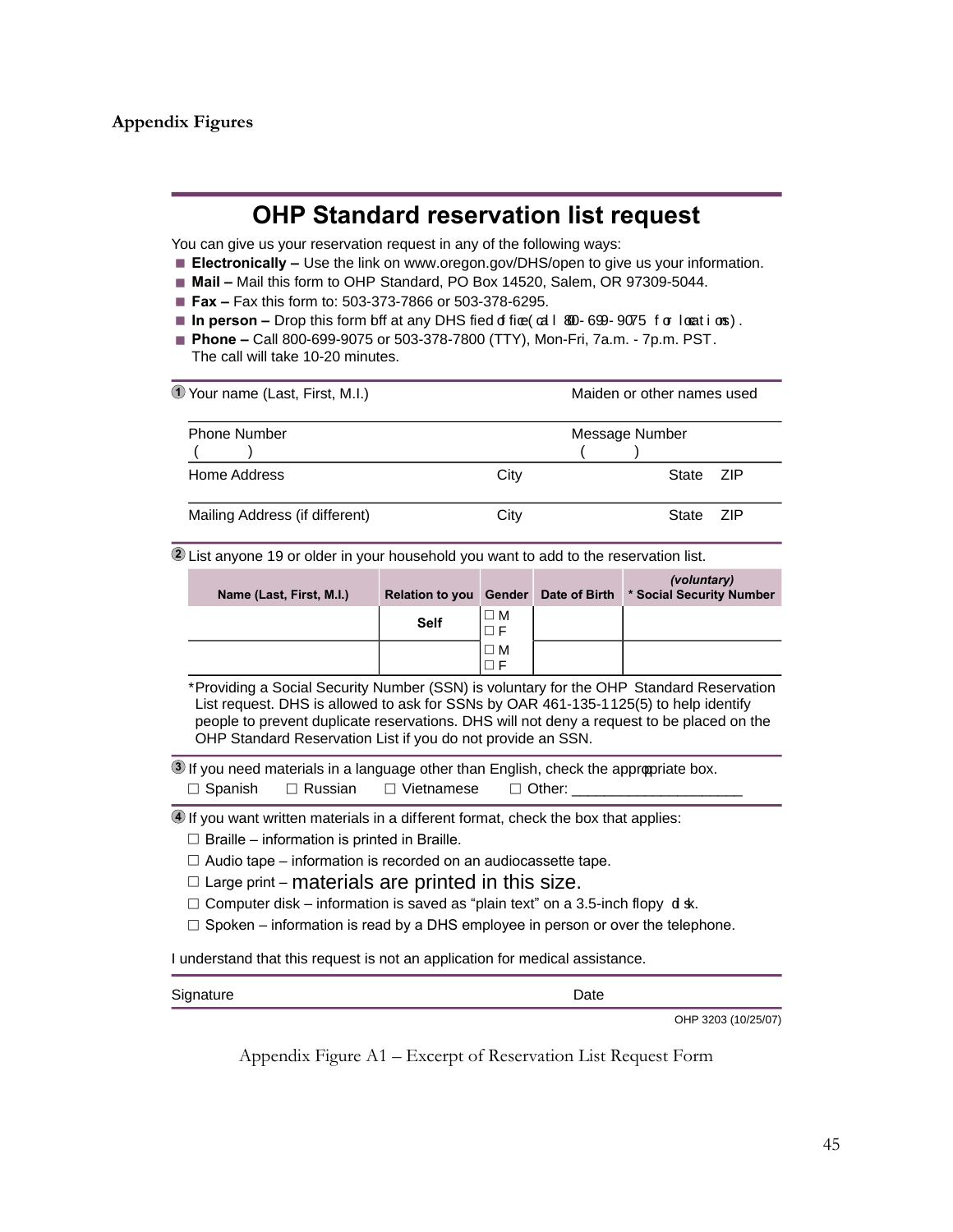## Appendix Figures

# OHP Standard reservation list request

You can give us your reservation request in any of the following ways:

- **Electronically –** Use the link on www.oregon.gov/DHS/open to give us your information.
- **Mail –** Mail this form to OHP Standard, PO Box 14520, Salem, OR 97309-5044.
- **Fax –** Fax this form to: 503-373-7866 or 503-378-6295.
- **In person –** Drop this form off at any DHS field office (call 800-699-9075 for locations).
- **Phone –** Call 800-699-9075 or 503-378-7800 (TTY), Mon-Fri, 7a.m. - 7p.m. PST. The call will take 10-20 minutes.

① Your name (Last, First, M.I.) | Maiden or other names used

Phone Number ( ) | Message Number ( )

Home Address | City | State | ZIP

Mailing Address (if different) | City | State | ZIP

② List anyone 19 or older in your household you want to add to the reservation list.

| Name (Last, First, M.I.) | Relation to you | Gender | Date of Birth | (voluntary) * Social Security Number |
|---|---|---|---|---|
| | Self | ☐ M ☐ F | | |
| | | ☐ M ☐ F | | |

*Providing a Social Security Number (SSN) is voluntary for the OHP Standard Reservation List request. DHS is allowed to ask for SSNs by OAR 461-135-1125(5) to help identify people to prevent duplicate reservations. DHS will not deny a request to be placed on the OHP Standard Reservation List if you do not provide an SSN.

③ If you need materials in a language other than English, check the appropriate box.

☐ Spanish ☐ Russian ☐ Vietnamese ☐ Other: ____________________

④ If you want written materials in a different format, check the box that applies:

☐ Braille – information is printed in Braille.

☐ Audio tape – information is recorded on an audiocassette tape.

☐ Large print – materials are printed in this size.

☐ Computer disk – information is saved as "plain text" on a 3.5-inch floppy disk.

☐ Spoken – information is read by a DHS employee in person or over the telephone.

I understand that this request is not an application for medical assistance.

Signature | Date

OHP 3203 (10/25/07)

Appendix Figure A1 – Excerpt of Reservation List Request Form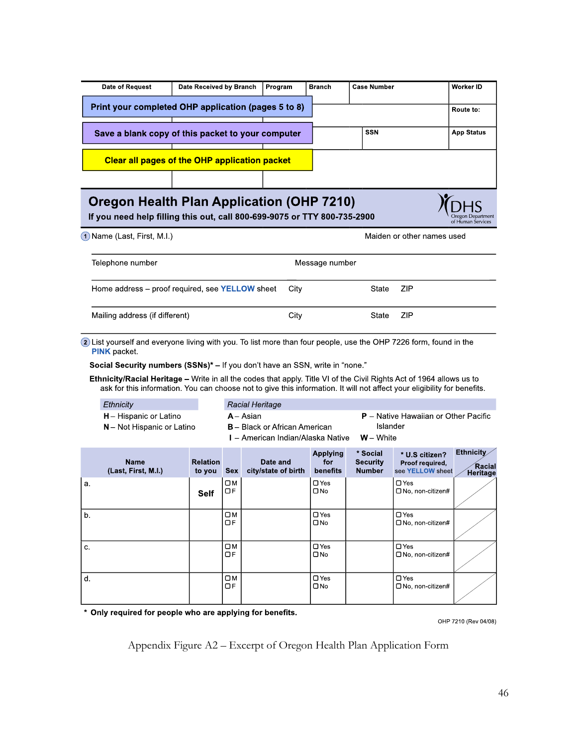| Date of Request | Date Received by Branch | Program | Branch | Case Number | Worker ID |
|---|---|---|---|---|---|
| Print your completed OHP application (pages 5 to 8) | | | | | Route to: |
| Save a blank copy of this packet to your computer | | | | SSN | App Status |
| Clear all pages of the OHP application packet | | | | | |

# Oregon Health Plan Application (OHP 7210)

**If you need help filling this out, call 800-699-9075 or TTY 800-735-2900**

DHS Oregon Department of Human Services

① Name (Last, First, M.I.) Maiden or other names used

Telephone number Message number

Home address – proof required, see **YELLOW** sheet City State ZIP

Mailing address (if different) City State ZIP

② List yourself and everyone living with you. To list more than four people, use the OHP 7226 form, found in the **PINK** packet.

**Social Security numbers (SSNs)* –** If you don't have an SSN, write in "none."

**Ethnicity/Racial Heritage –** Write in all the codes that apply. Title VI of the Civil Rights Act of 1964 allows us to ask for this information. You can choose not to give this information. It will not affect your eligibility for benefits.

| *Ethnicity* | *Racial Heritage* | |
|---|---|---|
| **H** – Hispanic or Latino | **A** – Asian | **P** – Native Hawaiian or Other Pacific Islander |
| **N** – Not Hispanic or Latino | **B** – Black or African American | |
| | **I** – American Indian/Alaska Native | **W** – White |

| Name (Last, First, M.I.) | Relation to you | Sex | Date and city/state of birth | Applying for benefits | * Social Security Number | * U.S citizen? Proof required, see YELLOW sheet | Ethnicity / Racial Heritage |
|---|---|---|---|---|---|---|---|
| a. | Self | ☐ M ☐ F | | ☐ Yes ☐ No | | ☐ Yes ☐ No, non-citizen# | |
| b. | | ☐ M ☐ F | | ☐ Yes ☐ No | | ☐ Yes ☐ No, non-citizen# | |
| c. | | ☐ M ☐ F | | ☐ Yes ☐ No | | ☐ Yes ☐ No, non-citizen# | |
| d. | | ☐ M ☐ F | | ☐ Yes ☐ No | | ☐ Yes ☐ No, non-citizen# | |

\* **Only required for people who are applying for benefits.**

OHP 7210 (Rev 04/08)

Appendix Figure A2 – Excerpt of Oregon Health Plan Application Form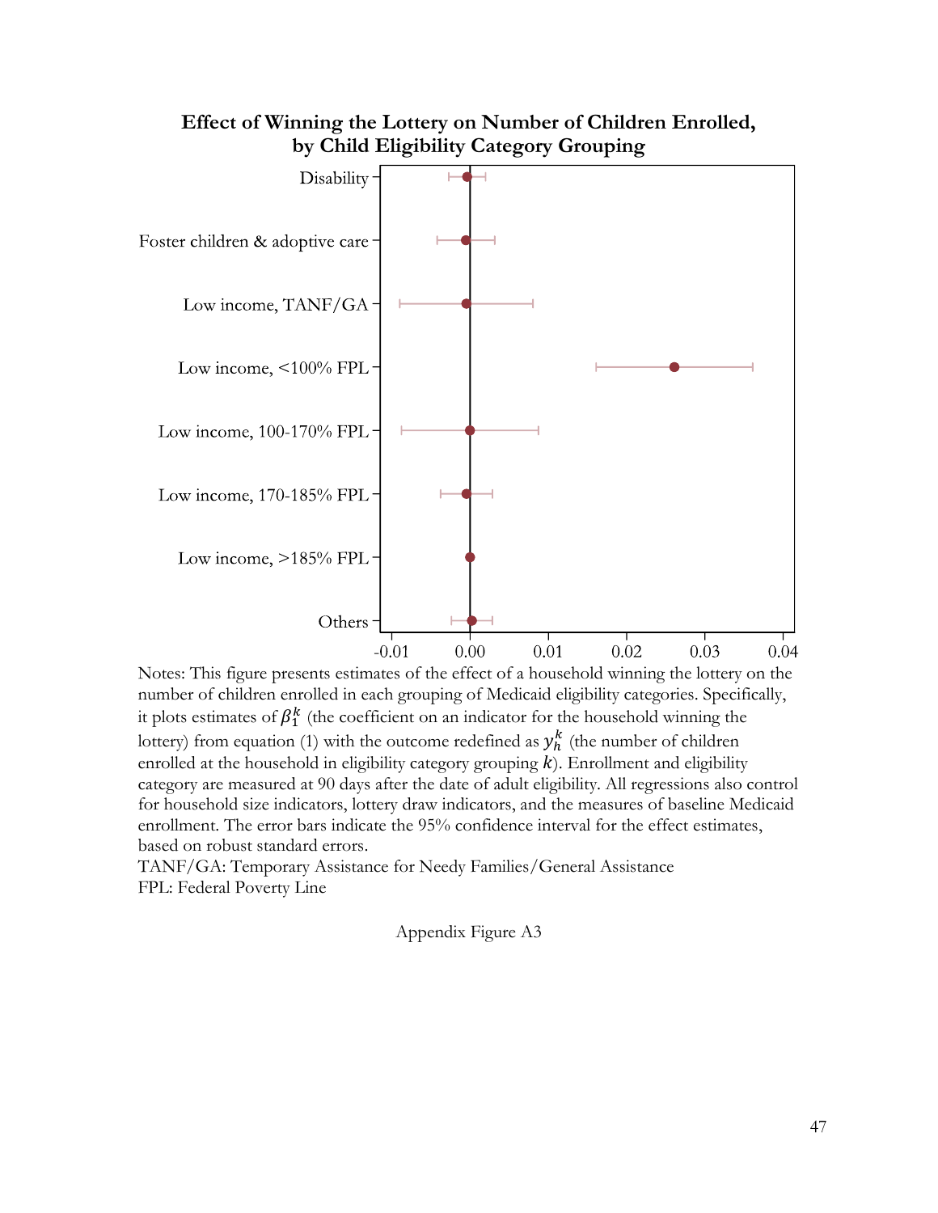**Effect of Winning the Lottery on Number of Children Enrolled, by Child Eligibility Category Grouping**

Notes: This figure presents estimates of the effect of a household winning the lottery on the number of children enrolled in each grouping of Medicaid eligibility categories. Specifically, it plots estimates of $\beta_1^k$ (the coefficient on an indicator for the household winning the lottery) from equation (1) with the outcome redefined as $y_h^k$ (the number of children enrolled at the household in eligibility category grouping $k$). Enrollment and eligibility category are measured at 90 days after the date of adult eligibility. All regressions also control for household size indicators, lottery draw indicators, and the measures of baseline Medicaid enrollment. The error bars indicate the 95% confidence interval for the effect estimates, based on robust standard errors.
TANF/GA: Temporary Assistance for Needy Families/General Assistance
FPL: Federal Poverty Line

Appendix Figure A3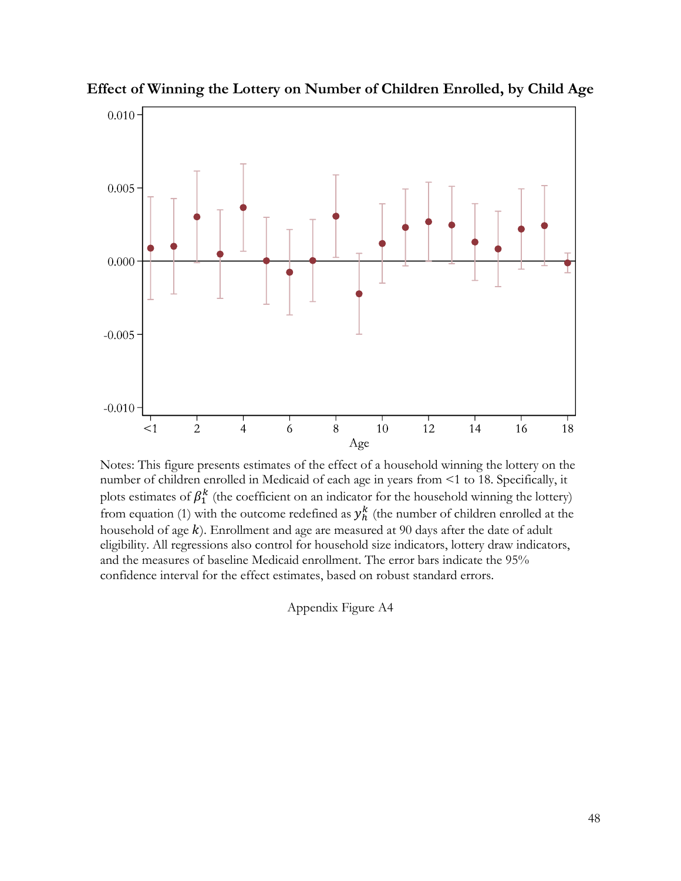**Effect of Winning the Lottery on Number of Children Enrolled, by Child Age**

Notes: This figure presents estimates of the effect of a household winning the lottery on the number of children enrolled in Medicaid of each age in years from <1 to 18. Specifically, it plots estimates of $\beta_1^k$ (the coefficient on an indicator for the household winning the lottery) from equation (1) with the outcome redefined as $y_h^k$ (the number of children enrolled at the household of age $k$). Enrollment and age are measured at 90 days after the date of adult eligibility. All regressions also control for household size indicators, lottery draw indicators, and the measures of baseline Medicaid enrollment. The error bars indicate the 95% confidence interval for the effect estimates, based on robust standard errors.

Appendix Figure A4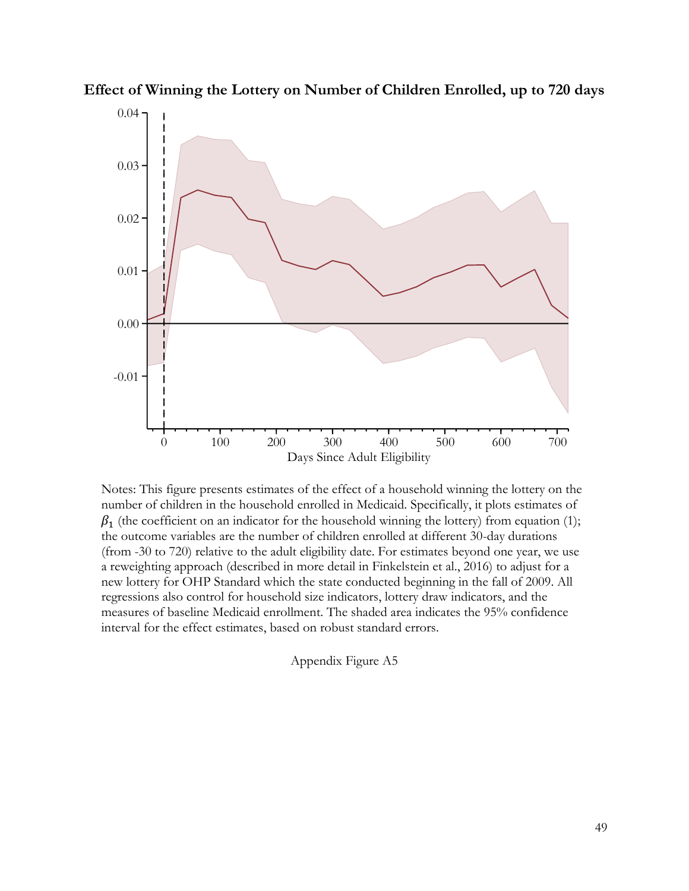**Effect of Winning the Lottery on Number of Children Enrolled, up to 720 days**

Notes: This figure presents estimates of the effect of a household winning the lottery on the number of children in the household enrolled in Medicaid. Specifically, it plots estimates of $\beta_1$ (the coefficient on an indicator for the household winning the lottery) from equation (1); the outcome variables are the number of children enrolled at different 30-day durations (from -30 to 720) relative to the adult eligibility date. For estimates beyond one year, we use a reweighting approach (described in more detail in Finkelstein et al., 2016) to adjust for a new lottery for OHP Standard which the state conducted beginning in the fall of 2009. All regressions also control for household size indicators, lottery draw indicators, and the measures of baseline Medicaid enrollment. The shaded area indicates the 95% confidence interval for the effect estimates, based on robust standard errors.

Appendix Figure A5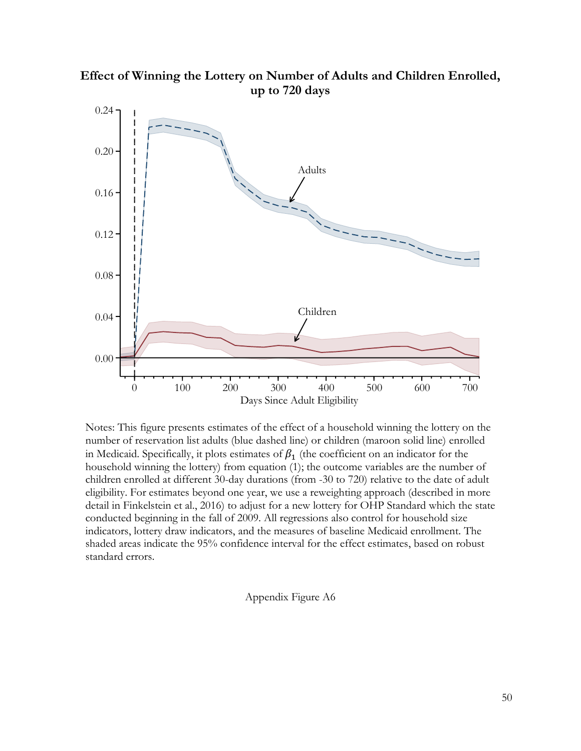**Effect of Winning the Lottery on Number of Adults and Children Enrolled, up to 720 days**

Notes: This figure presents estimates of the effect of a household winning the lottery on the number of reservation list adults (blue dashed line) or children (maroon solid line) enrolled in Medicaid. Specifically, it plots estimates of $\beta_1$ (the coefficient on an indicator for the household winning the lottery) from equation (1); the outcome variables are the number of children enrolled at different 30-day durations (from -30 to 720) relative to the date of adult eligibility. For estimates beyond one year, we use a reweighting approach (described in more detail in Finkelstein et al., 2016) to adjust for a new lottery for OHP Standard which the state conducted beginning in the fall of 2009. All regressions also control for household size indicators, lottery draw indicators, and the measures of baseline Medicaid enrollment. The shaded areas indicate the 95% confidence interval for the effect estimates, based on robust standard errors.

Appendix Figure A6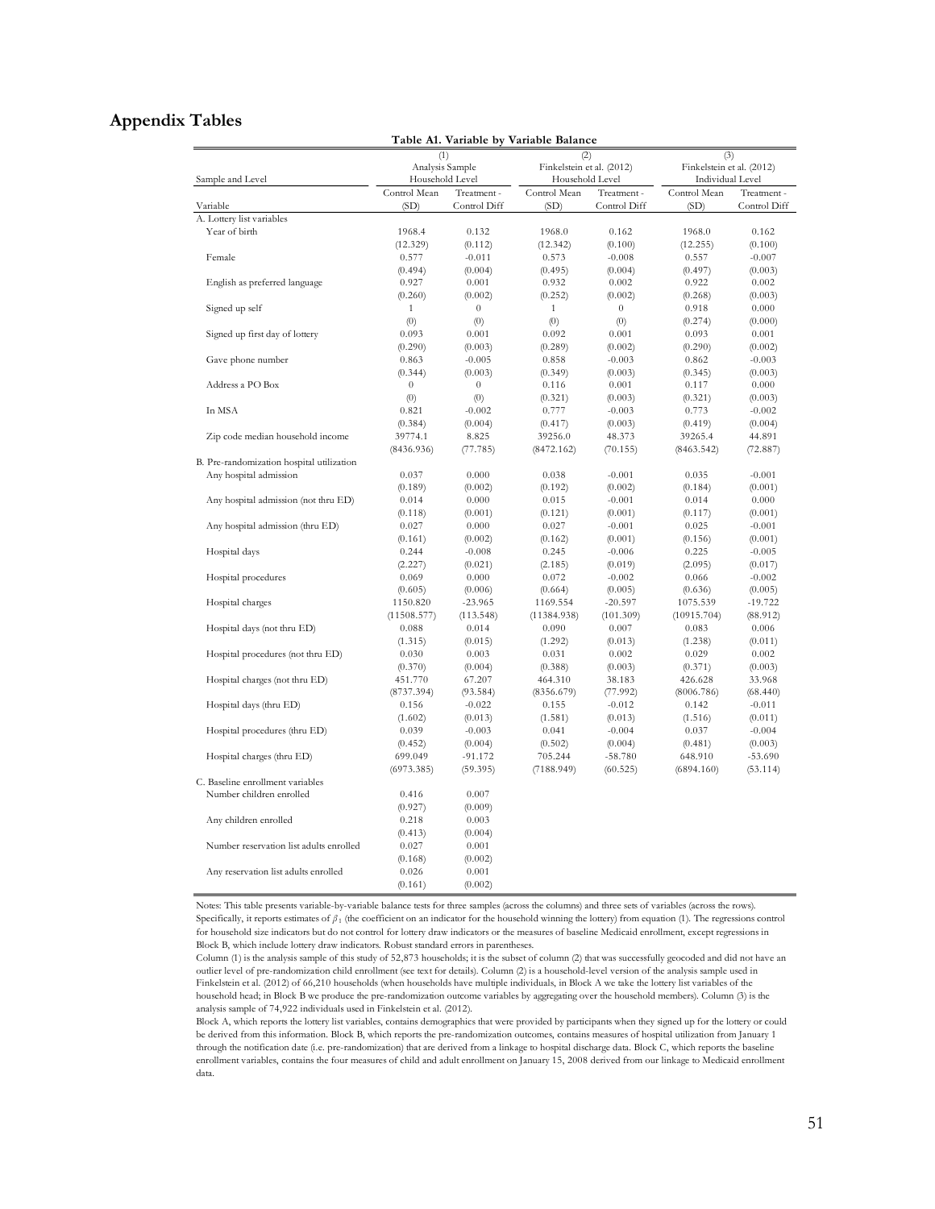## Appendix Tables

**Table A1. Variable by Variable Balance**

| Sample and Level | (1) Analysis Sample Household Level | | (2) Finkelstein et al. (2012) Household Level | | (3) Finkelstein et al. (2012) Individual Level | |
|---|---|---|---|---|---|---|
| Variable | Control Mean (SD) | Treatment - Control Diff | Control Mean (SD) | Treatment - Control Diff | Control Mean (SD) | Treatment - Control Diff |
| A. Lottery list variables | | | | | | |
| Year of birth | 1968.4 | 0.132 | 1968.0 | 0.162 | 1968.0 | 0.162 |
| | (12.329) | (0.112) | (12.342) | (0.100) | (12.255) | (0.100) |
| Female | 0.577 | -0.011 | 0.573 | -0.008 | 0.557 | -0.007 |
| | (0.494) | (0.004) | (0.495) | (0.004) | (0.497) | (0.003) |
| English as preferred language | 0.927 | 0.001 | 0.932 | 0.002 | 0.922 | 0.002 |
| | (0.260) | (0.002) | (0.252) | (0.002) | (0.268) | (0.003) |
| Signed up self | 1 | 0 | 1 | 0 | 0.918 | 0.000 |
| | (0) | (0) | (0) | (0) | (0.274) | (0.000) |
| Signed up first day of lottery | 0.093 | 0.001 | 0.092 | 0.001 | 0.093 | 0.001 |
| | (0.290) | (0.003) | (0.289) | (0.002) | (0.290) | (0.002) |
| Gave phone number | 0.863 | -0.005 | 0.858 | -0.003 | 0.862 | -0.003 |
| | (0.344) | (0.003) | (0.349) | (0.003) | (0.345) | (0.003) |
| Address a PO Box | 0 | 0 | 0.116 | 0.001 | 0.117 | 0.000 |
| | (0) | (0) | (0.321) | (0.003) | (0.321) | (0.003) |
| In MSA | 0.821 | -0.002 | 0.777 | -0.003 | 0.773 | -0.002 |
| | (0.384) | (0.004) | (0.417) | (0.003) | (0.419) | (0.004) |
| Zip code median household income | 39774.1 | 8.825 | 39256.0 | 48.373 | 39265.4 | 44.891 |
| | (8436.936) | (77.785) | (8472.162) | (70.155) | (8463.542) | (72.887) |
| B. Pre-randomization hospital utilization | | | | | | |
| Any hospital admission | 0.037 | 0.000 | 0.038 | -0.001 | 0.035 | -0.001 |
| | (0.189) | (0.002) | (0.192) | (0.002) | (0.184) | (0.001) |
| Any hospital admission (not thru ED) | 0.014 | 0.000 | 0.015 | -0.001 | 0.014 | 0.000 |
| | (0.118) | (0.001) | (0.121) | (0.001) | (0.117) | (0.001) |
| Any hospital admission (thru ED) | 0.027 | 0.000 | 0.027 | -0.001 | 0.025 | -0.001 |
| | (0.161) | (0.002) | (0.162) | (0.001) | (0.156) | (0.001) |
| Hospital days | 0.244 | -0.008 | 0.245 | -0.006 | 0.225 | -0.005 |
| | (2.227) | (0.021) | (2.185) | (0.019) | (2.095) | (0.017) |
| Hospital procedures | 0.069 | 0.000 | 0.072 | -0.002 | 0.066 | -0.002 |
| | (0.605) | (0.006) | (0.664) | (0.005) | (0.636) | (0.005) |
| Hospital charges | 1150.820 | -23.965 | 1169.554 | -20.597 | 1075.539 | -19.722 |
| | (11508.577) | (113.548) | (11384.938) | (101.309) | (10915.704) | (88.912) |
| Hospital days (not thru ED) | 0.088 | 0.014 | 0.090 | 0.007 | 0.083 | 0.006 |
| | (1.315) | (0.015) | (1.292) | (0.013) | (1.238) | (0.011) |
| Hospital procedures (not thru ED) | 0.030 | 0.003 | 0.031 | 0.002 | 0.029 | 0.002 |
| | (0.370) | (0.004) | (0.388) | (0.003) | (0.371) | (0.003) |
| Hospital charges (not thru ED) | 451.770 | 67.207 | 464.310 | 38.183 | 426.628 | 33.968 |
| | (8737.394) | (93.584) | (8356.679) | (77.992) | (8006.786) | (68.440) |
| Hospital days (thru ED) | 0.156 | -0.022 | 0.155 | -0.012 | 0.142 | -0.011 |
| | (1.602) | (0.013) | (1.581) | (0.013) | (1.516) | (0.011) |
| Hospital procedures (thru ED) | 0.039 | -0.003 | 0.041 | -0.004 | 0.037 | -0.004 |
| | (0.452) | (0.004) | (0.502) | (0.004) | (0.481) | (0.003) |
| Hospital charges (thru ED) | 699.049 | -91.172 | 705.244 | -58.780 | 648.910 | -53.690 |
| | (6973.385) | (59.395) | (7188.949) | (60.525) | (6894.160) | (53.114) |
| C. Baseline enrollment variables | | | | | | |
| Number children enrolled | 0.416 | 0.007 | | | | |
| | (0.927) | (0.009) | | | | |
| Any children enrolled | 0.218 | 0.003 | | | | |
| | (0.413) | (0.004) | | | | |
| Number reservation list adults enrolled | 0.027 | 0.001 | | | | |
| | (0.168) | (0.002) | | | | |
| Any reservation list adults enrolled | 0.026 | 0.001 | | | | |
| | (0.161) | (0.002) | | | | |

Notes: This table presents variable-by-variable balance tests for three samples (across the columns) and three sets of variables (across the rows). Specifically, it reports estimates of $\beta_1$ (the coefficient on an indicator for the household winning the lottery) from equation (1). The regressions control for household size indicators but do not control for lottery draw indicators or the measures of baseline Medicaid enrollment, except regressions in Block B, which include lottery draw indicators. Robust standard errors in parentheses.

Column (1) is the analysis sample of this study of 52,873 households; it is the subset of column (2) that was successfully geocoded and did not have an outlier level of pre-randomization child enrollment (see text for details). Column (2) is a household-level version of the analysis sample used in Finkelstein et al. (2012) of 66,210 households (when households have multiple individuals, in Block A we take the lottery list variables of the household head; in Block B we produce the pre-randomization outcome variables by aggregating over the household members). Column (3) is the analysis sample of 74,922 individuals used in Finkelstein et al. (2012).

Block A, which reports the lottery list variables, contains demographics that were provided by participants when they signed up for the lottery or could be derived from this information. Block B, which reports the pre-randomization outcomes, contains measures of hospital utilization from January 1 through the notification date (i.e. pre-randomization) that are derived from a linkage to hospital discharge data. Block C, which reports the baseline enrollment variables, contains the four measures of child and adult enrollment on January 15, 2008 derived from our linkage to Medicaid enrollment data.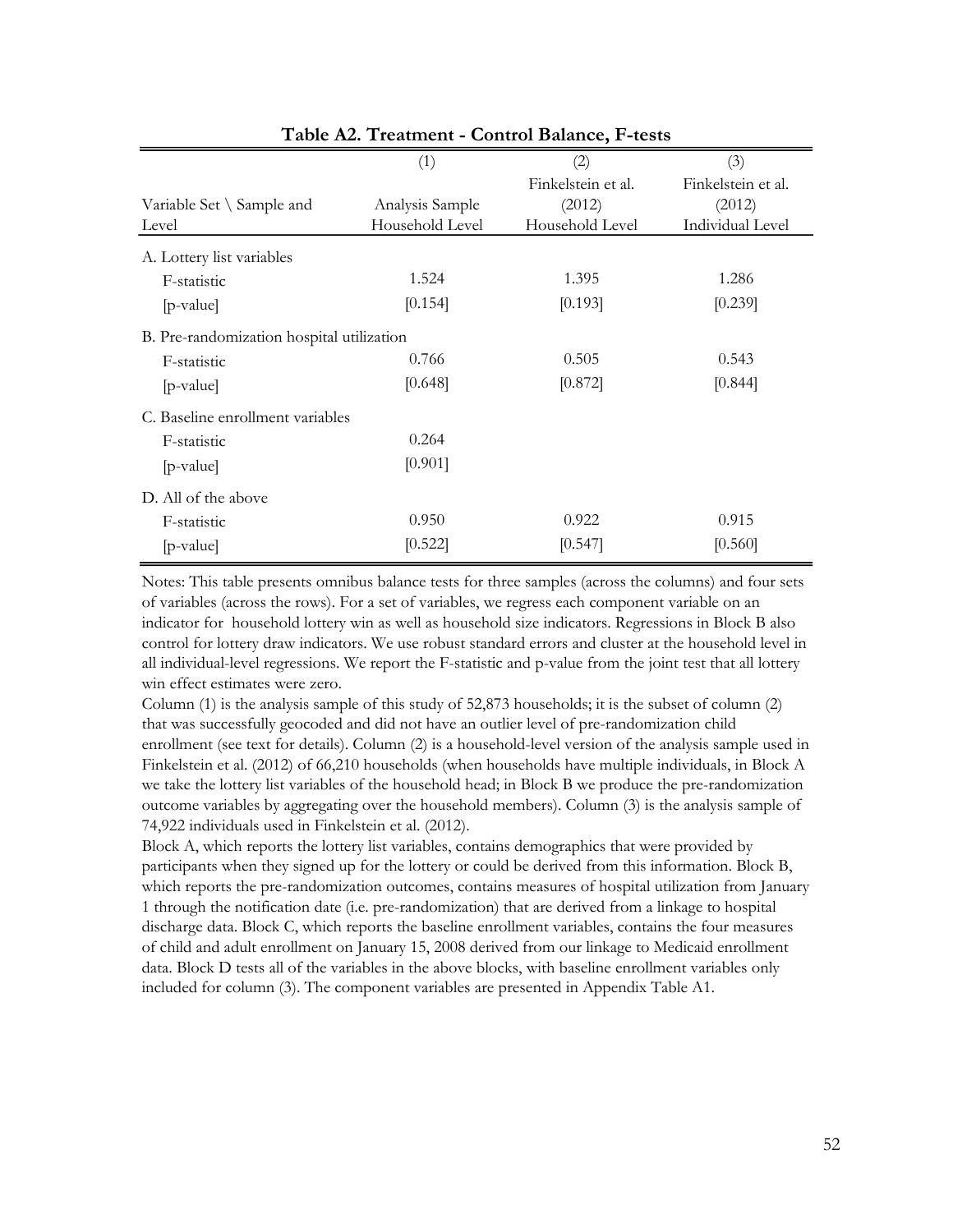**Table A2. Treatment - Control Balance, F-tests**

| Variable Set \ Sample and Level | (1) Analysis Sample Household Level | (2) Finkelstein et al. (2012) Household Level | (3) Finkelstein et al. (2012) Individual Level |
|---|---|---|---|
| A. Lottery list variables | | | |
| F-statistic | 1.524 | 1.395 | 1.286 |
| [p-value] | [0.154] | [0.193] | [0.239] |
| B. Pre-randomization hospital utilization | | | |
| F-statistic | 0.766 | 0.505 | 0.543 |
| [p-value] | [0.648] | [0.872] | [0.844] |
| C. Baseline enrollment variables | | | |
| F-statistic | 0.264 | | |
| [p-value] | [0.901] | | |
| D. All of the above | | | |
| F-statistic | 0.950 | 0.922 | 0.915 |
| [p-value] | [0.522] | [0.547] | [0.560] |

Notes: This table presents omnibus balance tests for three samples (across the columns) and four sets of variables (across the rows). For a set of variables, we regress each component variable on an indicator for household lottery win as well as household size indicators. Regressions in Block B also control for lottery draw indicators. We use robust standard errors and cluster at the household level in all individual-level regressions. We report the F-statistic and p-value from the joint test that all lottery win effect estimates were zero.

Column (1) is the analysis sample of this study of 52,873 households; it is the subset of column (2) that was successfully geocoded and did not have an outlier level of pre-randomization child enrollment (see text for details). Column (2) is a household-level version of the analysis sample used in Finkelstein et al. (2012) of 66,210 households (when households have multiple individuals, in Block A we take the lottery list variables of the household head; in Block B we produce the pre-randomization outcome variables by aggregating over the household members). Column (3) is the analysis sample of 74,922 individuals used in Finkelstein et al. (2012).

Block A, which reports the lottery list variables, contains demographics that were provided by participants when they signed up for the lottery or could be derived from this information. Block B, which reports the pre-randomization outcomes, contains measures of hospital utilization from January 1 through the notification date (i.e. pre-randomization) that are derived from a linkage to hospital discharge data. Block C, which reports the baseline enrollment variables, contains the four measures of child and adult enrollment on January 15, 2008 derived from our linkage to Medicaid enrollment data. Block D tests all of the variables in the above blocks, with baseline enrollment variables only included for column (3). The component variables are presented in Appendix Table A1.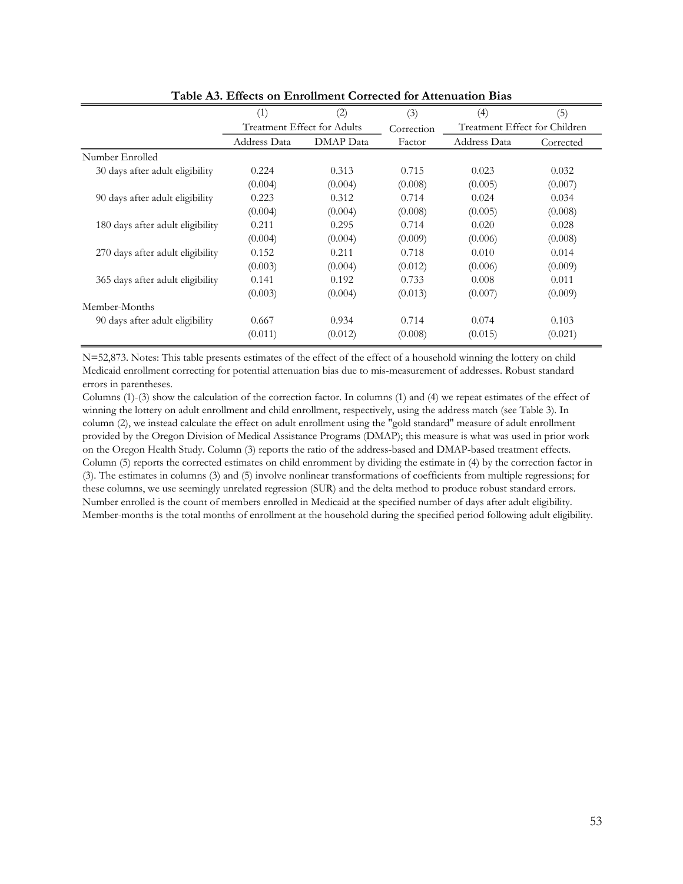**Table A3. Effects on Enrollment Corrected for Attenuation Bias**

| | (1) | (2) | (3) | (4) | (5) |
|---|---|---|---|---|---|
| | Treatment Effect for Adults | | Correction | Treatment Effect for Children | |
| | Address Data | DMAP Data | Factor | Address Data | Corrected |
| Number Enrolled | | | | | |
| 30 days after adult eligibility | 0.224 | 0.313 | 0.715 | 0.023 | 0.032 |
| | (0.004) | (0.004) | (0.008) | (0.005) | (0.007) |
| 90 days after adult eligibility | 0.223 | 0.312 | 0.714 | 0.024 | 0.034 |
| | (0.004) | (0.004) | (0.008) | (0.005) | (0.008) |
| 180 days after adult eligibility | 0.211 | 0.295 | 0.714 | 0.020 | 0.028 |
| | (0.004) | (0.004) | (0.009) | (0.006) | (0.008) |
| 270 days after adult eligibility | 0.152 | 0.211 | 0.718 | 0.010 | 0.014 |
| | (0.003) | (0.004) | (0.012) | (0.006) | (0.009) |
| 365 days after adult eligibility | 0.141 | 0.192 | 0.733 | 0.008 | 0.011 |
| | (0.003) | (0.004) | (0.013) | (0.007) | (0.009) |
| Member-Months | | | | | |
| 90 days after adult eligibility | 0.667 | 0.934 | 0.714 | 0.074 | 0.103 |
| | (0.011) | (0.012) | (0.008) | (0.015) | (0.021) |

N=52,873. Notes: This table presents estimates of the effect of the effect of a household winning the lottery on child Medicaid enrollment correcting for potential attenuation bias due to mis-measurement of addresses. Robust standard errors in parentheses.

Columns (1)-(3) show the calculation of the correction factor. In columns (1) and (4) we repeat estimates of the effect of winning the lottery on adult enrollment and child enrollment, respectively, using the address match (see Table 3). In column (2), we instead calculate the effect on adult enrollment using the "gold standard" measure of adult enrollment provided by the Oregon Division of Medical Assistance Programs (DMAP); this measure is what was used in prior work on the Oregon Health Study. Column (3) reports the ratio of the address-based and DMAP-based treatment effects. Column (5) reports the corrected estimates on child enromment by dividing the estimate in (4) by the correction factor in (3). The estimates in columns (3) and (5) involve nonlinear transformations of coefficients from multiple regressions; for these columns, we use seemingly unrelated regression (SUR) and the delta method to produce robust standard errors. Number enrolled is the count of members enrolled in Medicaid at the specified number of days after adult eligibility. Member-months is the total months of enrollment at the household during the specified period following adult eligibility.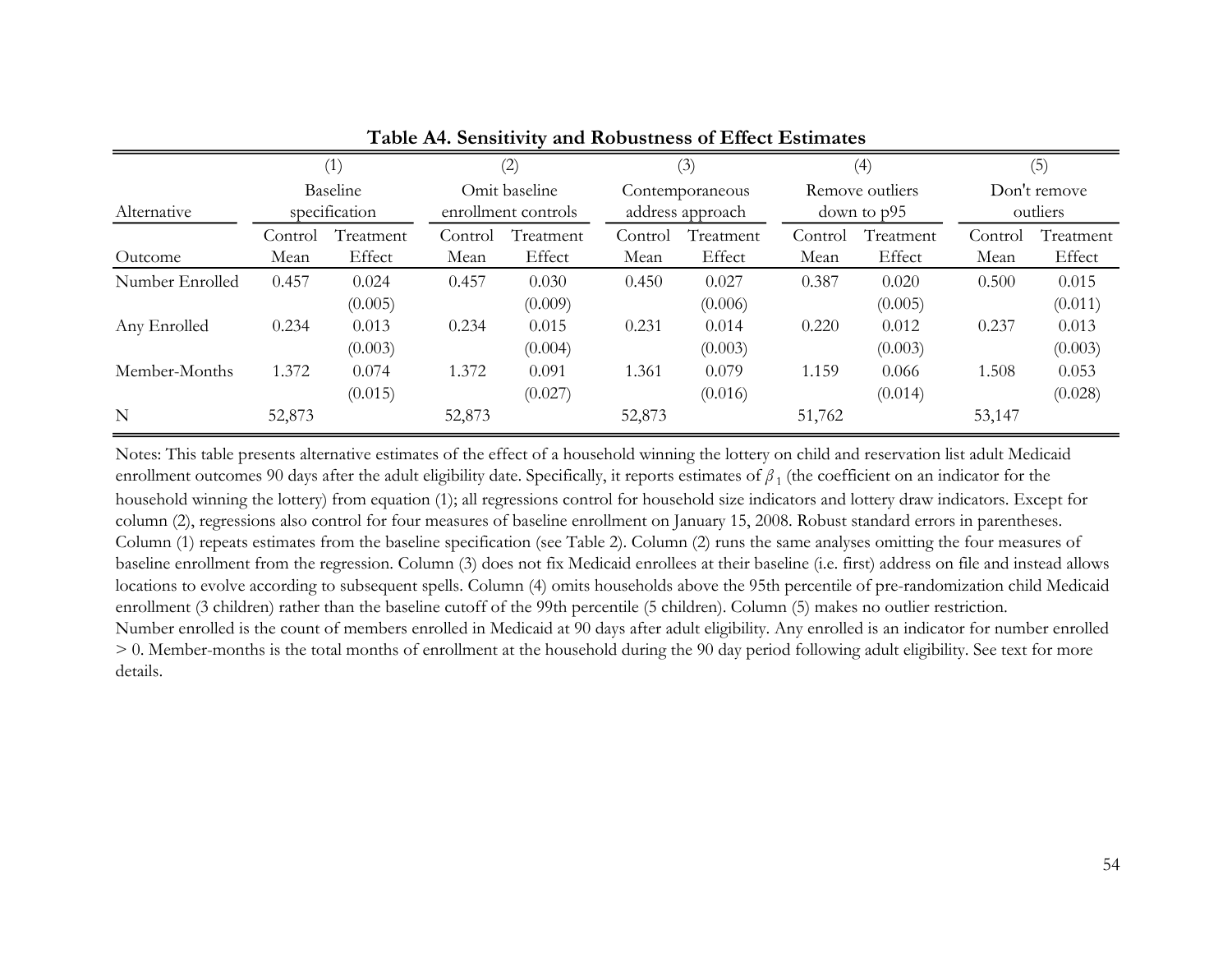**Table A4. Sensitivity and Robustness of Effect Estimates**

| | (1) | | (2) | | (3) | | (4) | | (5) | |
|---|---|---|---|---|---|---|---|---|---|---|
| Alternative | Baseline specification | | Omit baseline enrollment controls | | Contemporaneous address approach | | Remove outliers down to p95 | | Don't remove outliers | |
| Outcome | Control Mean | Treatment Effect | Control Mean | Treatment Effect | Control Mean | Treatment Effect | Control Mean | Treatment Effect | Control Mean | Treatment Effect |
| Number Enrolled | 0.457 | 0.024 | 0.457 | 0.030 | 0.450 | 0.027 | 0.387 | 0.020 | 0.500 | 0.015 |
| | | (0.005) | | (0.009) | | (0.006) | | (0.005) | | (0.011) |
| Any Enrolled | 0.234 | 0.013 | 0.234 | 0.015 | 0.231 | 0.014 | 0.220 | 0.012 | 0.237 | 0.013 |
| | | (0.003) | | (0.004) | | (0.003) | | (0.003) | | (0.003) |
| Member-Months | 1.372 | 0.074 | 1.372 | 0.091 | 1.361 | 0.079 | 1.159 | 0.066 | 1.508 | 0.053 |
| | | (0.015) | | (0.027) | | (0.016) | | (0.014) | | (0.028) |
| N | 52,873 | | 52,873 | | 52,873 | | 51,762 | | 53,147 | |

Notes: This table presents alternative estimates of the effect of a household winning the lottery on child and reservation list adult Medicaid enrollment outcomes 90 days after the adult eligibility date. Specifically, it reports estimates of $\beta_1$ (the coefficient on an indicator for the household winning the lottery) from equation (1); all regressions control for household size indicators and lottery draw indicators. Except for column (2), regressions also control for four measures of baseline enrollment on January 15, 2008. Robust standard errors in parentheses. Column (1) repeats estimates from the baseline specification (see Table 2). Column (2) runs the same analyses omitting the four measures of baseline enrollment from the regression. Column (3) does not fix Medicaid enrollees at their baseline (i.e. first) address on file and instead allows locations to evolve according to subsequent spells. Column (4) omits households above the 95th percentile of pre-randomization child Medicaid enrollment (3 children) rather than the baseline cutoff of the 99th percentile (5 children). Column (5) makes no outlier restriction.
Number enrolled is the count of members enrolled in Medicaid at 90 days after adult eligibility. Any enrolled is an indicator for number enrolled > 0. Member-months is the total months of enrollment at the household during the 90 day period following adult eligibility. See text for more details.